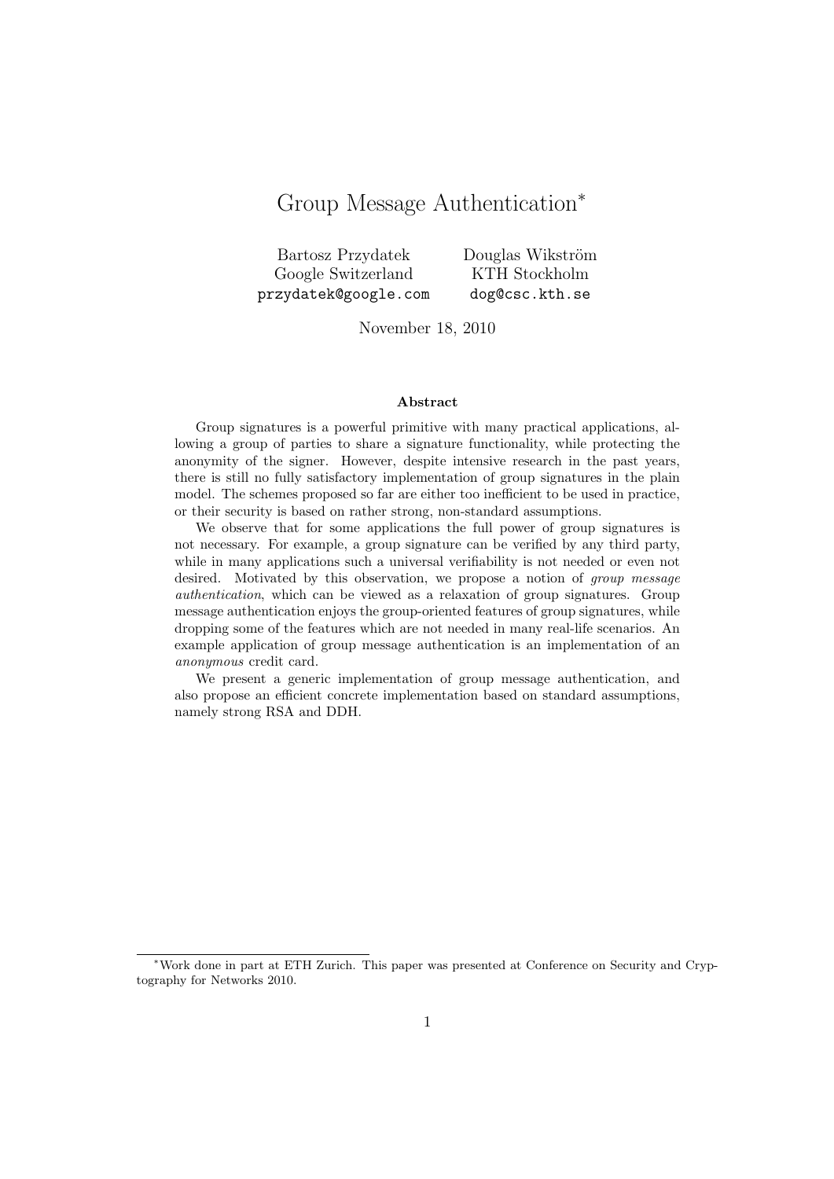# Group Message Authentication*

Bartosz Przydatek
Google Switzerland
przydatek@google.com

Douglas Wikström
KTH Stockholm
dog@csc.kth.se

November 18, 2010

## Abstract

Group signatures is a powerful primitive with many practical applications, allowing a group of parties to share a signature functionality, while protecting the anonymity of the signer. However, despite intensive research in the past years, there is still no fully satisfactory implementation of group signatures in the plain model. The schemes proposed so far are either too inefficient to be used in practice, or their security is based on rather strong, non-standard assumptions.

We observe that for some applications the full power of group signatures is not necessary. For example, a group signature can be verified by any third party, while in many applications such a universal verifiability is not needed or even not desired. Motivated by this observation, we propose a notion of *group message authentication*, which can be viewed as a relaxation of group signatures. Group message authentication enjoys the group-oriented features of group signatures, while dropping some of the features which are not needed in many real-life scenarios. An example application of group message authentication is an implementation of an *anonymous* credit card.

We present a generic implementation of group message authentication, and also propose an efficient concrete implementation based on standard assumptions, namely strong RSA and DDH.

---

*Work done in part at ETH Zurich. This paper was presented at Conference on Security and Cryptography for Networks 2010.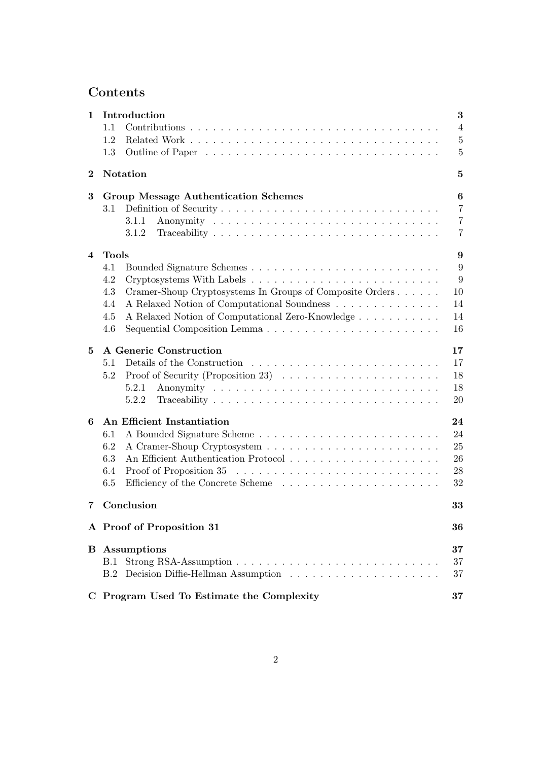# Contents

| | | |
|---|---|---|
| **1** | **Introduction** | **3** |
| | 1.1 Contributions | 4 |
| | 1.2 Related Work | 5 |
| | 1.3 Outline of Paper | 5 |
| **2** | **Notation** | **5** |
| **3** | **Group Message Authentication Schemes** | **6** |
| | 3.1 Definition of Security | 7 |
| | 3.1.1 Anonymity | 7 |
| | 3.1.2 Traceability | 7 |
| **4** | **Tools** | **9** |
| | 4.1 Bounded Signature Schemes | 9 |
| | 4.2 Cryptosystems With Labels | 9 |
| | 4.3 Cramer-Shoup Cryptosystems In Groups of Composite Orders | 10 |
| | 4.4 A Relaxed Notion of Computational Soundness | 14 |
| | 4.5 A Relaxed Notion of Computational Zero-Knowledge | 14 |
| | 4.6 Sequential Composition Lemma | 16 |
| **5** | **A Generic Construction** | **17** |
| | 5.1 Details of the Construction | 17 |
| | 5.2 Proof of Security (Proposition 23) | 18 |
| | 5.2.1 Anonymity | 18 |
| | 5.2.2 Traceability | 20 |
| **6** | **An Efficient Instantiation** | **24** |
| | 6.1 A Bounded Signature Scheme | 24 |
| | 6.2 A Cramer-Shoup Cryptosystem | 25 |
| | 6.3 An Efficient Authentication Protocol | 26 |
| | 6.4 Proof of Proposition 35 | 28 |
| | 6.5 Efficiency of the Concrete Scheme | 32 |
| **7** | **Conclusion** | **33** |
| **A** | **Proof of Proposition 31** | **36** |
| **B** | **Assumptions** | **37** |
| | B.1 Strong RSA-Assumption | 37 |
| | B.2 Decision Diffie-Hellman Assumption | 37 |
| **C** | **Program Used To Estimate the Complexity** | **37** |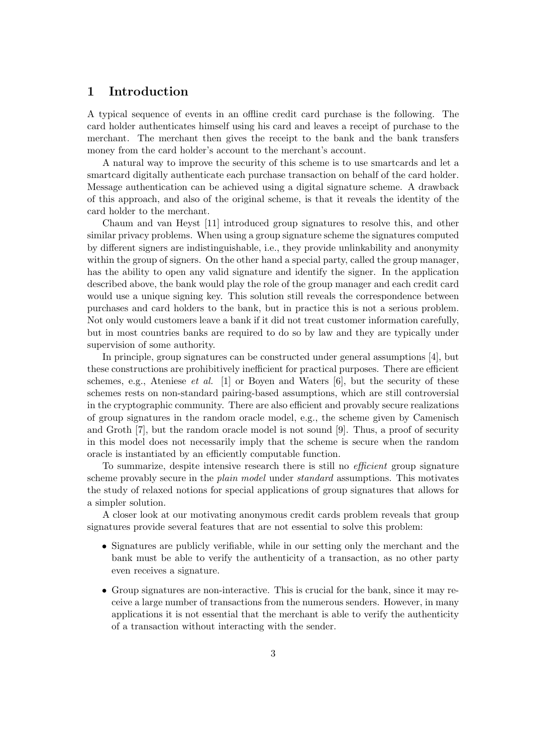# 1 Introduction

A typical sequence of events in an offline credit card purchase is the following. The card holder authenticates himself using his card and leaves a receipt of purchase to the merchant. The merchant then gives the receipt to the bank and the bank transfers money from the card holder's account to the merchant's account.

A natural way to improve the security of this scheme is to use smartcards and let a smartcard digitally authenticate each purchase transaction on behalf of the card holder. Message authentication can be achieved using a digital signature scheme. A drawback of this approach, and also of the original scheme, is that it reveals the identity of the card holder to the merchant.

Chaum and van Heyst [11] introduced group signatures to resolve this, and other similar privacy problems. When using a group signature scheme the signatures computed by different signers are indistinguishable, i.e., they provide unlinkability and anonymity within the group of signers. On the other hand a special party, called the group manager, has the ability to open any valid signature and identify the signer. In the application described above, the bank would play the role of the group manager and each credit card would use a unique signing key. This solution still reveals the correspondence between purchases and card holders to the bank, but in practice this is not a serious problem. Not only would customers leave a bank if it did not treat customer information carefully, but in most countries banks are required to do so by law and they are typically under supervision of some authority.

In principle, group signatures can be constructed under general assumptions [4], but these constructions are prohibitively inefficient for practical purposes. There are efficient schemes, e.g., Ateniese *et al.* [1] or Boyen and Waters [6], but the security of these schemes rests on non-standard pairing-based assumptions, which are still controversial in the cryptographic community. There are also efficient and provably secure realizations of group signatures in the random oracle model, e.g., the scheme given by Camenisch and Groth [7], but the random oracle model is not sound [9]. Thus, a proof of security in this model does not necessarily imply that the scheme is secure when the random oracle is instantiated by an efficiently computable function.

To summarize, despite intensive research there is still no *efficient* group signature scheme provably secure in the *plain model* under *standard* assumptions. This motivates the study of relaxed notions for special applications of group signatures that allows for a simpler solution.

A closer look at our motivating anonymous credit cards problem reveals that group signatures provide several features that are not essential to solve this problem:

- Signatures are publicly verifiable, while in our setting only the merchant and the bank must be able to verify the authenticity of a transaction, as no other party even receives a signature.
- Group signatures are non-interactive. This is crucial for the bank, since it may receive a large number of transactions from the numerous senders. However, in many applications it is not essential that the merchant is able to verify the authenticity of a transaction without interacting with the sender.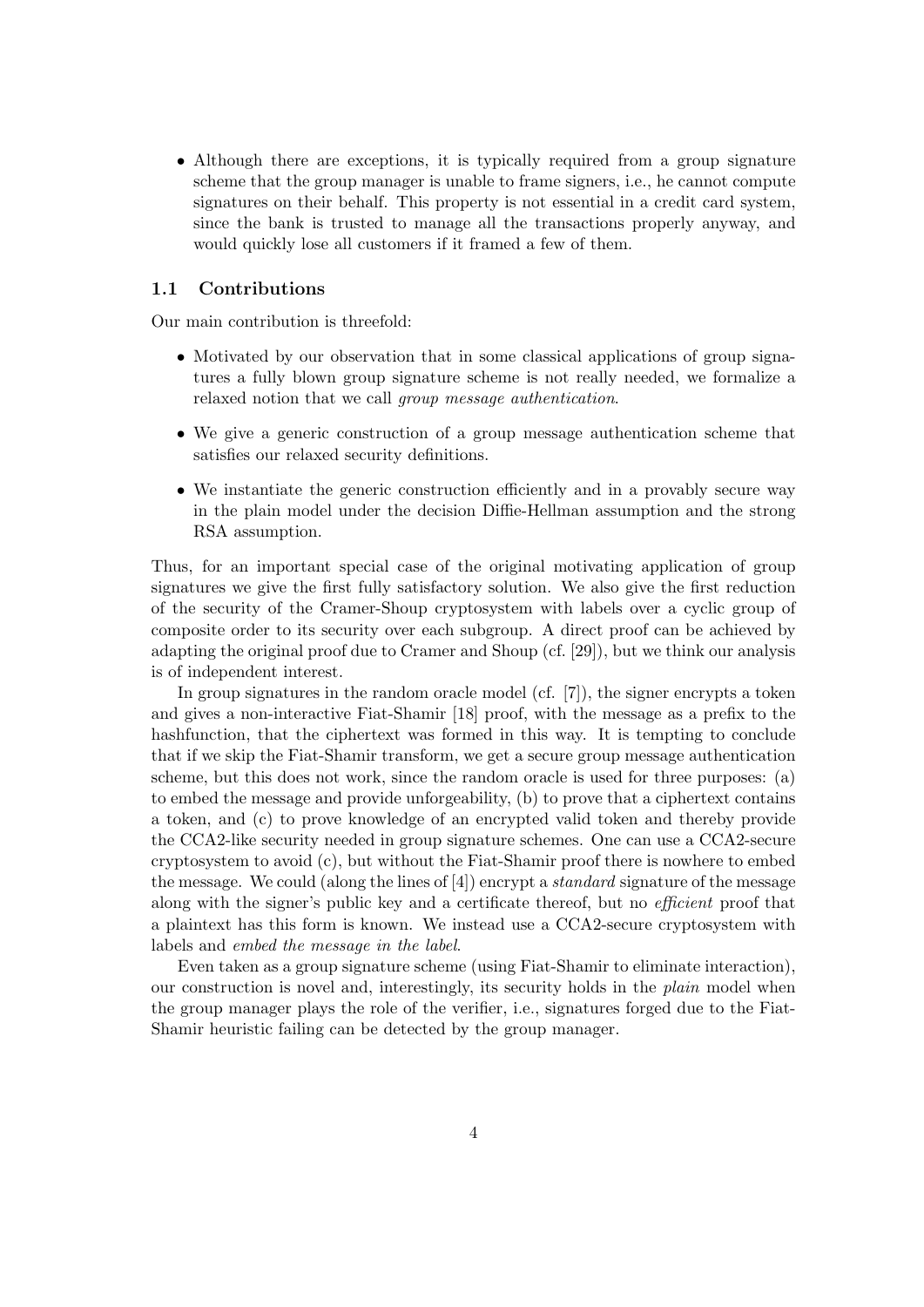- Although there are exceptions, it is typically required from a group signature scheme that the group manager is unable to frame signers, i.e., he cannot compute signatures on their behalf. This property is not essential in a credit card system, since the bank is trusted to manage all the transactions properly anyway, and would quickly lose all customers if it framed a few of them.

### 1.1 Contributions

Our main contribution is threefold:

- Motivated by our observation that in some classical applications of group signatures a fully blown group signature scheme is not really needed, we formalize a relaxed notion that we call *group message authentication*.
- We give a generic construction of a group message authentication scheme that satisfies our relaxed security definitions.
- We instantiate the generic construction efficiently and in a provably secure way in the plain model under the decision Diffie-Hellman assumption and the strong RSA assumption.

Thus, for an important special case of the original motivating application of group signatures we give the first fully satisfactory solution. We also give the first reduction of the security of the Cramer-Shoup cryptosystem with labels over a cyclic group of composite order to its security over each subgroup. A direct proof can be achieved by adapting the original proof due to Cramer and Shoup (cf. [29]), but we think our analysis is of independent interest.

In group signatures in the random oracle model (cf. [7]), the signer encrypts a token and gives a non-interactive Fiat-Shamir [18] proof, with the message as a prefix to the hashfunction, that the ciphertext was formed in this way. It is tempting to conclude that if we skip the Fiat-Shamir transform, we get a secure group message authentication scheme, but this does not work, since the random oracle is used for three purposes: (a) to embed the message and provide unforgeability, (b) to prove that a ciphertext contains a token, and (c) to prove knowledge of an encrypted valid token and thereby provide the CCA2-like security needed in group signature schemes. One can use a CCA2-secure cryptosystem to avoid (c), but without the Fiat-Shamir proof there is nowhere to embed the message. We could (along the lines of [4]) encrypt a *standard* signature of the message along with the signer's public key and a certificate thereof, but no *efficient* proof that a plaintext has this form is known. We instead use a CCA2-secure cryptosystem with labels and *embed the message in the label*.

Even taken as a group signature scheme (using Fiat-Shamir to eliminate interaction), our construction is novel and, interestingly, its security holds in the *plain* model when the group manager plays the role of the verifier, i.e., signatures forged due to the Fiat-Shamir heuristic failing can be detected by the group manager.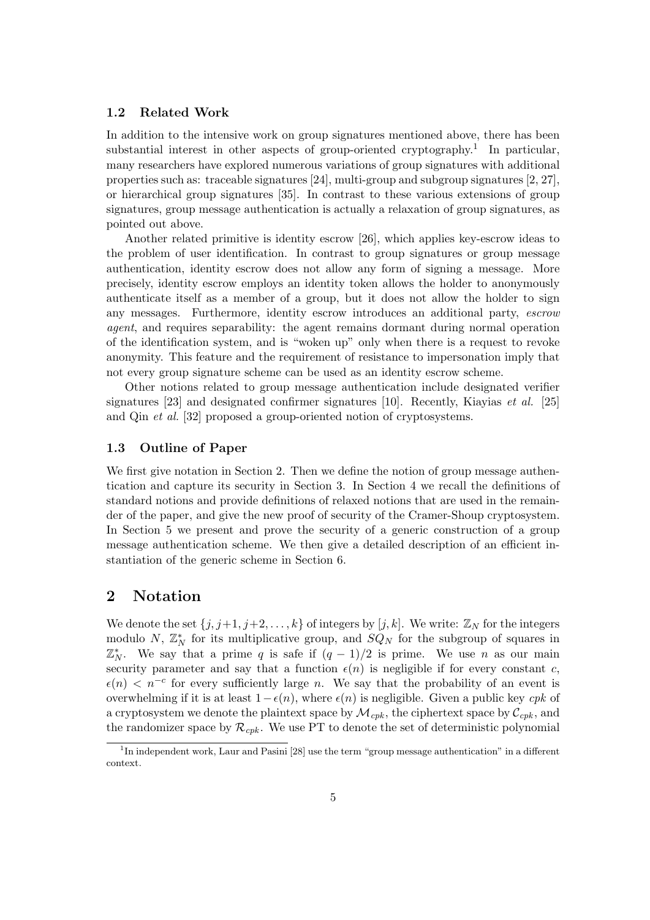### 1.2 Related Work

In addition to the intensive work on group signatures mentioned above, there has been substantial interest in other aspects of group-oriented cryptography.[1] In particular, many researchers have explored numerous variations of group signatures with additional properties such as: traceable signatures [24], multi-group and subgroup signatures [2, 27], or hierarchical group signatures [35]. In contrast to these various extensions of group signatures, group message authentication is actually a relaxation of group signatures, as pointed out above.

Another related primitive is identity escrow [26], which applies key-escrow ideas to the problem of user identification. In contrast to group signatures or group message authentication, identity escrow does not allow any form of signing a message. More precisely, identity escrow employs an identity token allows the holder to anonymously authenticate itself as a member of a group, but it does not allow the holder to sign any messages. Furthermore, identity escrow introduces an additional party, *escrow agent*, and requires separability: the agent remains dormant during normal operation of the identification system, and is "woken up" only when there is a request to revoke anonymity. This feature and the requirement of resistance to impersonation imply that not every group signature scheme can be used as an identity escrow scheme.

Other notions related to group message authentication include designated verifier signatures [23] and designated confirmer signatures [10]. Recently, Kiayias *et al.* [25] and Qin *et al.* [32] proposed a group-oriented notion of cryptosystems.

### 1.3 Outline of Paper

We first give notation in Section 2. Then we define the notion of group message authentication and capture its security in Section 3. In Section 4 we recall the definitions of standard notions and provide definitions of relaxed notions that are used in the remainder of the paper, and give the new proof of security of the Cramer-Shoup cryptosystem. In Section 5 we present and prove the security of a generic construction of a group message authentication scheme. We then give a detailed description of an efficient instantiation of the generic scheme in Section 6.

## 2 Notation

We denote the set $\{j, j+1, j+2, \ldots, k\}$ of integers by $[j, k]$. We write: $\mathbb{Z}_N$ for the integers modulo $N$, $\mathbb{Z}_N^*$ for its multiplicative group, and $SQ_N$ for the subgroup of squares in $\mathbb{Z}_N^*$. We say that a prime $q$ is safe if $(q-1)/2$ is prime. We use $n$ as our main security parameter and say that a function $\epsilon(n)$ is negligible if for every constant $c$, $\epsilon(n) < n^{-c}$ for every sufficiently large $n$. We say that the probability of an event is overwhelming if it is at least $1 - \epsilon(n)$, where $\epsilon(n)$ is negligible. Given a public key $cpk$ of a cryptosystem we denote the plaintext space by $\mathcal{M}_{cpk}$, the ciphertext space by $\mathcal{C}_{cpk}$, and the randomizer space by $\mathcal{R}_{cpk}$. We use PT to denote the set of deterministic polynomial

[1] In independent work, Laur and Pasini [28] use the term "group message authentication" in a different context.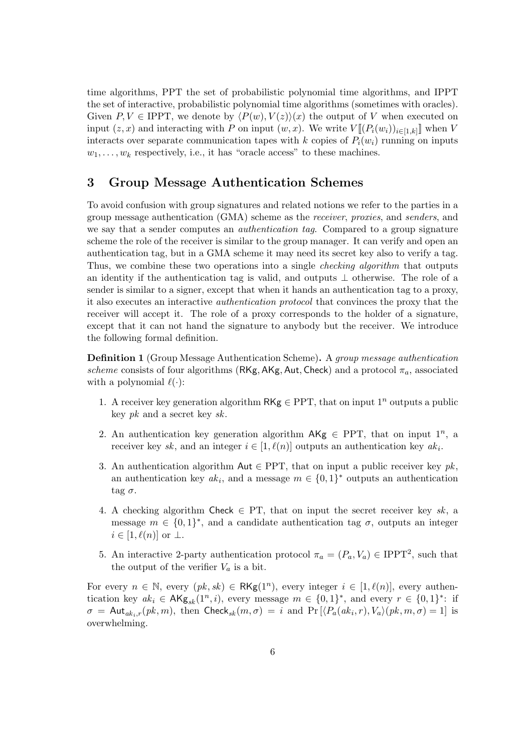time algorithms, PPT the set of probabilistic polynomial time algorithms, and IPPT the set of interactive, probabilistic polynomial time algorithms (sometimes with oracles). Given $P, V \in \text{IPPT}$, we denote by $\langle P(w), V(z)\rangle(x)$ the output of $V$ when executed on input $(z, x)$ and interacting with $P$ on input $(w, x)$. We write $V[\![(P_i(w_i))_{i\in[1,k]}]\!]$ when $V$ interacts over separate communication tapes with $k$ copies of $P_i(w_i)$ running on inputs $w_1, \ldots, w_k$ respectively, i.e., it has "oracle access" to these machines.

## 3 Group Message Authentication Schemes

To avoid confusion with group signatures and related notions we refer to the parties in a group message authentication (GMA) scheme as the *receiver*, *proxies*, and *senders*, and we say that a sender computes an *authentication tag*. Compared to a group signature scheme the role of the receiver is similar to the group manager. It can verify and open an authentication tag, but in a GMA scheme it may need its secret key also to verify a tag. Thus, we combine these two operations into a single *checking algorithm* that outputs an identity if the authentication tag is valid, and outputs $\perp$ otherwise. The role of a sender is similar to a signer, except that when it hands an authentication tag to a proxy, it also executes an interactive *authentication protocol* that convinces the proxy that the receiver will accept it. The role of a proxy corresponds to the holder of a signature, except that it can not hand the signature to anybody but the receiver. We introduce the following formal definition.

**Definition 1** (Group Message Authentication Scheme)**.** A *group message authentication scheme* consists of four algorithms $(\mathsf{RKg}, \mathsf{AKg}, \mathsf{Aut}, \mathsf{Check})$ and a protocol $\pi_a$, associated with a polynomial $\ell(\cdot)$:

1. A receiver key generation algorithm $\mathsf{RKg} \in \text{PPT}$, that on input $1^n$ outputs a public key $pk$ and a secret key $sk$.
2. An authentication key generation algorithm $\mathsf{AKg} \in \text{PPT}$, that on input $1^n$, a receiver key $sk$, and an integer $i \in [1, \ell(n)]$ outputs an authentication key $ak_i$.
3. An authentication algorithm $\mathsf{Aut} \in \text{PPT}$, that on input a public receiver key $pk$, an authentication key $ak_i$, and a message $m \in \{0,1\}^*$ outputs an authentication tag $\sigma$.
4. A checking algorithm $\mathsf{Check} \in \text{PT}$, that on input the secret receiver key $sk$, a message $m \in \{0,1\}^*$, and a candidate authentication tag $\sigma$, outputs an integer $i \in [1, \ell(n)]$ or $\perp$.
5. An interactive 2-party authentication protocol $\pi_a = (P_a, V_a) \in \text{IPPT}^2$, such that the output of the verifier $V_a$ is a bit.

For every $n \in \mathbb{N}$, every $(pk, sk) \in \mathsf{RKg}(1^n)$, every integer $i \in [1, \ell(n)]$, every authentication key $ak_i \in \mathsf{AKg}_{sk}(1^n, i)$, every message $m \in \{0,1\}^*$, and every $r \in \{0,1\}^*$: if $\sigma = \mathsf{Aut}_{ak_i,r}(pk, m)$, then $\mathsf{Check}_{sk}(m, \sigma) = i$ and $\Pr[\langle P_a(ak_i, r), V_a\rangle(pk, m, \sigma) = 1]$ is overwhelming.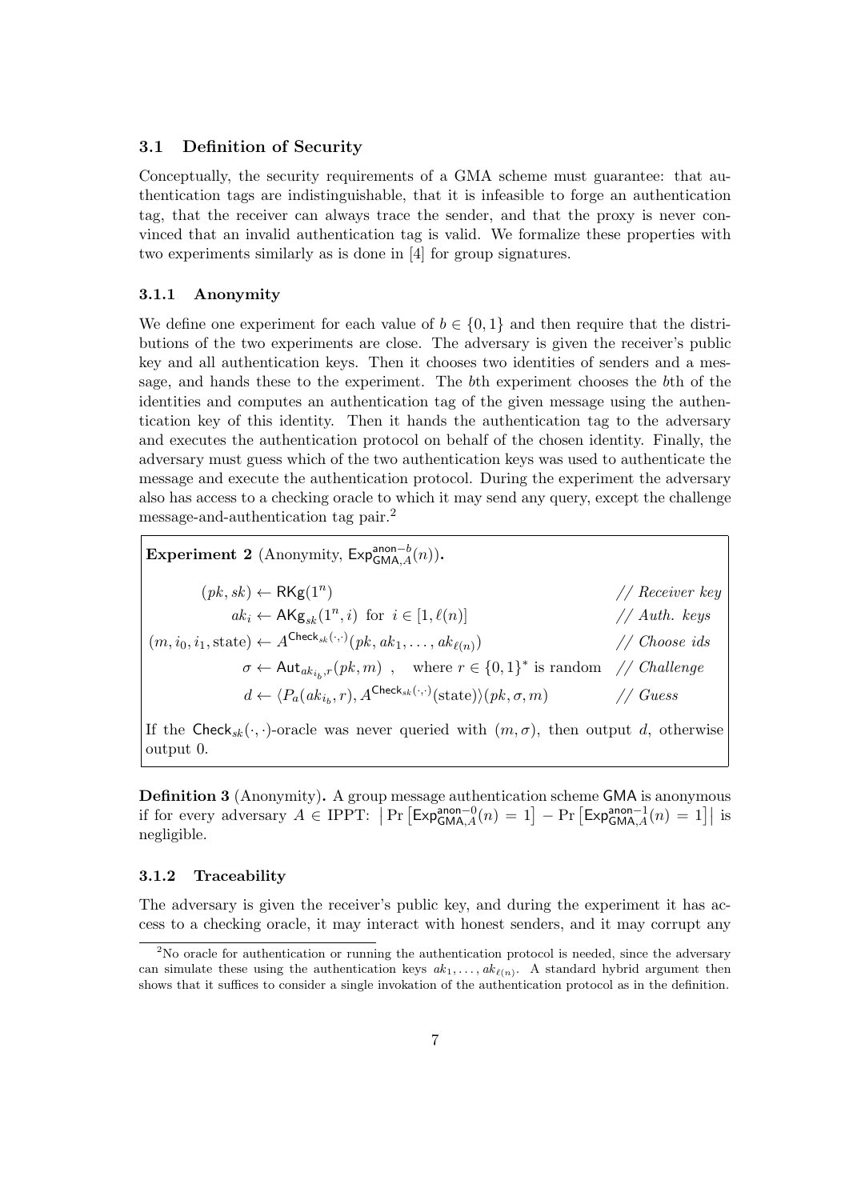### 3.1 Definition of Security

Conceptually, the security requirements of a GMA scheme must guarantee: that authentication tags are indistinguishable, that it is infeasible to forge an authentication tag, that the receiver can always trace the sender, and that the proxy is never convinced that an invalid authentication tag is valid. We formalize these properties with two experiments similarly as is done in [4] for group signatures.

#### 3.1.1 Anonymity

We define one experiment for each value of $b \in \{0, 1\}$ and then require that the distributions of the two experiments are close. The adversary is given the receiver's public key and all authentication keys. Then it chooses two identities of senders and a message, and hands these to the experiment. The $b$th experiment chooses the $b$th of the identities and computes an authentication tag of the given message using the authentication key of this identity. Then it hands the authentication tag to the adversary and executes the authentication protocol on behalf of the chosen identity. Finally, the adversary must guess which of the two authentication keys was used to authenticate the message and execute the authentication protocol. During the experiment the adversary also has access to a checking oracle to which it may send any query, except the challenge message-and-authentication tag pair.[2]

**Experiment 2** (Anonymity, $\mathsf{Exp}^{\mathsf{anon}-b}_{\mathsf{GMA},A}(n)$)**.**

$$(pk, sk) \leftarrow \mathsf{RKg}(1^n) \qquad \textit{// Receiver key}$$

$$ak_i \leftarrow \mathsf{AKg}_{sk}(1^n, i) \text{ for } i \in [1, \ell(n)] \qquad \textit{// Auth. keys}$$

$$(m, i_0, i_1, \text{state}) \leftarrow A^{\mathsf{Check}_{sk}(\cdot,\cdot)}(pk, ak_1, \ldots, ak_{\ell(n)}) \qquad \textit{// Choose ids}$$

$$\sigma \leftarrow \mathsf{Aut}_{ak_{i_b}, r}(pk, m) \ , \quad \text{where } r \in \{0,1\}^* \text{ is random} \qquad \textit{// Challenge}$$

$$d \leftarrow \langle P_a(ak_{i_b}, r), A^{\mathsf{Check}_{sk}(\cdot,\cdot)}(\text{state})\rangle(pk, \sigma, m) \qquad \textit{// Guess}$$

If the $\mathsf{Check}_{sk}(\cdot,\cdot)$-oracle was never queried with $(m, \sigma)$, then output $d$, otherwise output 0.

**Definition 3** (Anonymity)**.** A group message authentication scheme $\mathsf{GMA}$ is anonymous if for every adversary $A \in$ IPPT: $\left|\Pr\left[\mathsf{Exp}^{\mathsf{anon}-0}_{\mathsf{GMA},A}(n) = 1\right] - \Pr\left[\mathsf{Exp}^{\mathsf{anon}-1}_{\mathsf{GMA},A}(n) = 1\right]\right|$ is negligible.

#### 3.1.2 Traceability

The adversary is given the receiver's public key, and during the experiment it has access to a checking oracle, it may interact with honest senders, and it may corrupt any

[2] No oracle for authentication or running the authentication protocol is needed, since the adversary can simulate these using the authentication keys $ak_1, \ldots, ak_{\ell(n)}$. A standard hybrid argument then shows that it suffices to consider a single invokation of the authentication protocol as in the definition.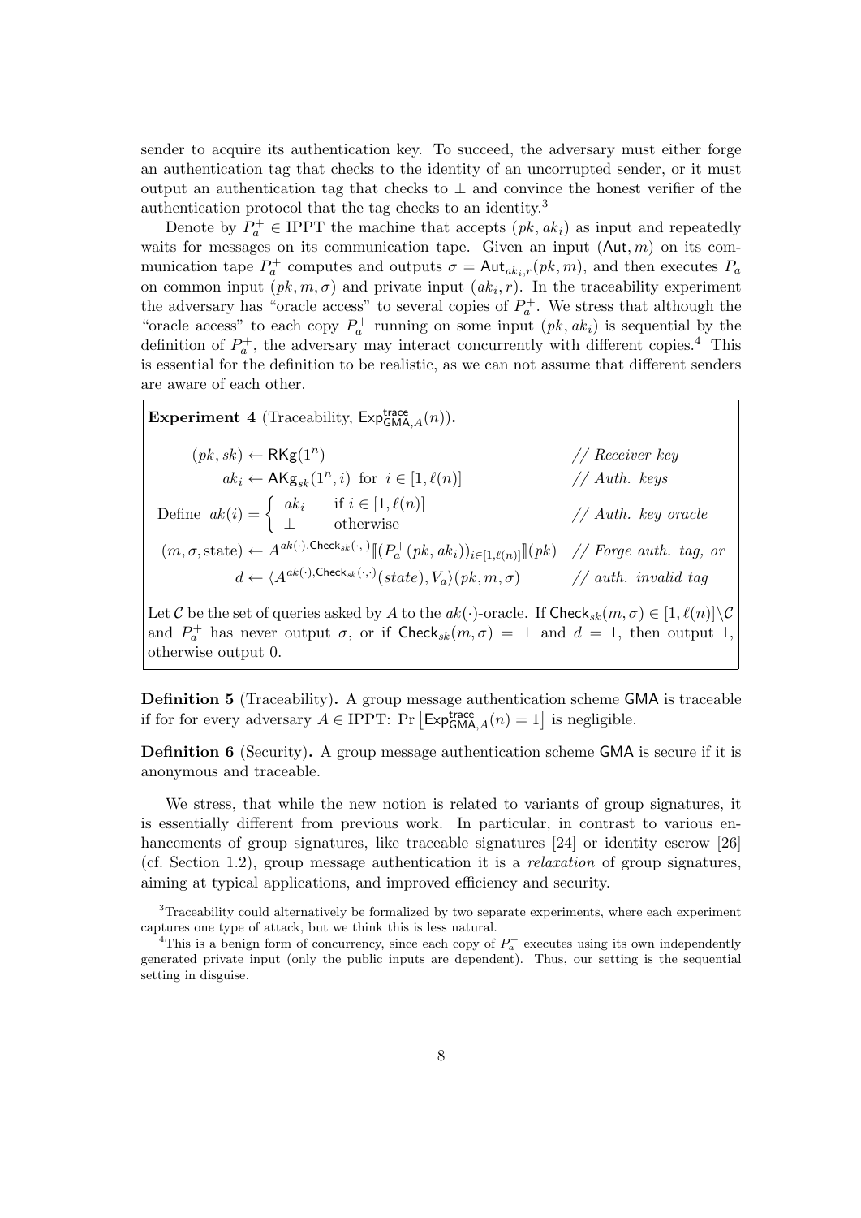sender to acquire its authentication key. To succeed, the adversary must either forge an authentication tag that checks to the identity of an uncorrupted sender, or it must output an authentication tag that checks to $\bot$ and convince the honest verifier of the authentication protocol that the tag checks to an identity.[3]

Denote by $P_a^+ \in \text{IPPT}$ the machine that accepts $(pk, ak_i)$ as input and repeatedly waits for messages on its communication tape. Given an input $(\mathsf{Aut}, m)$ on its communication tape $P_a^+$ computes and outputs $\sigma = \mathsf{Aut}_{ak_i,r}(pk, m)$, and then executes $P_a$ on common input $(pk, m, \sigma)$ and private input $(ak_i, r)$. In the traceability experiment the adversary has "oracle access" to several copies of $P_a^+$. We stress that although the "oracle access" to each copy $P_a^+$ running on some input $(pk, ak_i)$ is sequential by the definition of $P_a^+$, the adversary may interact concurrently with different copies.[4] This is essential for the definition to be realistic, as we can not assume that different senders are aware of each other.

**Experiment 4** (Traceability, $\mathsf{Exp}^{\mathsf{trace}}_{\mathsf{GMA},A}(n)$)**.**

$$(pk, sk) \leftarrow \mathsf{RKg}(1^n) \qquad // \textit{ Receiver key}$$

$$ak_i \leftarrow \mathsf{AKg}_{sk}(1^n, i) \text{ for } i \in [1, \ell(n)] \qquad // \textit{ Auth. keys}$$

$$\text{Define } ak(i) = \begin{cases} ak_i & \text{if } i \in [1, \ell(n)] \\ \bot & \text{otherwise} \end{cases} \qquad // \textit{ Auth. key oracle}$$

$$(m, \sigma, \text{state}) \leftarrow A^{ak(\cdot), \mathsf{Check}_{sk}(\cdot,\cdot)}[\![(P_a^+(pk, ak_i))_{i \in [1,\ell(n)]}]\!](pk) \qquad // \textit{ Forge auth. tag, or}$$

$$d \leftarrow \langle A^{ak(\cdot), \mathsf{Check}_{sk}(\cdot,\cdot)}(state), V_a\rangle(pk, m, \sigma) \qquad // \textit{ auth. invalid tag}$$

Let $\mathcal{C}$ be the set of queries asked by $A$ to the $ak(\cdot)$-oracle. If $\mathsf{Check}_{sk}(m, \sigma) \in [1, \ell(n)] \setminus \mathcal{C}$ and $P_a^+$ has never output $\sigma$, or if $\mathsf{Check}_{sk}(m, \sigma) = \bot$ and $d = 1$, then output 1, otherwise output 0.

**Definition 5** (Traceability)**.** A group message authentication scheme $\mathsf{GMA}$ is traceable if for for every adversary $A \in \text{IPPT}$: $\Pr\left[\mathsf{Exp}^{\mathsf{trace}}_{\mathsf{GMA},A}(n) = 1\right]$ is negligible.

**Definition 6** (Security)**.** A group message authentication scheme $\mathsf{GMA}$ is secure if it is anonymous and traceable.

We stress, that while the new notion is related to variants of group signatures, it is essentially different from previous work. In particular, in contrast to various enhancements of group signatures, like traceable signatures [24] or identity escrow [26] (cf. Section 1.2), group message authentication it is a *relaxation* of group signatures, aiming at typical applications, and improved efficiency and security.

---

[3] Traceability could alternatively be formalized by two separate experiments, where each experiment captures one type of attack, but we think this is less natural.

[4] This is a benign form of concurrency, since each copy of $P_a^+$ executes using its own independently generated private input (only the public inputs are dependent). Thus, our setting is the sequential setting in disguise.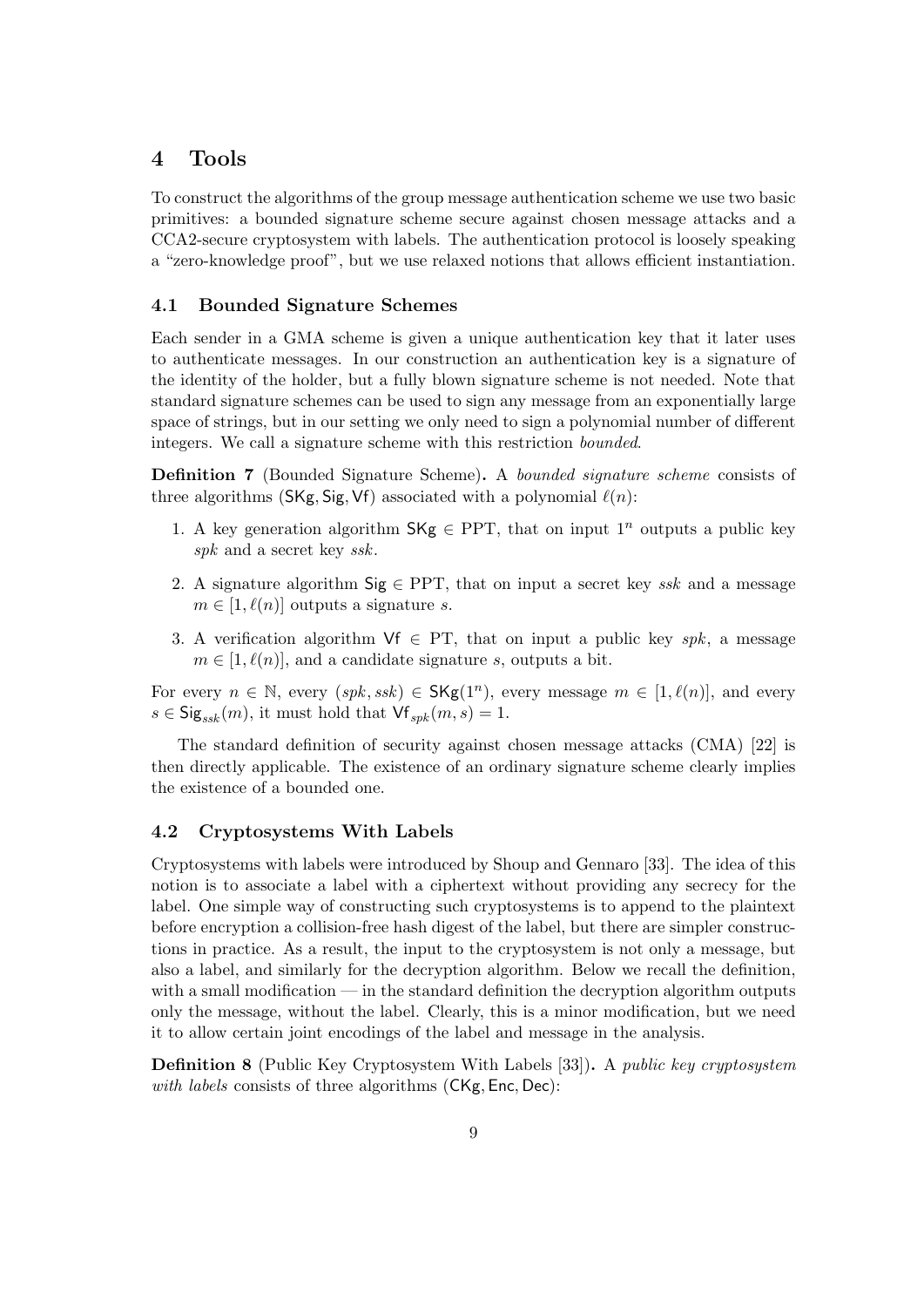## 4 Tools

To construct the algorithms of the group message authentication scheme we use two basic primitives: a bounded signature scheme secure against chosen message attacks and a CCA2-secure cryptosystem with labels. The authentication protocol is loosely speaking a "zero-knowledge proof", but we use relaxed notions that allows efficient instantiation.

### 4.1 Bounded Signature Schemes

Each sender in a GMA scheme is given a unique authentication key that it later uses to authenticate messages. In our construction an authentication key is a signature of the identity of the holder, but a fully blown signature scheme is not needed. Note that standard signature schemes can be used to sign any message from an exponentially large space of strings, but in our setting we only need to sign a polynomial number of different integers. We call a signature scheme with this restriction *bounded*.

**Definition 7** (Bounded Signature Scheme)**.** A *bounded signature scheme* consists of three algorithms $(\mathsf{SKg}, \mathsf{Sig}, \mathsf{Vf})$ associated with a polynomial $\ell(n)$:

1. A key generation algorithm $\mathsf{SKg} \in \mathrm{PPT}$, that on input $1^n$ outputs a public key $spk$ and a secret key $ssk$.
2. A signature algorithm $\mathsf{Sig} \in \mathrm{PPT}$, that on input a secret key $ssk$ and a message $m \in [1, \ell(n)]$ outputs a signature $s$.
3. A verification algorithm $\mathsf{Vf} \in \mathrm{PT}$, that on input a public key $spk$, a message $m \in [1, \ell(n)]$, and a candidate signature $s$, outputs a bit.

For every $n \in \mathbb{N}$, every $(spk, ssk) \in \mathsf{SKg}(1^n)$, every message $m \in [1, \ell(n)]$, and every $s \in \mathsf{Sig}_{ssk}(m)$, it must hold that $\mathsf{Vf}_{spk}(m, s) = 1$.

The standard definition of security against chosen message attacks (CMA) [22] is then directly applicable. The existence of an ordinary signature scheme clearly implies the existence of a bounded one.

### 4.2 Cryptosystems With Labels

Cryptosystems with labels were introduced by Shoup and Gennaro [33]. The idea of this notion is to associate a label with a ciphertext without providing any secrecy for the label. One simple way of constructing such cryptosystems is to append to the plaintext before encryption a collision-free hash digest of the label, but there are simpler constructions in practice. As a result, the input to the cryptosystem is not only a message, but also a label, and similarly for the decryption algorithm. Below we recall the definition, with a small modification — in the standard definition the decryption algorithm outputs only the message, without the label. Clearly, this is a minor modification, but we need it to allow certain joint encodings of the label and message in the analysis.

**Definition 8** (Public Key Cryptosystem With Labels [33])**.** A *public key cryptosystem with labels* consists of three algorithms $(\mathsf{CKg}, \mathsf{Enc}, \mathsf{Dec})$: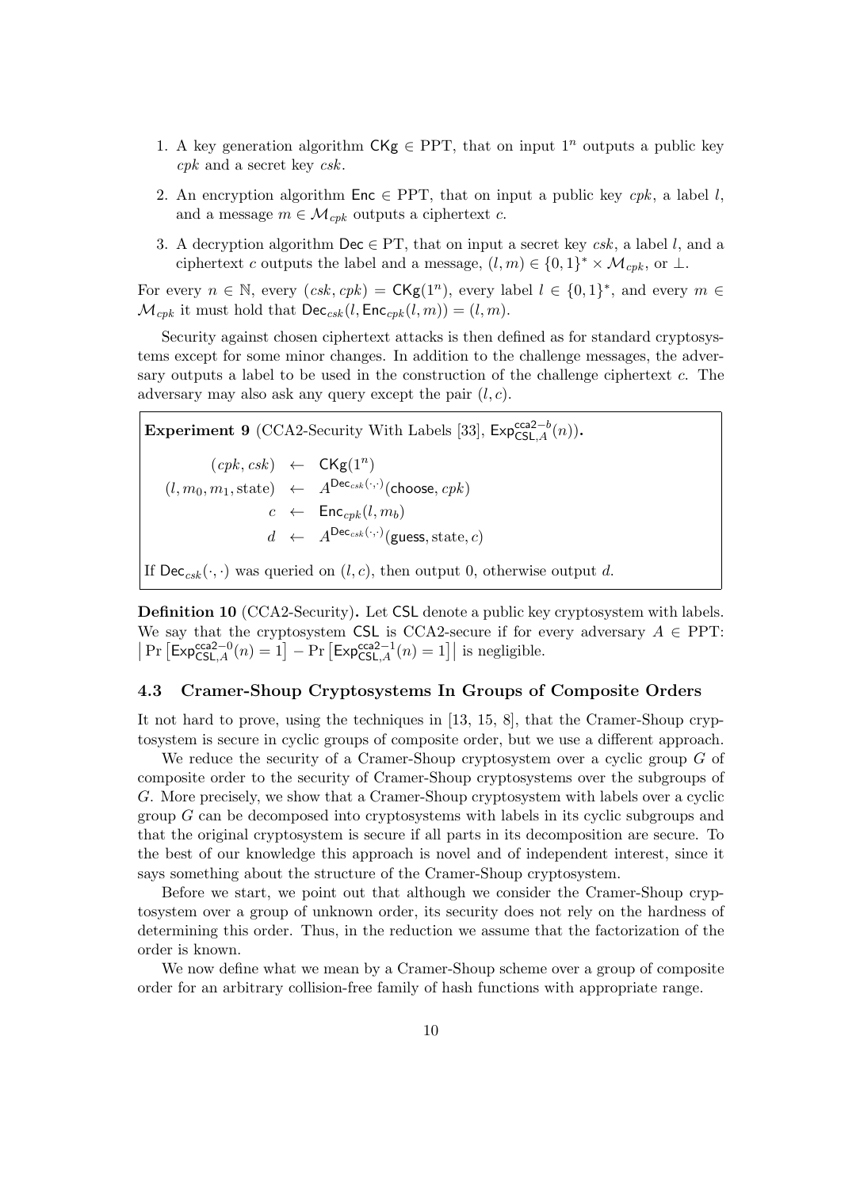1. A key generation algorithm $\mathsf{CKg} \in \mathrm{PPT}$, that on input $1^n$ outputs a public key $cpk$ and a secret key $csk$.

2. An encryption algorithm $\mathsf{Enc} \in \mathrm{PPT}$, that on input a public key $cpk$, a label $l$, and a message $m \in \mathcal{M}_{cpk}$ outputs a ciphertext $c$.

3. A decryption algorithm $\mathsf{Dec} \in \mathrm{PT}$, that on input a secret key $csk$, a label $l$, and a ciphertext $c$ outputs the label and a message, $(l, m) \in \{0,1\}^* \times \mathcal{M}_{cpk}$, or $\perp$.

For every $n \in \mathbb{N}$, every $(csk, cpk) = \mathsf{CKg}(1^n)$, every label $l \in \{0,1\}^*$, and every $m \in \mathcal{M}_{cpk}$ it must hold that $\mathsf{Dec}_{csk}(l, \mathsf{Enc}_{cpk}(l, m)) = (l, m)$.

Security against chosen ciphertext attacks is then defined as for standard cryptosystems except for some minor changes. In addition to the challenge messages, the adversary outputs a label to be used in the construction of the challenge ciphertext $c$. The adversary may also ask any query except the pair $(l, c)$.

**Experiment 9** (CCA2-Security With Labels [33], $\mathsf{Exp}^{\mathsf{cca2}-b}_{\mathsf{CSL},A}(n)$)**.**

$$
\begin{aligned}
(cpk, csk) &\leftarrow \mathsf{CKg}(1^n) \\
(l, m_0, m_1, \mathrm{state}) &\leftarrow A^{\mathsf{Dec}_{csk}(\cdot,\cdot)}(\mathsf{choose}, cpk) \\
c &\leftarrow \mathsf{Enc}_{cpk}(l, m_b) \\
d &\leftarrow A^{\mathsf{Dec}_{csk}(\cdot,\cdot)}(\mathsf{guess}, \mathrm{state}, c)
\end{aligned}
$$

If $\mathsf{Dec}_{csk}(\cdot,\cdot)$ was queried on $(l, c)$, then output 0, otherwise output $d$.

**Definition 10** (CCA2-Security)**.** Let $\mathsf{CSL}$ denote a public key cryptosystem with labels. We say that the cryptosystem $\mathsf{CSL}$ is CCA2-secure if for every adversary $A \in \mathrm{PPT}$: $\left|\Pr\left[\mathsf{Exp}^{\mathsf{cca2}-0}_{\mathsf{CSL},A}(n) = 1\right] - \Pr\left[\mathsf{Exp}^{\mathsf{cca2}-1}_{\mathsf{CSL},A}(n) = 1\right]\right|$ is negligible.

### 4.3 Cramer-Shoup Cryptosystems In Groups of Composite Orders

It not hard to prove, using the techniques in [13, 15, 8], that the Cramer-Shoup cryptosystem is secure in cyclic groups of composite order, but we use a different approach.

We reduce the security of a Cramer-Shoup cryptosystem over a cyclic group $G$ of composite order to the security of Cramer-Shoup cryptosystems over the subgroups of $G$. More precisely, we show that a Cramer-Shoup cryptosystem with labels over a cyclic group $G$ can be decomposed into cryptosystems with labels in its cyclic subgroups and that the original cryptosystem is secure if all parts in its decomposition are secure. To the best of our knowledge this approach is novel and of independent interest, since it says something about the structure of the Cramer-Shoup cryptosystem.

Before we start, we point out that although we consider the Cramer-Shoup cryptosystem over a group of unknown order, its security does not rely on the hardness of determining this order. Thus, in the reduction we assume that the factorization of the order is known.

We now define what we mean by a Cramer-Shoup scheme over a group of composite order for an arbitrary collision-free family of hash functions with appropriate range.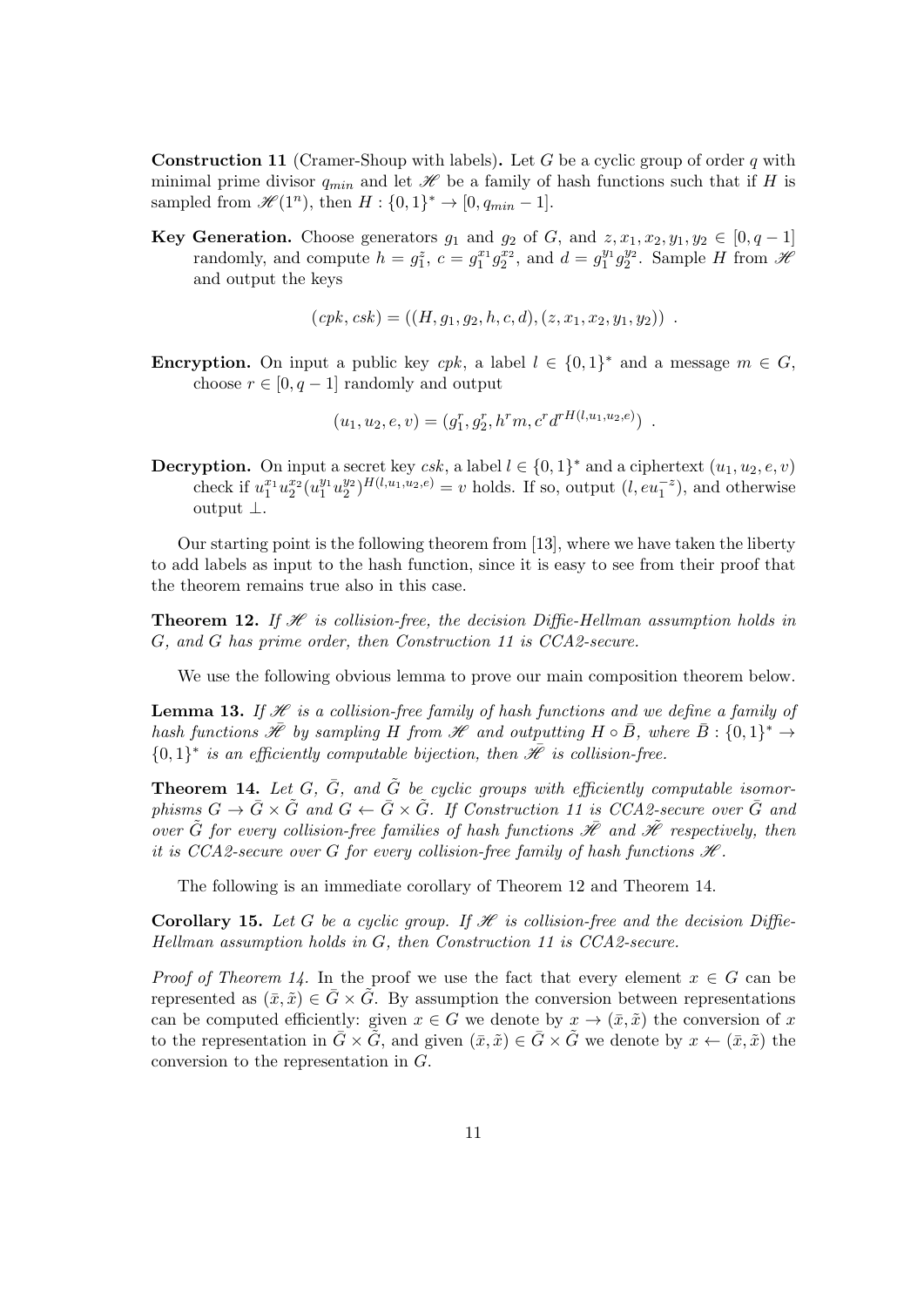**Construction 11** (Cramer-Shoup with labels)**.** Let $G$ be a cyclic group of order $q$ with minimal prime divisor $q_{min}$ and let $\mathscr{H}$ be a family of hash functions such that if $H$ is sampled from $\mathscr{H}(1^n)$, then $H : \{0,1\}^* \to [0, q_{min} - 1]$.

**Key Generation.** Choose generators $g_1$ and $g_2$ of $G$, and $z, x_1, x_2, y_1, y_2 \in [0, q-1]$ randomly, and compute $h = g_1^z$, $c = g_1^{x_1} g_2^{x_2}$, and $d = g_1^{y_1} g_2^{y_2}$. Sample $H$ from $\mathscr{H}$ and output the keys

$$(cpk, csk) = ((H, g_1, g_2, h, c, d), (z, x_1, x_2, y_1, y_2)) \ .$$

**Encryption.** On input a public key $cpk$, a label $l \in \{0,1\}^*$ and a message $m \in G$, choose $r \in [0, q-1]$ randomly and output

$$(u_1, u_2, e, v) = (g_1^r, g_2^r, h^r m, c^r d^{rH(l,u_1,u_2,e)}) \ .$$

**Decryption.** On input a secret key $csk$, a label $l \in \{0,1\}^*$ and a ciphertext $(u_1, u_2, e, v)$ check if $u_1^{x_1} u_2^{x_2} (u_1^{y_1} u_2^{y_2})^{H(l,u_1,u_2,e)} = v$ holds. If so, output $(l, e u_1^{-z})$, and otherwise output $\perp$.

Our starting point is the following theorem from [13], where we have taken the liberty to add labels as input to the hash function, since it is easy to see from their proof that the theorem remains true also in this case.

**Theorem 12.** *If $\mathscr{H}$ is collision-free, the decision Diffie-Hellman assumption holds in $G$, and $G$ has prime order, then Construction 11 is CCA2-secure.*

We use the following obvious lemma to prove our main composition theorem below.

**Lemma 13.** *If $\mathscr{H}$ is a collision-free family of hash functions and we define a family of hash functions $\bar{\mathscr{H}}$ by sampling $H$ from $\mathscr{H}$ and outputting $H \circ \bar{B}$, where $\bar{B} : \{0,1\}^* \to \{0,1\}^*$ is an efficiently computable bijection, then $\bar{\mathscr{H}}$ is collision-free.*

**Theorem 14.** *Let $G$, $\bar{G}$, and $\tilde{G}$ be cyclic groups with efficiently computable isomorphisms $G \to \bar{G} \times \tilde{G}$ and $G \leftarrow \bar{G} \times \tilde{G}$. If Construction 11 is CCA2-secure over $\bar{G}$ and over $\tilde{G}$ for every collision-free families of hash functions $\bar{\mathscr{H}}$ and $\tilde{\mathscr{H}}$ respectively, then it is CCA2-secure over $G$ for every collision-free family of hash functions $\mathscr{H}$.*

The following is an immediate corollary of Theorem 12 and Theorem 14.

**Corollary 15.** *Let $G$ be a cyclic group. If $\mathscr{H}$ is collision-free and the decision Diffie-Hellman assumption holds in $G$, then Construction 11 is CCA2-secure.*

*Proof of Theorem 14.* In the proof we use the fact that every element $x \in G$ can be represented as $(\bar{x}, \tilde{x}) \in \bar{G} \times \tilde{G}$. By assumption the conversion between representations can be computed efficiently: given $x \in G$ we denote by $x \to (\bar{x}, \tilde{x})$ the conversion of $x$ to the representation in $\bar{G} \times \tilde{G}$, and given $(\bar{x}, \tilde{x}) \in \bar{G} \times \tilde{G}$ we denote by $x \leftarrow (\bar{x}, \tilde{x})$ the conversion to the representation in $G$.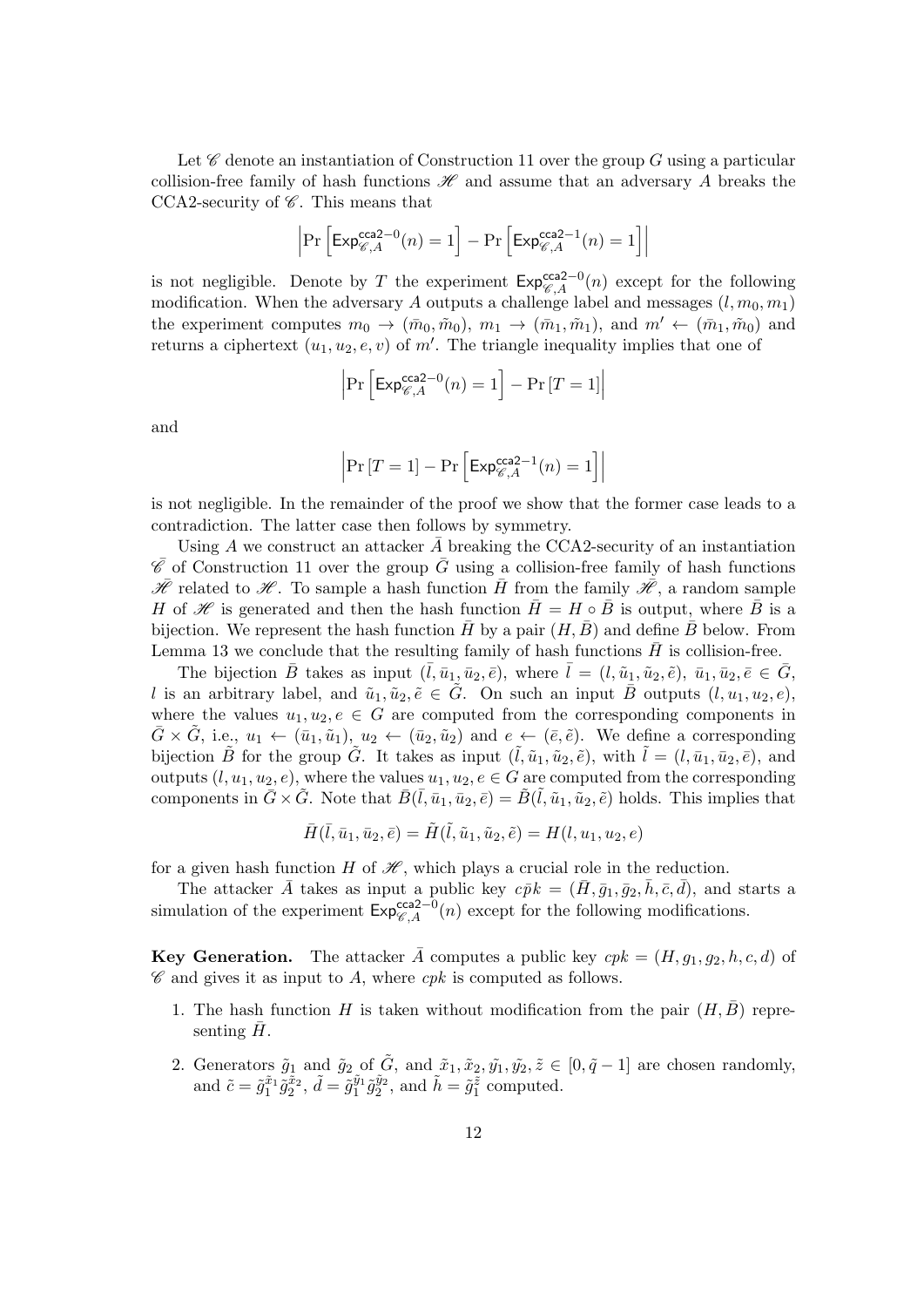Let $\mathscr{C}$ denote an instantiation of Construction 11 over the group $G$ using a particular collision-free family of hash functions $\mathscr{H}$ and assume that an adversary $A$ breaks the CCA2-security of $\mathscr{C}$. This means that

$$\left|\Pr\left[\mathsf{Exp}^{\mathsf{cca2-0}}_{\mathscr{C},A}(n) = 1\right] - \Pr\left[\mathsf{Exp}^{\mathsf{cca2-1}}_{\mathscr{C},A}(n) = 1\right]\right|$$

is not negligible. Denote by $T$ the experiment $\mathsf{Exp}^{\mathsf{cca2-0}}_{\mathscr{C},A}(n)$ except for the following modification. When the adversary $A$ outputs a challenge label and messages $(l, m_0, m_1)$ the experiment computes $m_0 \to (\bar{m}_0, \tilde{m}_0)$, $m_1 \to (\bar{m}_1, \tilde{m}_1)$, and $m' \leftarrow (\bar{m}_1, \tilde{m}_0)$ and returns a ciphertext $(u_1, u_2, e, v)$ of $m'$. The triangle inequality implies that one of

$$\left|\Pr\left[\mathsf{Exp}^{\mathsf{cca2-0}}_{\mathscr{C},A}(n) = 1\right] - \Pr\left[T = 1\right]\right|$$

and

$$\left|\Pr\left[T = 1\right] - \Pr\left[\mathsf{Exp}^{\mathsf{cca2-1}}_{\mathscr{C},A}(n) = 1\right]\right|$$

is not negligible. In the remainder of the proof we show that the former case leads to a contradiction. The latter case then follows by symmetry.

Using $A$ we construct an attacker $\bar{A}$ breaking the CCA2-security of an instantiation $\bar{\mathscr{C}}$ of Construction 11 over the group $\bar{G}$ using a collision-free family of hash functions $\bar{\mathscr{H}}$ related to $\mathscr{H}$. To sample a hash function $\bar{H}$ from the family $\bar{\mathscr{H}}$, a random sample $H$ of $\mathscr{H}$ is generated and then the hash function $\bar{H} = H \circ \bar{B}$ is output, where $\bar{B}$ is a bijection. We represent the hash function $\bar{H}$ by a pair $(H, \bar{B})$ and define $\bar{B}$ below. From Lemma 13 we conclude that the resulting family of hash functions $\bar{H}$ is collision-free.

The bijection $\bar{B}$ takes as input $(\bar{l}, \bar{u}_1, \bar{u}_2, \bar{e})$, where $\bar{l} = (l, \tilde{u}_1, \tilde{u}_2, \tilde{e})$, $\bar{u}_1, \bar{u}_2, \bar{e} \in \bar{G}$, $l$ is an arbitrary label, and $\tilde{u}_1, \tilde{u}_2, \tilde{e} \in \tilde{G}$. On such an input $\bar{B}$ outputs $(l, u_1, u_2, e)$, where the values $u_1, u_2, e \in G$ are computed from the corresponding components in $\bar{G} \times \tilde{G}$, i.e., $u_1 \leftarrow (\bar{u}_1, \tilde{u}_1)$, $u_2 \leftarrow (\bar{u}_2, \tilde{u}_2)$ and $e \leftarrow (\bar{e}, \tilde{e})$. We define a corresponding bijection $\tilde{B}$ for the group $\tilde{G}$. It takes as input $(\tilde{l}, \tilde{u}_1, \tilde{u}_2, \tilde{e})$, with $\tilde{l} = (l, \bar{u}_1, \bar{u}_2, \bar{e})$, and outputs $(l, u_1, u_2, e)$, where the values $u_1, u_2, e \in G$ are computed from the corresponding components in $\bar{G} \times \tilde{G}$. Note that $\bar{B}(\bar{l}, \bar{u}_1, \bar{u}_2, \bar{e}) = \tilde{B}(\tilde{l}, \tilde{u}_1, \tilde{u}_2, \tilde{e})$ holds. This implies that

$$\bar{H}(\bar{l}, \bar{u}_1, \bar{u}_2, \bar{e}) = \tilde{H}(\tilde{l}, \tilde{u}_1, \tilde{u}_2, \tilde{e}) = H(l, u_1, u_2, e)$$

for a given hash function $H$ of $\mathscr{H}$, which plays a crucial role in the reduction.

The attacker $\bar{A}$ takes as input a public key $c\bar{p}k = (\bar{H}, \bar{g}_1, \bar{g}_2, \bar{h}, \bar{c}, \bar{d})$, and starts a simulation of the experiment $\mathsf{Exp}^{\mathsf{cca2-0}}_{\mathscr{C},A}(n)$ except for the following modifications.

**Key Generation.** The attacker $\bar{A}$ computes a public key $cpk = (H, g_1, g_2, h, c, d)$ of $\mathscr{C}$ and gives it as input to $A$, where $cpk$ is computed as follows.

1. The hash function $H$ is taken without modification from the pair $(H, \bar{B})$ representing $\bar{H}$.
2. Generators $\tilde{g}_1$ and $\tilde{g}_2$ of $\tilde{G}$, and $\tilde{x}_1, \tilde{x}_2, \tilde{y}_1, \tilde{y}_2, \tilde{z} \in [0, \tilde{q} - 1]$ are chosen randomly, and $\tilde{c} = \tilde{g}_1^{\tilde{x}_1} \tilde{g}_2^{\tilde{x}_2}$, $\tilde{d} = \tilde{g}_1^{\tilde{y}_1} \tilde{g}_2^{\tilde{y}_2}$, and $\tilde{h} = \tilde{g}_1^{\tilde{z}}$ computed.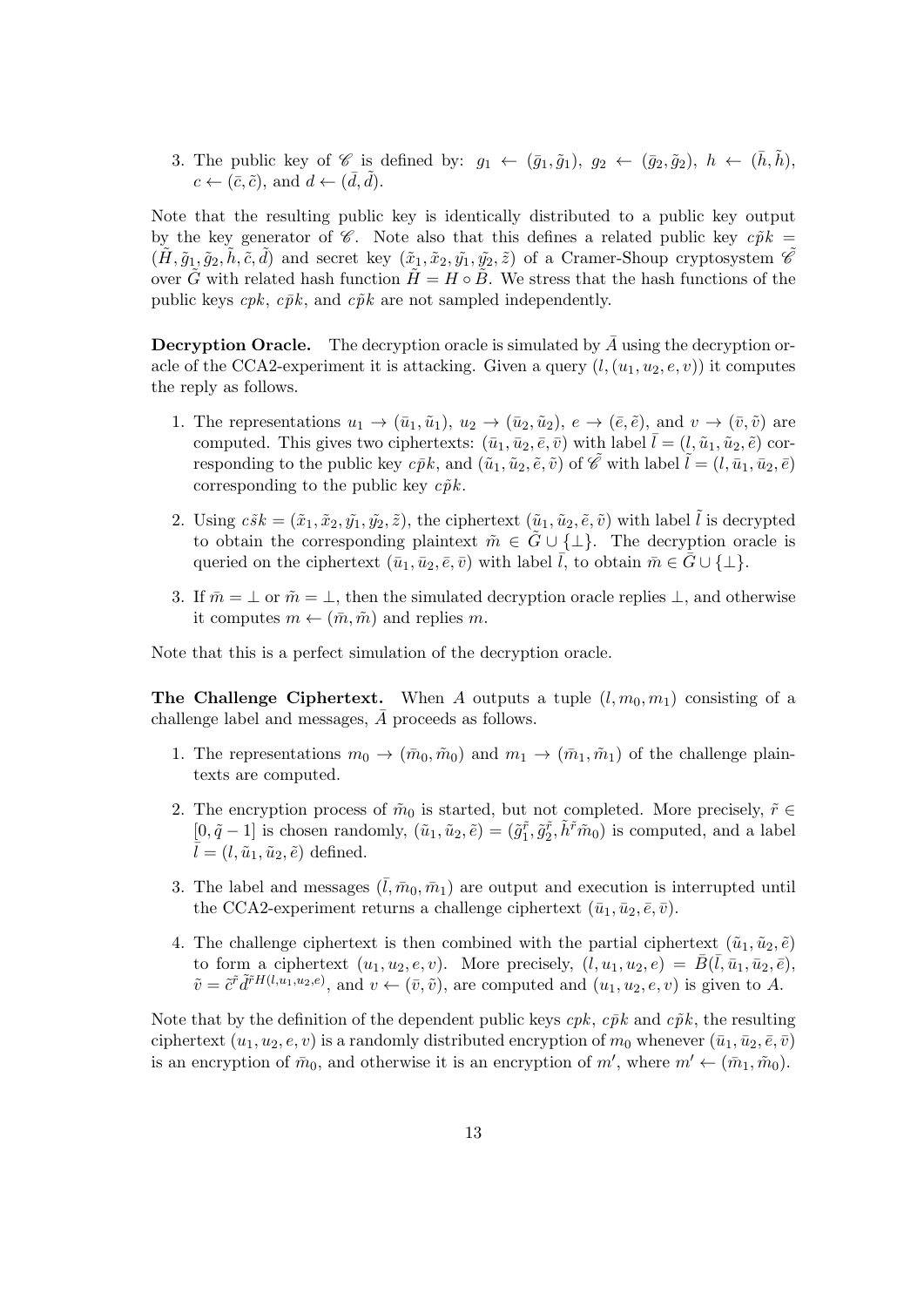3. The public key of $\mathscr{C}$ is defined by: $g_1 \leftarrow (\bar{g}_1, \tilde{g}_1)$, $g_2 \leftarrow (\bar{g}_2, \tilde{g}_2)$, $h \leftarrow (\bar{h}, \tilde{h})$, $c \leftarrow (\bar{c}, \tilde{c})$, and $d \leftarrow (\bar{d}, \tilde{d})$.

Note that the resulting public key is identically distributed to a public key output by the key generator of $\mathscr{C}$. Note also that this defines a related public key $c\tilde{p}k = (\tilde{H}, \tilde{g}_1, \tilde{g}_2, \tilde{h}, \tilde{c}, \tilde{d})$ and secret key $(\tilde{x}_1, \tilde{x}_2, \tilde{y}_1, \tilde{y}_2, \tilde{z})$ of a Cramer-Shoup cryptosystem $\tilde{\mathscr{C}}$ over $\tilde{G}$ with related hash function $\tilde{H} = H \circ \tilde{B}$. We stress that the hash functions of the public keys $cpk$, $c\bar{p}k$, and $c\tilde{p}k$ are not sampled independently.

**Decryption Oracle.** The decryption oracle is simulated by $\bar{A}$ using the decryption oracle of the CCA2-experiment it is attacking. Given a query $(l, (u_1, u_2, e, v))$ it computes the reply as follows.

1. The representations $u_1 \rightarrow (\bar{u}_1, \tilde{u}_1)$, $u_2 \rightarrow (\bar{u}_2, \tilde{u}_2)$, $e \rightarrow (\bar{e}, \tilde{e})$, and $v \rightarrow (\bar{v}, \tilde{v})$ are computed. This gives two ciphertexts: $(\bar{u}_1, \bar{u}_2, \bar{e}, \bar{v})$ with label $\bar{l} = (l, \tilde{u}_1, \tilde{u}_2, \tilde{e})$ corresponding to the public key $c\bar{p}k$, and $(\tilde{u}_1, \tilde{u}_2, \tilde{e}, \tilde{v})$ of $\tilde{\mathscr{C}}$ with label $\tilde{l} = (l, \bar{u}_1, \bar{u}_2, \bar{e})$ corresponding to the public key $c\tilde{p}k$.

2. Using $c\tilde{s}k = (\tilde{x}_1, \tilde{x}_2, \tilde{y}_1, \tilde{y}_2, \tilde{z})$, the ciphertext $(\tilde{u}_1, \tilde{u}_2, \tilde{e}, \tilde{v})$ with label $\tilde{l}$ is decrypted to obtain the corresponding plaintext $\tilde{m} \in \tilde{G} \cup \{\perp\}$. The decryption oracle is queried on the ciphertext $(\bar{u}_1, \bar{u}_2, \bar{e}, \bar{v})$ with label $\bar{l}$, to obtain $\bar{m} \in \bar{G} \cup \{\perp\}$.

3. If $\bar{m} = \perp$ or $\tilde{m} = \perp$, then the simulated decryption oracle replies $\perp$, and otherwise it computes $m \leftarrow (\bar{m}, \tilde{m})$ and replies $m$.

Note that this is a perfect simulation of the decryption oracle.

**The Challenge Ciphertext.** When $A$ outputs a tuple $(l, m_0, m_1)$ consisting of a challenge label and messages, $\bar{A}$ proceeds as follows.

1. The representations $m_0 \rightarrow (\bar{m}_0, \tilde{m}_0)$ and $m_1 \rightarrow (\bar{m}_1, \tilde{m}_1)$ of the challenge plaintexts are computed.

2. The encryption process of $\tilde{m}_0$ is started, but not completed. More precisely, $\tilde{r} \in [0, \tilde{q} - 1]$ is chosen randomly, $(\tilde{u}_1, \tilde{u}_2, \tilde{e}) = (\tilde{g}_1^{\tilde{r}}, \tilde{g}_2^{\tilde{r}}, \tilde{h}^{\tilde{r}}\tilde{m}_0)$ is computed, and a label $\bar{l} = (l, \tilde{u}_1, \tilde{u}_2, \tilde{e})$ defined.

3. The label and messages $(\bar{l}, \bar{m}_0, \bar{m}_1)$ are output and execution is interrupted until the CCA2-experiment returns a challenge ciphertext $(\bar{u}_1, \bar{u}_2, \bar{e}, \bar{v})$.

4. The challenge ciphertext is then combined with the partial ciphertext $(\tilde{u}_1, \tilde{u}_2, \tilde{e})$ to form a ciphertext $(u_1, u_2, e, v)$. More precisely, $(l, u_1, u_2, e) = \bar{B}(\bar{l}, \bar{u}_1, \bar{u}_2, \bar{e})$, $\tilde{v} = \tilde{c}^{\tilde{r}}\tilde{d}^{\tilde{r}H(l,u_1,u_2,e)}$, and $v \leftarrow (\bar{v}, \tilde{v})$, are computed and $(u_1, u_2, e, v)$ is given to $A$.

Note that by the definition of the dependent public keys $cpk$, $c\bar{p}k$ and $c\tilde{p}k$, the resulting ciphertext $(u_1, u_2, e, v)$ is a randomly distributed encryption of $m_0$ whenever $(\bar{u}_1, \bar{u}_2, \bar{e}, \bar{v})$ is an encryption of $\bar{m}_0$, and otherwise it is an encryption of $m'$, where $m' \leftarrow (\bar{m}_1, \tilde{m}_0)$.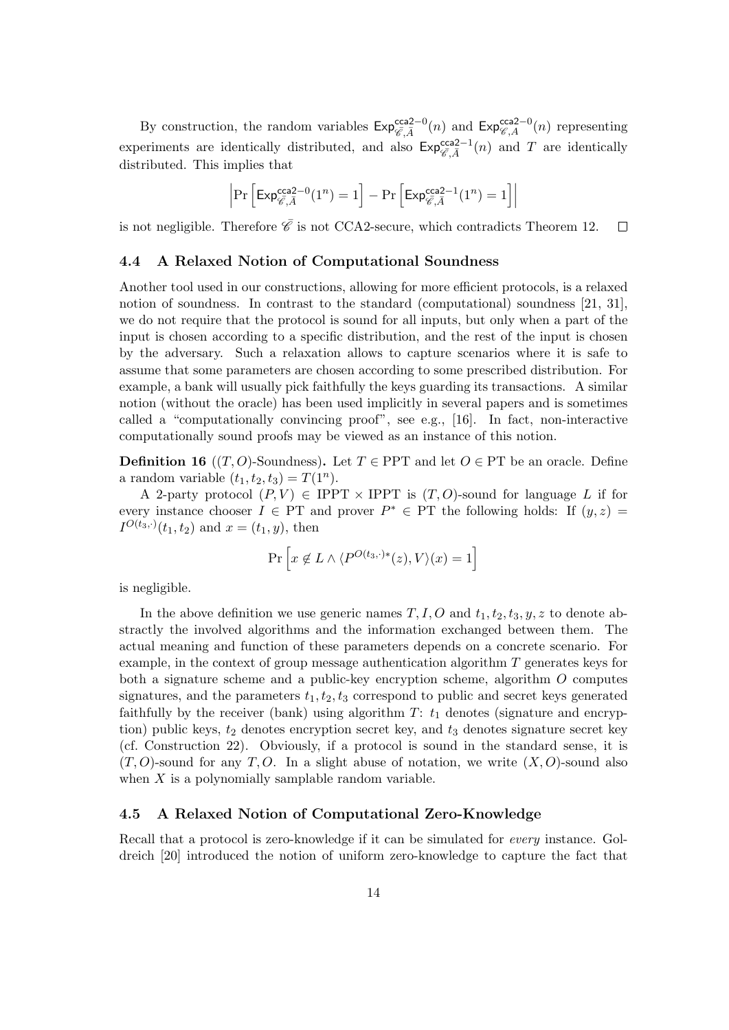By construction, the random variables $\mathsf{Exp}^{\mathsf{cca2}-0}_{\bar{\mathscr{C}},\bar{A}}(n)$ and $\mathsf{Exp}^{\mathsf{cca2}-0}_{\mathscr{C},A}(n)$ representing experiments are identically distributed, and also $\mathsf{Exp}^{\mathsf{cca2}-1}_{\bar{\mathscr{C}},\bar{A}}(n)$ and $T$ are identically distributed. This implies that

$$\left|\Pr\left[\mathsf{Exp}^{\mathsf{cca2}-0}_{\bar{\mathscr{C}},\bar{A}}(1^n) = 1\right] - \Pr\left[\mathsf{Exp}^{\mathsf{cca2}-1}_{\bar{\mathscr{C}},\bar{A}}(1^n) = 1\right]\right|$$

is not negligible. Therefore $\bar{\mathscr{C}}$ is not CCA2-secure, which contradicts Theorem 12. $\square$

### 4.4 A Relaxed Notion of Computational Soundness

Another tool used in our constructions, allowing for more efficient protocols, is a relaxed notion of soundness. In contrast to the standard (computational) soundness [21, 31], we do not require that the protocol is sound for all inputs, but only when a part of the input is chosen according to a specific distribution, and the rest of the input is chosen by the adversary. Such a relaxation allows to capture scenarios where it is safe to assume that some parameters are chosen according to some prescribed distribution. For example, a bank will usually pick faithfully the keys guarding its transactions. A similar notion (without the oracle) has been used implicitly in several papers and is sometimes called a "computationally convincing proof", see e.g., [16]. In fact, non-interactive computationally sound proofs may be viewed as an instance of this notion.

**Definition 16** (($T, O$)-Soundness)**.** Let $T \in \mathrm{PPT}$ and let $O \in \mathrm{PT}$ be an oracle. Define a random variable $(t_1, t_2, t_3) = T(1^n)$.

A 2-party protocol $(P, V) \in \mathrm{IPPT} \times \mathrm{IPPT}$ is $(T, O)$-sound for language $L$ if for every instance chooser $I \in \mathrm{PT}$ and prover $P^* \in \mathrm{PT}$ the following holds: If $(y, z) = I^{O(t_3,\cdot)}(t_1, t_2)$ and $x = (t_1, y)$, then

$$\Pr\left[x \notin L \wedge \langle P^{O(t_3,\cdot)*}(z), V\rangle(x) = 1\right]$$

is negligible.

In the above definition we use generic names $T, I, O$ and $t_1, t_2, t_3, y, z$ to denote abstractly the involved algorithms and the information exchanged between them. The actual meaning and function of these parameters depends on a concrete scenario. For example, in the context of group message authentication algorithm $T$ generates keys for both a signature scheme and a public-key encryption scheme, algorithm $O$ computes signatures, and the parameters $t_1, t_2, t_3$ correspond to public and secret keys generated faithfully by the receiver (bank) using algorithm $T$: $t_1$ denotes (signature and encryption) public keys, $t_2$ denotes encryption secret key, and $t_3$ denotes signature secret key (cf. Construction 22). Obviously, if a protocol is sound in the standard sense, it is $(T, O)$-sound for any $T, O$. In a slight abuse of notation, we write $(X, O)$-sound also when $X$ is a polynomially samplable random variable.

### 4.5 A Relaxed Notion of Computational Zero-Knowledge

Recall that a protocol is zero-knowledge if it can be simulated for *every* instance. Goldreich [20] introduced the notion of uniform zero-knowledge to capture the fact that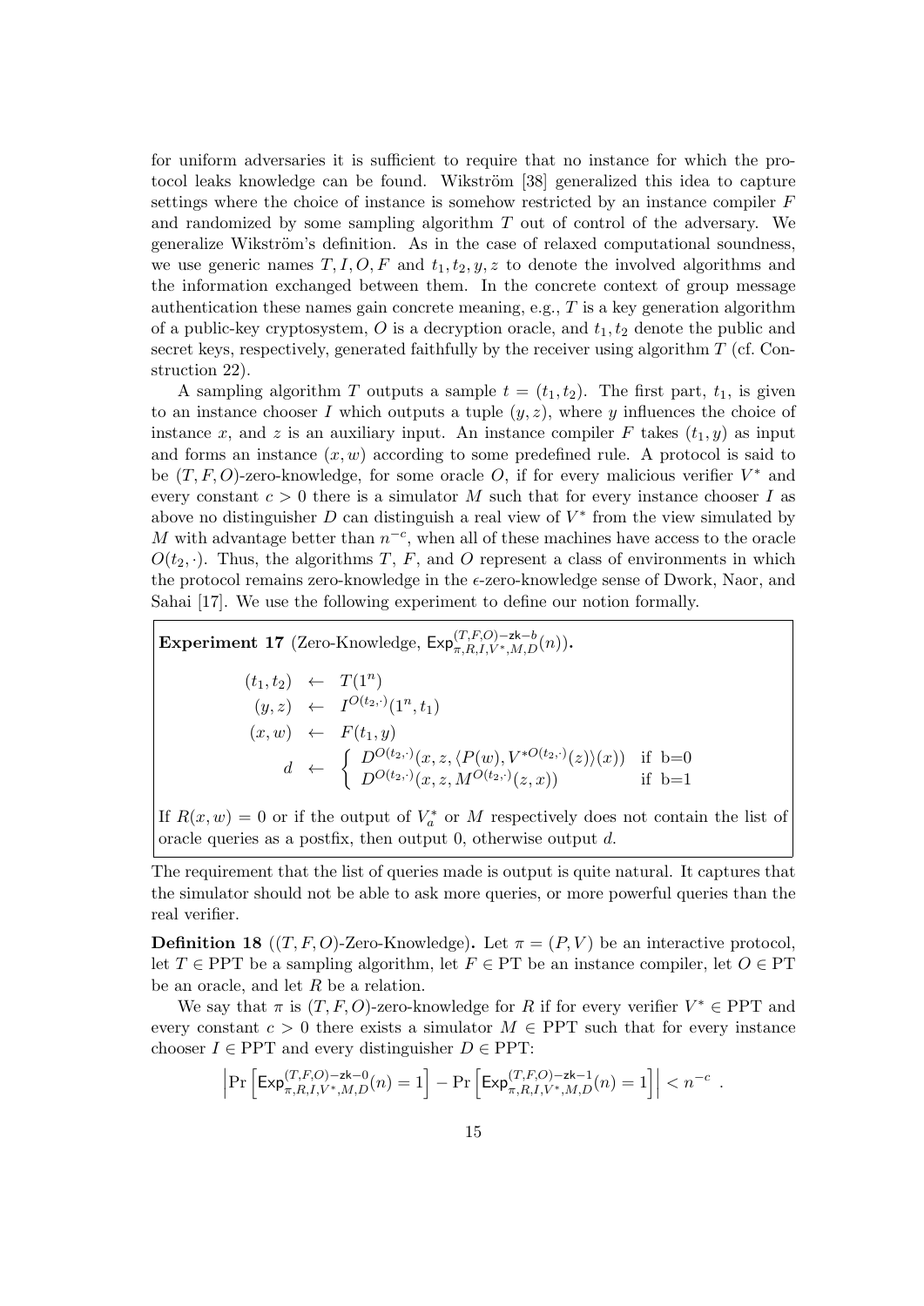for uniform adversaries it is sufficient to require that no instance for which the protocol leaks knowledge can be found. Wikström [38] generalized this idea to capture settings where the choice of instance is somehow restricted by an instance compiler $F$ and randomized by some sampling algorithm $T$ out of control of the adversary. We generalize Wikström's definition. As in the case of relaxed computational soundness, we use generic names $T, I, O, F$ and $t_1, t_2, y, z$ to denote the involved algorithms and the information exchanged between them. In the concrete context of group message authentication these names gain concrete meaning, e.g., $T$ is a key generation algorithm of a public-key cryptosystem, $O$ is a decryption oracle, and $t_1, t_2$ denote the public and secret keys, respectively, generated faithfully by the receiver using algorithm $T$ (cf. Construction 22).

A sampling algorithm $T$ outputs a sample $t = (t_1, t_2)$. The first part, $t_1$, is given to an instance chooser $I$ which outputs a tuple $(y, z)$, where $y$ influences the choice of instance $x$, and $z$ is an auxiliary input. An instance compiler $F$ takes $(t_1, y)$ as input and forms an instance $(x, w)$ according to some predefined rule. A protocol is said to be $(T, F, O)$-zero-knowledge, for some oracle $O$, if for every malicious verifier $V^*$ and every constant $c > 0$ there is a simulator $M$ such that for every instance chooser $I$ as above no distinguisher $D$ can distinguish a real view of $V^*$ from the view simulated by $M$ with advantage better than $n^{-c}$, when all of these machines have access to the oracle $O(t_2, \cdot)$. Thus, the algorithms $T$, $F$, and $O$ represent a class of environments in which the protocol remains zero-knowledge in the $\epsilon$-zero-knowledge sense of Dwork, Naor, and Sahai [17]. We use the following experiment to define our notion formally.

**Experiment 17** (Zero-Knowledge, $\mathsf{Exp}^{(T,F,O)-\mathsf{zk}-b}_{\pi,R,I,V^*,M,D}(n)$)**.**

$$
\begin{aligned}
(t_1, t_2) &\leftarrow T(1^n) \\
(y, z) &\leftarrow I^{O(t_2,\cdot)}(1^n, t_1) \\
(x, w) &\leftarrow F(t_1, y) \\
d &\leftarrow \begin{cases} D^{O(t_2,\cdot)}(x, z, \langle P(w), V^{*O(t_2,\cdot)}(z)\rangle(x)) & \text{if b=0} \\ D^{O(t_2,\cdot)}(x, z, M^{O(t_2,\cdot)}(z, x)) & \text{if b=1} \end{cases}
\end{aligned}
$$

If $R(x, w) = 0$ or if the output of $V_a^*$ or $M$ respectively does not contain the list of oracle queries as a postfix, then output 0, otherwise output $d$.

The requirement that the list of queries made is output is quite natural. It captures that the simulator should not be able to ask more queries, or more powerful queries than the real verifier.

**Definition 18** (($T, F, O$)-Zero-Knowledge)**.** Let $\pi = (P, V)$ be an interactive protocol, let $T \in \mathrm{PPT}$ be a sampling algorithm, let $F \in \mathrm{PT}$ be an instance compiler, let $O \in \mathrm{PT}$ be an oracle, and let $R$ be a relation.

We say that $\pi$ is $(T, F, O)$-zero-knowledge for $R$ if for every verifier $V^* \in \mathrm{PPT}$ and every constant $c > 0$ there exists a simulator $M \in \mathrm{PPT}$ such that for every instance chooser $I \in \mathrm{PPT}$ and every distinguisher $D \in \mathrm{PPT}$:

$$
\left| \Pr\left[\mathsf{Exp}^{(T,F,O)-\mathsf{zk}-0}_{\pi,R,I,V^*,M,D}(n) = 1\right] - \Pr\left[\mathsf{Exp}^{(T,F,O)-\mathsf{zk}-1}_{\pi,R,I,V^*,M,D}(n) = 1\right] \right| < n^{-c} .
$$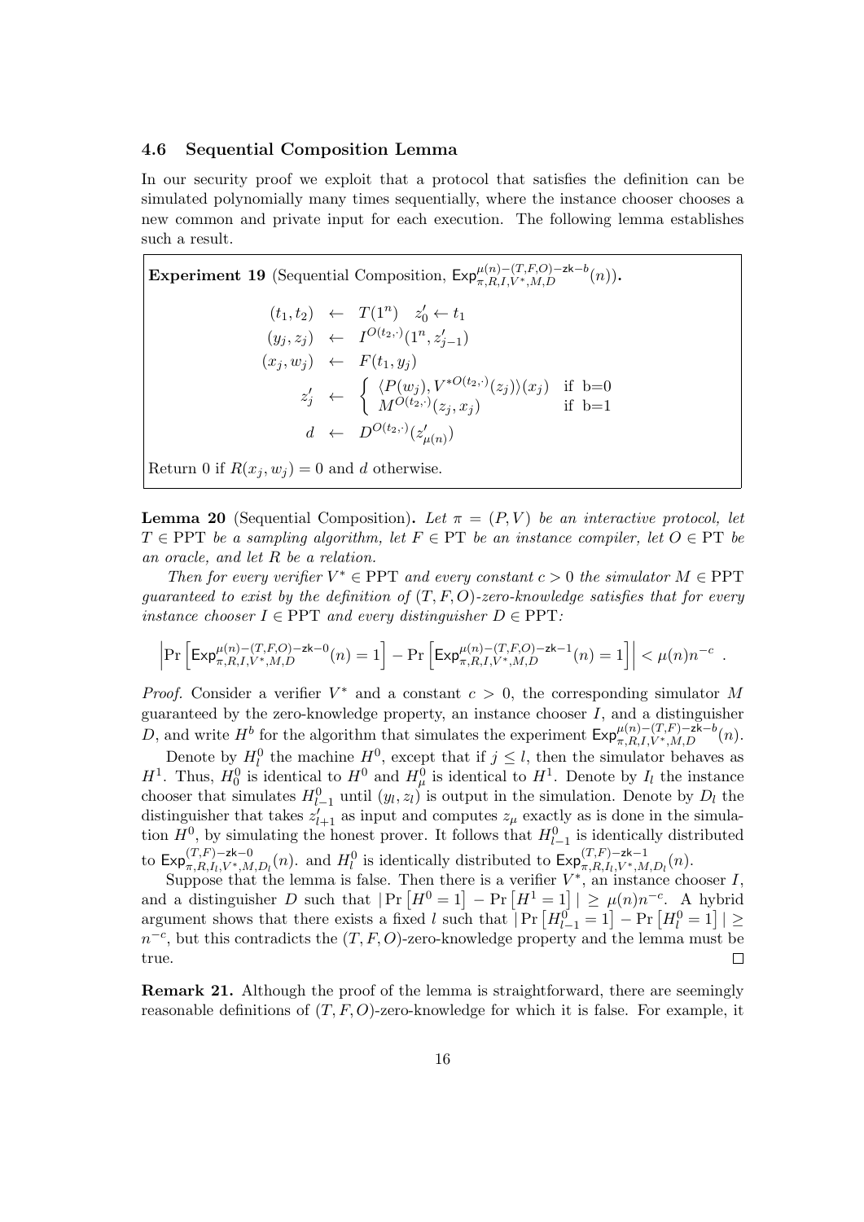### 4.6 Sequential Composition Lemma

In our security proof we exploit that a protocol that satisfies the definition can be simulated polynomially many times sequentially, where the instance chooser chooses a new common and private input for each execution. The following lemma establishes such a result.

**Experiment 19** (Sequential Composition, $\mathsf{Exp}^{\mu(n)-(T,F,O)-\mathsf{zk}-b}_{\pi,R,I,V^*,M,D}(n)$)**.**

$$
\begin{aligned}
(t_1, t_2) &\leftarrow T(1^n) \quad z'_0 \leftarrow t_1 \\
(y_j, z_j) &\leftarrow I^{O(t_2,\cdot)}(1^n, z'_{j-1}) \\
(x_j, w_j) &\leftarrow F(t_1, y_j) \\
z'_j &\leftarrow \begin{cases} \langle P(w_j), V^{*O(t_2,\cdot)}(z_j)\rangle(x_j) & \text{if b=0} \\ M^{O(t_2,\cdot)}(z_j, x_j) & \text{if b=1} \end{cases} \\
d &\leftarrow D^{O(t_2,\cdot)}(z'_{\mu(n)})
\end{aligned}
$$

Return 0 if $R(x_j, w_j) = 0$ and $d$ otherwise.

**Lemma 20** (Sequential Composition)**.** *Let $\pi = (P, V)$ be an interactive protocol, let $T \in \mathrm{PPT}$ be a sampling algorithm, let $F \in \mathrm{PT}$ be an instance compiler, let $O \in \mathrm{PT}$ be an oracle, and let $R$ be a relation.*

*Then for every verifier $V^* \in \mathrm{PPT}$ and every constant $c > 0$ the simulator $M \in \mathrm{PPT}$ guaranteed to exist by the definition of $(T, F, O)$-zero-knowledge satisfies that for every instance chooser $I \in \mathrm{PPT}$ and every distinguisher $D \in \mathrm{PPT}$:*

$$
\left| \Pr\left[\mathsf{Exp}^{\mu(n)-(T,F,O)-\mathsf{zk}-0}_{\pi,R,I,V^*,M,D}(n) = 1\right] - \Pr\left[\mathsf{Exp}^{\mu(n)-(T,F,O)-\mathsf{zk}-1}_{\pi,R,I,V^*,M,D}(n) = 1\right] \right| < \mu(n) n^{-c} \ .
$$

*Proof.* Consider a verifier $V^*$ and a constant $c > 0$, the corresponding simulator $M$ guaranteed by the zero-knowledge property, an instance chooser $I$, and a distinguisher $D$, and write $H^b$ for the algorithm that simulates the experiment $\mathsf{Exp}^{\mu(n)-(T,F)-\mathsf{zk}-b}_{\pi,R,I,V^*,M,D}(n)$.

Denote by $H^0_l$ the machine $H^0$, except that if $j \leq l$, then the simulator behaves as $H^1$. Thus, $H^0_0$ is identical to $H^0$ and $H^0_\mu$ is identical to $H^1$. Denote by $I_l$ the instance chooser that simulates $H^0_{l-1}$ until $(y_l, z_l)$ is output in the simulation. Denote by $D_l$ the distinguisher that takes $z'_{l+1}$ as input and computes $z_\mu$ exactly as is done in the simulation $H^0$, by simulating the honest prover. It follows that $H^0_{l-1}$ is identically distributed to $\mathsf{Exp}^{(T,F)-\mathsf{zk}-0}_{\pi,R,I_l,V^*,M,D_l}(n)$. and $H^0_l$ is identically distributed to $\mathsf{Exp}^{(T,F)-\mathsf{zk}-1}_{\pi,R,I_l,V^*,M,D_l}(n)$.

Suppose that the lemma is false. Then there is a verifier $V^*$, an instance chooser $I$, and a distinguisher $D$ such that $|\Pr\left[H^0 = 1\right] - \Pr\left[H^1 = 1\right]| \geq \mu(n) n^{-c}$. A hybrid argument shows that there exists a fixed $l$ such that $|\Pr\left[H^0_{l-1} = 1\right] - \Pr\left[H^0_l = 1\right]| \geq n^{-c}$, but this contradicts the $(T, F, O)$-zero-knowledge property and the lemma must be true. □

**Remark 21.** Although the proof of the lemma is straightforward, there are seemingly reasonable definitions of $(T, F, O)$-zero-knowledge for which it is false. For example, it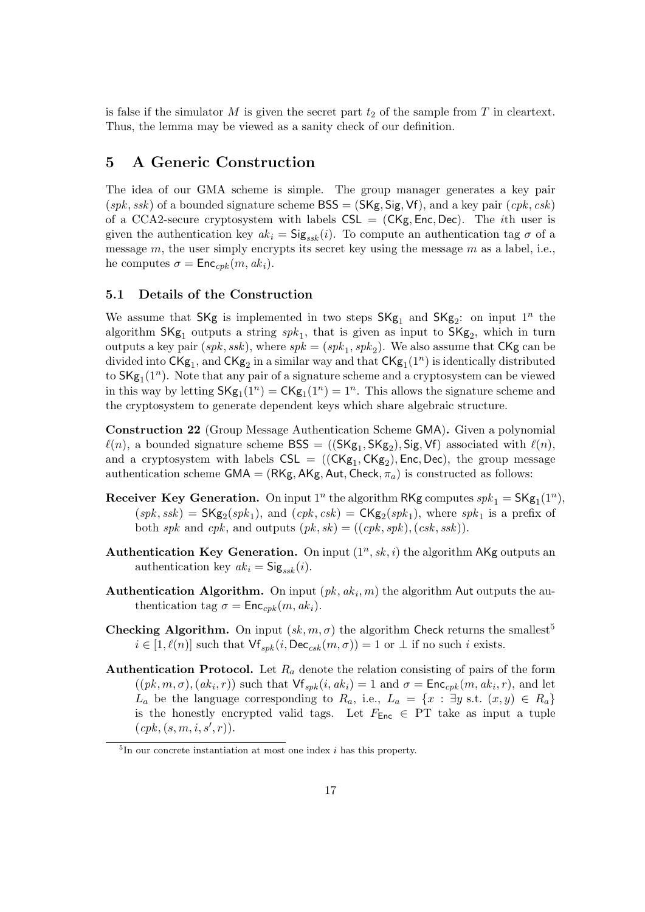is false if the simulator $M$ is given the secret part $t_2$ of the sample from $T$ in cleartext. Thus, the lemma may be viewed as a sanity check of our definition.

# 5 A Generic Construction

The idea of our GMA scheme is simple. The group manager generates a key pair $(spk, ssk)$ of a bounded signature scheme $\mathsf{BSS} = (\mathsf{SKg}, \mathsf{Sig}, \mathsf{Vf})$, and a key pair $(cpk, csk)$ of a CCA2-secure cryptosystem with labels $\mathsf{CSL} = (\mathsf{CKg}, \mathsf{Enc}, \mathsf{Dec})$. The $i$th user is given the authentication key $ak_i = \mathsf{Sig}_{ssk}(i)$. To compute an authentication tag $\sigma$ of a message $m$, the user simply encrypts its secret key using the message $m$ as a label, i.e., he computes $\sigma = \mathsf{Enc}_{cpk}(m, ak_i)$.

## 5.1 Details of the Construction

We assume that $\mathsf{SKg}$ is implemented in two steps $\mathsf{SKg}_1$ and $\mathsf{SKg}_2$: on input $1^n$ the algorithm $\mathsf{SKg}_1$ outputs a string $spk_1$, that is given as input to $\mathsf{SKg}_2$, which in turn outputs a key pair $(spk, ssk)$, where $spk = (spk_1, spk_2)$. We also assume that $\mathsf{CKg}$ can be divided into $\mathsf{CKg}_1$, and $\mathsf{CKg}_2$ in a similar way and that $\mathsf{CKg}_1(1^n)$ is identically distributed to $\mathsf{SKg}_1(1^n)$. Note that any pair of a signature scheme and a cryptosystem can be viewed in this way by letting $\mathsf{SKg}_1(1^n) = \mathsf{CKg}_1(1^n) = 1^n$. This allows the signature scheme and the cryptosystem to generate dependent keys which share algebraic structure.

**Construction 22** (Group Message Authentication Scheme $\mathsf{GMA}$)**.** Given a polynomial $\ell(n)$, a bounded signature scheme $\mathsf{BSS} = ((\mathsf{SKg}_1, \mathsf{SKg}_2), \mathsf{Sig}, \mathsf{Vf})$ associated with $\ell(n)$, and a cryptosystem with labels $\mathsf{CSL} = ((\mathsf{CKg}_1, \mathsf{CKg}_2), \mathsf{Enc}, \mathsf{Dec})$, the group message authentication scheme $\mathsf{GMA} = (\mathsf{RKg}, \mathsf{AKg}, \mathsf{Aut}, \mathsf{Check}, \pi_a)$ is constructed as follows:

**Receiver Key Generation.** On input $1^n$ the algorithm $\mathsf{RKg}$ computes $spk_1 = \mathsf{SKg}_1(1^n)$, $(spk, ssk) = \mathsf{SKg}_2(spk_1)$, and $(cpk, csk) = \mathsf{CKg}_2(spk_1)$, where $spk_1$ is a prefix of both $spk$ and $cpk$, and outputs $(pk, sk) = ((cpk, spk), (csk, ssk))$.

**Authentication Key Generation.** On input $(1^n, sk, i)$ the algorithm $\mathsf{AKg}$ outputs an authentication key $ak_i = \mathsf{Sig}_{ssk}(i)$.

**Authentication Algorithm.** On input $(pk, ak_i, m)$ the algorithm $\mathsf{Aut}$ outputs the authentication tag $\sigma = \mathsf{Enc}_{cpk}(m, ak_i)$.

**Checking Algorithm.** On input $(sk, m, \sigma)$ the algorithm $\mathsf{Check}$ returns the smallest[5] $i \in [1, \ell(n)]$ such that $\mathsf{Vf}_{spk}(i, \mathsf{Dec}_{csk}(m, \sigma)) = 1$ or $\perp$ if no such $i$ exists.

**Authentication Protocol.** Let $R_a$ denote the relation consisting of pairs of the form $((pk, m, \sigma), (ak_i, r))$ such that $\mathsf{Vf}_{spk}(i, ak_i) = 1$ and $\sigma = \mathsf{Enc}_{cpk}(m, ak_i, r)$, and let $L_a$ be the language corresponding to $R_a$, i.e., $L_a = \{x : \exists y \text{ s.t. } (x, y) \in R_a\}$ is the honestly encrypted valid tags. Let $F_{\mathsf{Enc}} \in \mathrm{PT}$ take as input a tuple $(cpk, (s, m, i, s', r))$.

[5] In our concrete instantiation at most one index $i$ has this property.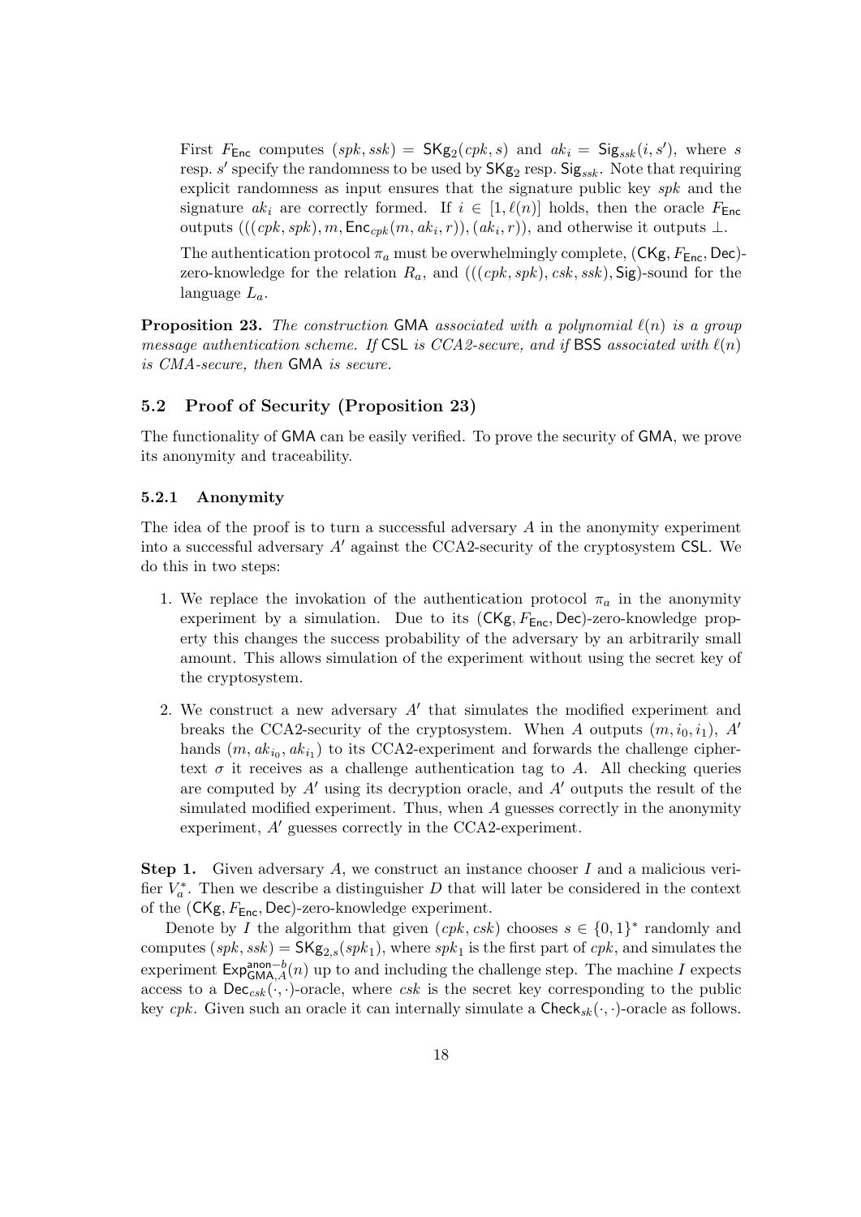First $F_{\mathsf{Enc}}$ computes $(spk, ssk) = \mathsf{SKg}_2(cpk, s)$ and $ak_i = \mathsf{Sig}_{ssk}(i, s')$, where $s$ resp. $s'$ specify the randomness to be used by $\mathsf{SKg}_2$ resp. $\mathsf{Sig}_{ssk}$. Note that requiring explicit randomness as input ensures that the signature public key $spk$ and the signature $ak_i$ are correctly formed. If $i \in [1, \ell(n)]$ holds, then the oracle $F_{\mathsf{Enc}}$ outputs $(((cpk, spk), m, \mathsf{Enc}_{cpk}(m, ak_i, r)), (ak_i, r))$, and otherwise it outputs $\bot$.

The authentication protocol $\pi_a$ must be overwhelmingly complete, $(\mathsf{CKg}, F_{\mathsf{Enc}}, \mathsf{Dec})$-zero-knowledge for the relation $R_a$, and $(((cpk, spk), csk, ssk), \mathsf{Sig})$-sound for the language $L_a$.

**Proposition 23.** *The construction* GMA *associated with a polynomial $\ell(n)$ is a group message authentication scheme. If* CSL *is CCA2-secure, and if* BSS *associated with $\ell(n)$ is CMA-secure, then* GMA *is secure.*

## 5.2 Proof of Security (Proposition 23)

The functionality of GMA can be easily verified. To prove the security of GMA, we prove its anonymity and traceability.

### 5.2.1 Anonymity

The idea of the proof is to turn a successful adversary $A$ in the anonymity experiment into a successful adversary $A'$ against the CCA2-security of the cryptosystem CSL. We do this in two steps:

1. We replace the invokation of the authentication protocol $\pi_a$ in the anonymity experiment by a simulation. Due to its $(\mathsf{CKg}, F_{\mathsf{Enc}}, \mathsf{Dec})$-zero-knowledge property this changes the success probability of the adversary by an arbitrarily small amount. This allows simulation of the experiment without using the secret key of the cryptosystem.
2. We construct a new adversary $A'$ that simulates the modified experiment and breaks the CCA2-security of the cryptosystem. When $A$ outputs $(m, i_0, i_1)$, $A'$ hands $(m, ak_{i_0}, ak_{i_1})$ to its CCA2-experiment and forwards the challenge ciphertext $\sigma$ it receives as a challenge authentication tag to $A$. All checking queries are computed by $A'$ using its decryption oracle, and $A'$ outputs the result of the simulated modified experiment. Thus, when $A$ guesses correctly in the anonymity experiment, $A'$ guesses correctly in the CCA2-experiment.

**Step 1.** Given adversary $A$, we construct an instance chooser $I$ and a malicious verifier $V_a^*$. Then we describe a distinguisher $D$ that will later be considered in the context of the $(\mathsf{CKg}, F_{\mathsf{Enc}}, \mathsf{Dec})$-zero-knowledge experiment.

Denote by $I$ the algorithm that given $(cpk, csk)$ chooses $s \in \{0,1\}^*$ randomly and computes $(spk, ssk) = \mathsf{SKg}_{2,s}(spk_1)$, where $spk_1$ is the first part of $cpk$, and simulates the experiment $\mathsf{Exp}^{\mathsf{anon}-b}_{\mathsf{GMA},A}(n)$ up to and including the challenge step. The machine $I$ expects access to a $\mathsf{Dec}_{csk}(\cdot,\cdot)$-oracle, where $csk$ is the secret key corresponding to the public key $cpk$. Given such an oracle it can internally simulate a $\mathsf{Check}_{sk}(\cdot,\cdot)$-oracle as follows.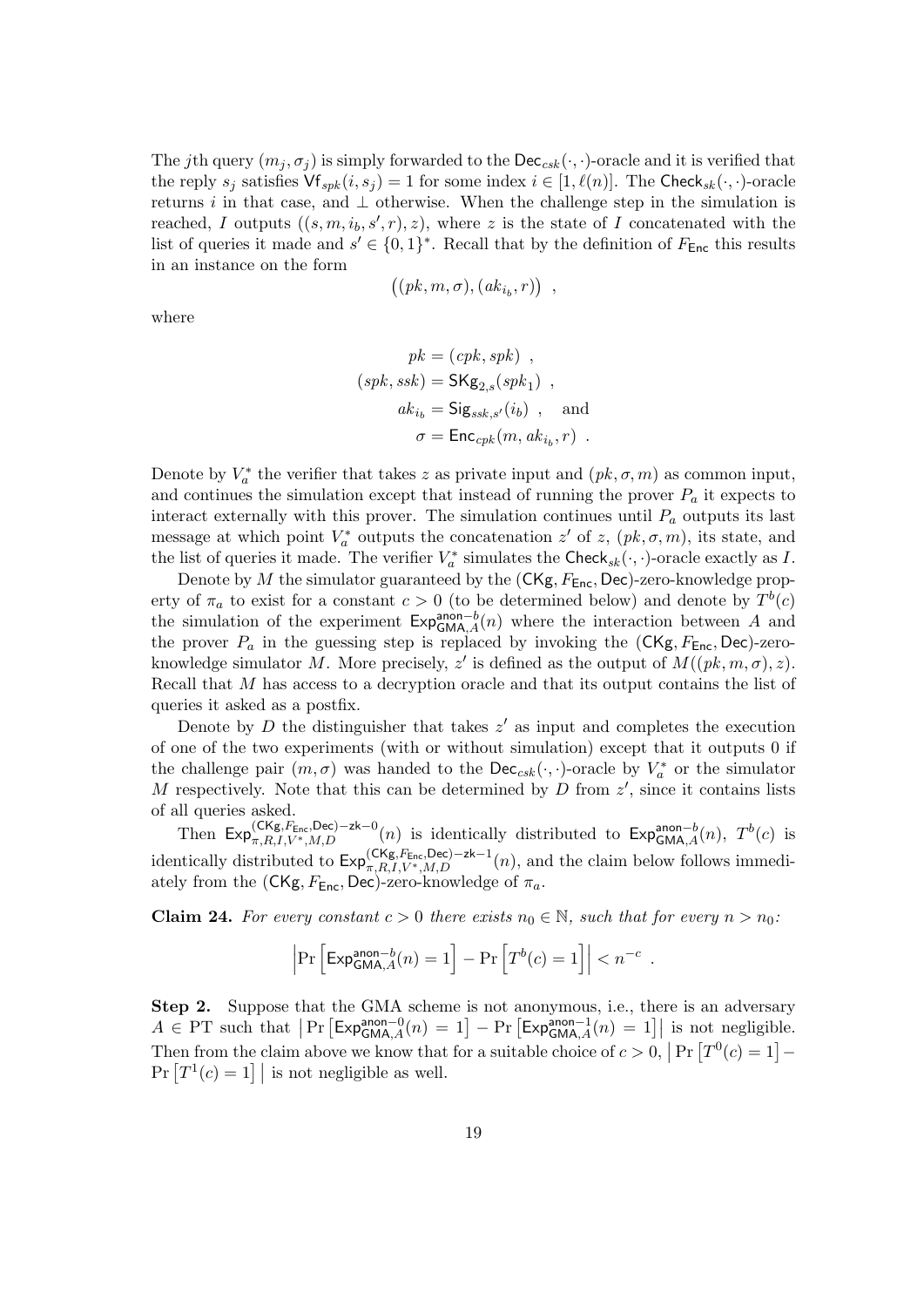The $j$th query $(m_j, \sigma_j)$ is simply forwarded to the $\mathsf{Dec}_{csk}(\cdot,\cdot)$-oracle and it is verified that the reply $s_j$ satisfies $\mathsf{Vf}_{spk}(i, s_j) = 1$ for some index $i \in [1, \ell(n)]$. The $\mathsf{Check}_{sk}(\cdot,\cdot)$-oracle returns $i$ in that case, and $\perp$ otherwise. When the challenge step in the simulation is reached, $I$ outputs $((s, m, i_b, s', r), z)$, where $z$ is the state of $I$ concatenated with the list of queries it made and $s' \in \{0,1\}^*$. Recall that by the definition of $F_{\mathsf{Enc}}$ this results in an instance on the form

$$\left((pk, m, \sigma), (ak_{i_b}, r)\right) \enspace ,$$

where

$$\begin{aligned}
pk &= (cpk, spk) \enspace , \\
(spk, ssk) &= \mathsf{SKg}_{2,s}(spk_1) \enspace , \\
ak_{i_b} &= \mathsf{Sig}_{ssk,s'}(i_b) \enspace , \quad \text{and} \\
\sigma &= \mathsf{Enc}_{cpk}(m, ak_{i_b}, r) \enspace .
\end{aligned}$$

Denote by $V_a^*$ the verifier that takes $z$ as private input and $(pk, \sigma, m)$ as common input, and continues the simulation except that instead of running the prover $P_a$ it expects to interact externally with this prover. The simulation continues until $P_a$ outputs its last message at which point $V_a^*$ outputs the concatenation $z'$ of $z$, $(pk, \sigma, m)$, its state, and the list of queries it made. The verifier $V_a^*$ simulates the $\mathsf{Check}_{sk}(\cdot,\cdot)$-oracle exactly as $I$.

Denote by $M$ the simulator guaranteed by the $(\mathsf{CKg}, F_{\mathsf{Enc}}, \mathsf{Dec})$-zero-knowledge property of $\pi_a$ to exist for a constant $c > 0$ (to be determined below) and denote by $T^b(c)$ the simulation of the experiment $\mathsf{Exp}^{\mathsf{anon}-b}_{\mathsf{GMA},A}(n)$ where the interaction between $A$ and the prover $P_a$ in the guessing step is replaced by invoking the $(\mathsf{CKg}, F_{\mathsf{Enc}}, \mathsf{Dec})$-zero-knowledge simulator $M$. More precisely, $z'$ is defined as the output of $M((pk, m, \sigma), z)$. Recall that $M$ has access to a decryption oracle and that its output contains the list of queries it asked as a postfix.

Denote by $D$ the distinguisher that takes $z'$ as input and completes the execution of one of the two experiments (with or without simulation) except that it outputs 0 if the challenge pair $(m, \sigma)$ was handed to the $\mathsf{Dec}_{csk}(\cdot,\cdot)$-oracle by $V_a^*$ or the simulator $M$ respectively. Note that this can be determined by $D$ from $z'$, since it contains lists of all queries asked.

Then $\mathsf{Exp}^{(\mathsf{CKg},F_{\mathsf{Enc}},\mathsf{Dec})-\mathsf{zk}-0}_{\pi,R,I,V^*,M,D}(n)$ is identically distributed to $\mathsf{Exp}^{\mathsf{anon}-b}_{\mathsf{GMA},A}(n)$, $T^b(c)$ is identically distributed to $\mathsf{Exp}^{(\mathsf{CKg},F_{\mathsf{Enc}},\mathsf{Dec})-\mathsf{zk}-1}_{\pi,R,I,V^*,M,D}(n)$, and the claim below follows immediately from the $(\mathsf{CKg}, F_{\mathsf{Enc}}, \mathsf{Dec})$-zero-knowledge of $\pi_a$.

**Claim 24.** *For every constant $c > 0$ there exists $n_0 \in \mathbb{N}$, such that for every $n > n_0$:*

$$\left|\Pr\left[\mathsf{Exp}^{\mathsf{anon}-b}_{\mathsf{GMA},A}(n) = 1\right] - \Pr\left[T^b(c) = 1\right]\right| < n^{-c} \enspace .$$

**Step 2.** Suppose that the GMA scheme is not anonymous, i.e., there is an adversary $A \in \mathrm{PT}$ such that $\left|\Pr\left[\mathsf{Exp}^{\mathsf{anon}-0}_{\mathsf{GMA},A}(n) = 1\right] - \Pr\left[\mathsf{Exp}^{\mathsf{anon}-1}_{\mathsf{GMA},A}(n) = 1\right]\right|$ is not negligible. Then from the claim above we know that for a suitable choice of $c > 0$, $\left|\Pr\left[T^0(c) = 1\right] - \Pr\left[T^1(c) = 1\right]\right|$ is not negligible as well.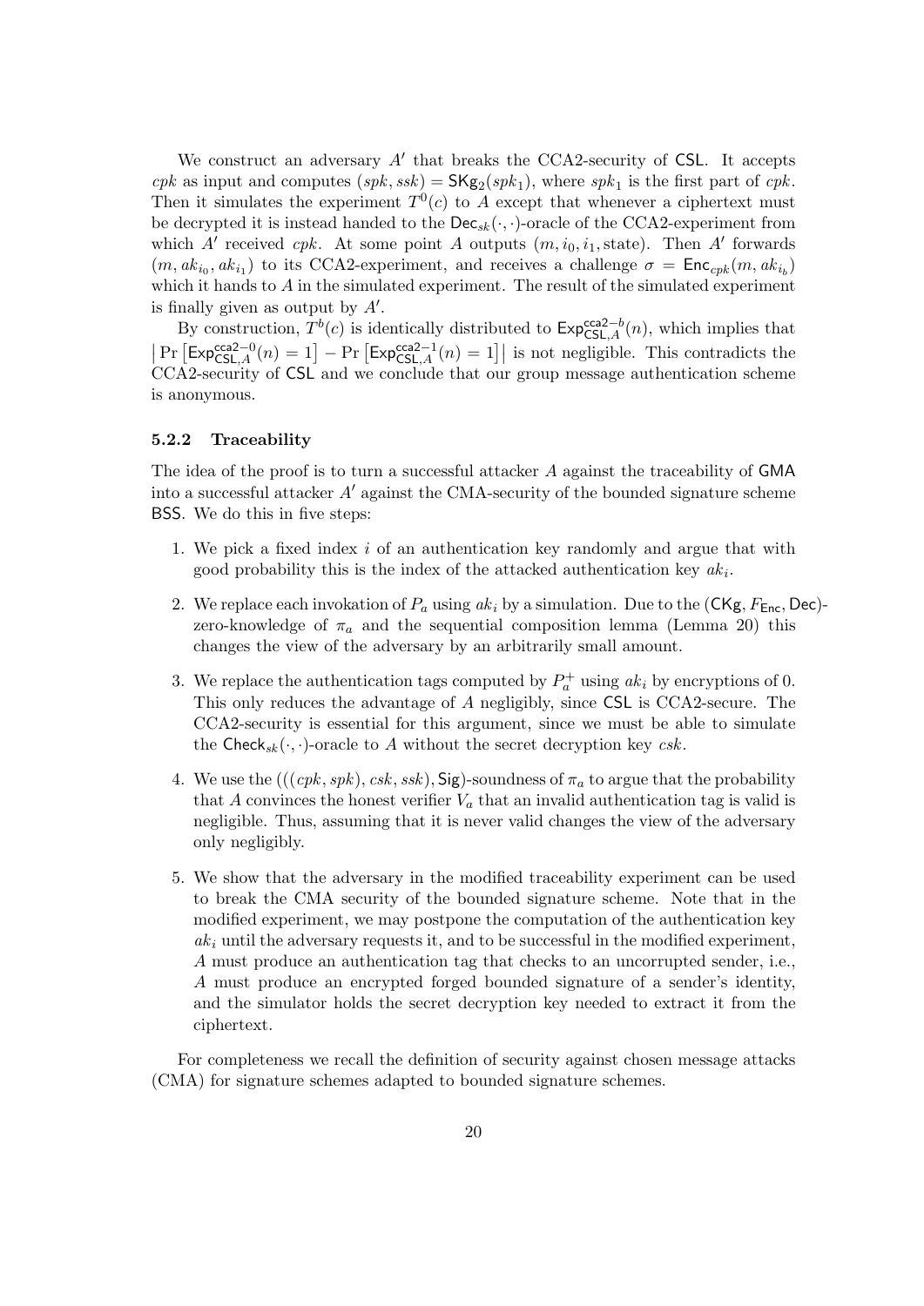We construct an adversary $A'$ that breaks the CCA2-security of $\mathsf{CSL}$. It accepts $cpk$ as input and computes $(spk, ssk) = \mathsf{SKg}_2(spk_1)$, where $spk_1$ is the first part of $cpk$. Then it simulates the experiment $T^0(c)$ to $A$ except that whenever a ciphertext must be decrypted it is instead handed to the $\mathsf{Dec}_{sk}(\cdot,\cdot)$-oracle of the CCA2-experiment from which $A'$ received $cpk$. At some point $A$ outputs $(m, i_0, i_1, \text{state})$. Then $A'$ forwards $(m, ak_{i_0}, ak_{i_1})$ to its CCA2-experiment, and receives a challenge $\sigma = \mathsf{Enc}_{cpk}(m, ak_{i_b})$ which it hands to $A$ in the simulated experiment. The result of the simulated experiment is finally given as output by $A'$.

By construction, $T^b(c)$ is identically distributed to $\mathsf{Exp}^{\mathsf{cca2}-b}_{\mathsf{CSL},A}(n)$, which implies that $\left|\Pr\left[\mathsf{Exp}^{\mathsf{cca2}-0}_{\mathsf{CSL},A}(n) = 1\right] - \Pr\left[\mathsf{Exp}^{\mathsf{cca2}-1}_{\mathsf{CSL},A}(n) = 1\right]\right|$ is not negligible. This contradicts the CCA2-security of $\mathsf{CSL}$ and we conclude that our group message authentication scheme is anonymous.

### 5.2.2 Traceability

The idea of the proof is to turn a successful attacker $A$ against the traceability of $\mathsf{GMA}$ into a successful attacker $A'$ against the CMA-security of the bounded signature scheme $\mathsf{BSS}$. We do this in five steps:

1. We pick a fixed index $i$ of an authentication key randomly and argue that with good probability this is the index of the attacked authentication key $ak_i$.
2. We replace each invokation of $P_a$ using $ak_i$ by a simulation. Due to the $(\mathsf{CKg}, F_{\mathsf{Enc}}, \mathsf{Dec})$-zero-knowledge of $\pi_a$ and the sequential composition lemma (Lemma 20) this changes the view of the adversary by an arbitrarily small amount.
3. We replace the authentication tags computed by $P_a^+$ using $ak_i$ by encryptions of 0. This only reduces the advantage of $A$ negligibly, since $\mathsf{CSL}$ is CCA2-secure. The CCA2-security is essential for this argument, since we must be able to simulate the $\mathsf{Check}_{sk}(\cdot,\cdot)$-oracle to $A$ without the secret decryption key $csk$.
4. We use the $(((cpk, spk), csk, ssk), \mathsf{Sig})$-soundness of $\pi_a$ to argue that the probability that $A$ convinces the honest verifier $V_a$ that an invalid authentication tag is valid is negligible. Thus, assuming that it is never valid changes the view of the adversary only negligibly.
5. We show that the adversary in the modified traceability experiment can be used to break the CMA security of the bounded signature scheme. Note that in the modified experiment, we may postpone the computation of the authentication key $ak_i$ until the adversary requests it, and to be successful in the modified experiment, $A$ must produce an authentication tag that checks to an uncorrupted sender, i.e., $A$ must produce an encrypted forged bounded signature of a sender's identity, and the simulator holds the secret decryption key needed to extract it from the ciphertext.

For completeness we recall the definition of security against chosen message attacks (CMA) for signature schemes adapted to bounded signature schemes.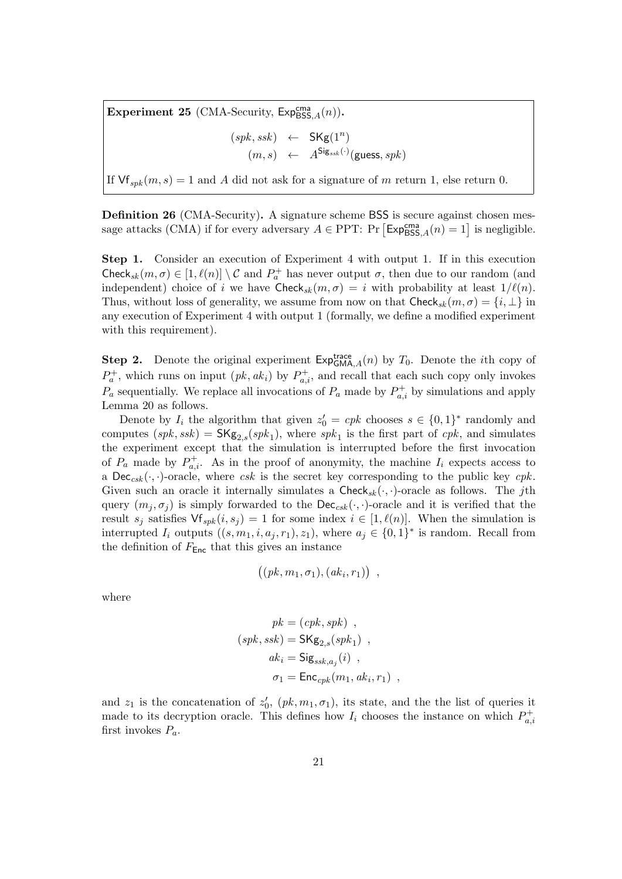**Experiment 25** (CMA-Security, $\mathsf{Exp}^{\mathsf{cma}}_{\mathsf{BSS},A}(n)$).

$$
\begin{aligned}
(spk, ssk) &\leftarrow \mathsf{SKg}(1^n) \\
(m, s) &\leftarrow A^{\mathsf{Sig}_{ssk}(\cdot)}(\mathsf{guess}, spk)
\end{aligned}
$$

If $\mathsf{Vf}_{spk}(m, s) = 1$ and $A$ did not ask for a signature of $m$ return 1, else return 0.

**Definition 26** (CMA-Security). A signature scheme $\mathsf{BSS}$ is secure against chosen message attacks (CMA) if for every adversary $A \in$ PPT: $\Pr\left[\mathsf{Exp}^{\mathsf{cma}}_{\mathsf{BSS},A}(n) = 1\right]$ is negligible.

**Step 1.** Consider an execution of Experiment 4 with output 1. If in this execution $\mathsf{Check}_{sk}(m, \sigma) \in [1, \ell(n)] \setminus \mathcal{C}$ and $P_a^+$ has never output $\sigma$, then due to our random (and independent) choice of $i$ we have $\mathsf{Check}_{sk}(m, \sigma) = i$ with probability at least $1/\ell(n)$. Thus, without loss of generality, we assume from now on that $\mathsf{Check}_{sk}(m, \sigma) = \{i, \perp\}$ in any execution of Experiment 4 with output 1 (formally, we define a modified experiment with this requirement).

**Step 2.** Denote the original experiment $\mathsf{Exp}^{\mathsf{trace}}_{\mathsf{GMA},A}(n)$ by $T_0$. Denote the $i$th copy of $P_a^+$, which runs on input $(pk, ak_i)$ by $P_{a,i}^+$, and recall that each such copy only invokes $P_a$ sequentially. We replace all invocations of $P_a$ made by $P_{a,i}^+$ by simulations and apply Lemma 20 as follows.

Denote by $I_i$ the algorithm that given $z_0' = cpk$ chooses $s \in \{0,1\}^*$ randomly and computes $(spk, ssk) = \mathsf{SKg}_{2,s}(spk_1)$, where $spk_1$ is the first part of $cpk$, and simulates the experiment except that the simulation is interrupted before the first invocation of $P_a$ made by $P_{a,i}^+$. As in the proof of anonymity, the machine $I_i$ expects access to a $\mathsf{Dec}_{csk}(\cdot, \cdot)$-oracle, where $csk$ is the secret key corresponding to the public key $cpk$. Given such an oracle it internally simulates a $\mathsf{Check}_{sk}(\cdot, \cdot)$-oracle as follows. The $j$th query $(m_j, \sigma_j)$ is simply forwarded to the $\mathsf{Dec}_{csk}(\cdot, \cdot)$-oracle and it is verified that the result $s_j$ satisfies $\mathsf{Vf}_{spk}(i, s_j) = 1$ for some index $i \in [1, \ell(n)]$. When the simulation is interrupted $I_i$ outputs $((s, m_1, i, a_j, r_1), z_1)$, where $a_j \in \{0,1\}^*$ is random. Recall from the definition of $F_{\mathsf{Enc}}$ that this gives an instance

$$
\big((pk, m_1, \sigma_1), (ak_i, r_1)\big) \enspace ,
$$

where

$$
\begin{aligned}
pk &= (cpk, spk) \enspace , \\
(spk, ssk) &= \mathsf{SKg}_{2,s}(spk_1) \enspace , \\
ak_i &= \mathsf{Sig}_{ssk,a_j}(i) \enspace , \\
\sigma_1 &= \mathsf{Enc}_{cpk}(m_1, ak_i, r_1) \enspace ,
\end{aligned}
$$

and $z_1$ is the concatenation of $z_0'$, $(pk, m_1, \sigma_1)$, its state, and the the list of queries it made to its decryption oracle. This defines how $I_i$ chooses the instance on which $P_{a,i}^+$ first invokes $P_a$.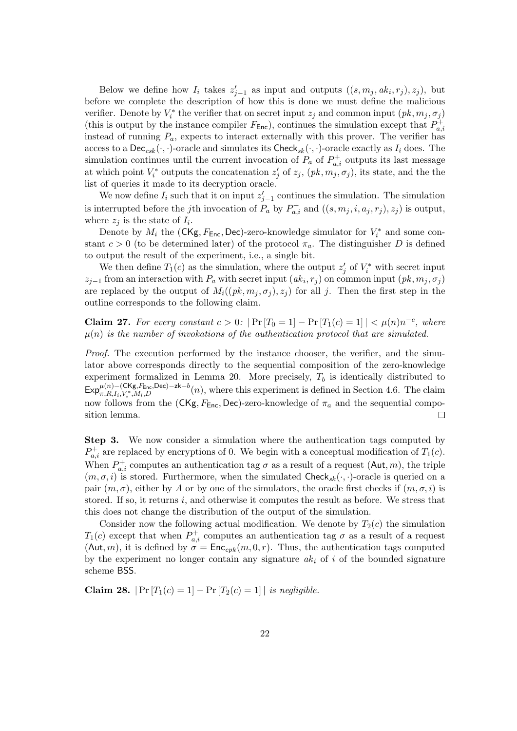Below we define how $I_i$ takes $z'_{j-1}$ as input and outputs $((s, m_j, ak_i, r_j), z_j)$, but before we complete the description of how this is done we must define the malicious verifier. Denote by $V_i^*$ the verifier that on secret input $z_j$ and common input $(pk, m_j, \sigma_j)$ (this is output by the instance compiler $F_{\mathsf{Enc}}$), continues the simulation except that $P_{a,i}^+$ instead of running $P_a$, expects to interact externally with this prover. The verifier has access to a $\mathsf{Dec}_{csk}(\cdot,\cdot)$-oracle and simulates its $\mathsf{Check}_{sk}(\cdot,\cdot)$-oracle exactly as $I_i$ does. The simulation continues until the current invocation of $P_a$ of $P_{a,i}^+$ outputs its last message at which point $V_i^*$ outputs the concatenation $z'_j$ of $z_j$, $(pk, m_j, \sigma_j)$, its state, and the the list of queries it made to its decryption oracle.

We now define $I_i$ such that it on input $z'_{j-1}$ continues the simulation. The simulation is interrupted before the $j$th invocation of $P_a$ by $P_{a,i}^+$ and $((s, m_j, i, a_j, r_j), z_j)$ is output, where $z_j$ is the state of $I_i$.

Denote by $M_i$ the $(\mathsf{CKg}, F_{\mathsf{Enc}}, \mathsf{Dec})$-zero-knowledge simulator for $V_i^*$ and some constant $c > 0$ (to be determined later) of the protocol $\pi_a$. The distinguisher $D$ is defined to output the result of the experiment, i.e., a single bit.

We then define $T_1(c)$ as the simulation, where the output $z'_j$ of $V_i^*$ with secret input $z_{j-1}$ from an interaction with $P_a$ with secret input $(ak_i, r_j)$ on common input $(pk, m_j, \sigma_j)$ are replaced by the output of $M_i((pk, m_j, \sigma_j), z_j)$ for all $j$. Then the first step in the outline corresponds to the following claim.

**Claim 27.** *For every constant $c > 0$: $|\Pr[T_0 = 1] - \Pr[T_1(c) = 1]| < \mu(n)n^{-c}$, where $\mu(n)$ is the number of invokations of the authentication protocol that are simulated.*

*Proof.* The execution performed by the instance chooser, the verifier, and the simulator above corresponds directly to the sequential composition of the zero-knowledge experiment formalized in Lemma 20. More precisely, $T_b$ is identically distributed to $\mathsf{Exp}_{\pi,R,I_i,V_i^*,M_i,D}^{\mu(n)-(\mathsf{CKg},F_{\mathsf{Enc}},\mathsf{Dec})-\mathsf{zk}-b}(n)$, where this experiment is defined in Section 4.6. The claim now follows from the $(\mathsf{CKg}, F_{\mathsf{Enc}}, \mathsf{Dec})$-zero-knowledge of $\pi_a$ and the sequential composition lemma. $\square$

**Step 3.** We now consider a simulation where the authentication tags computed by $P_{a,i}^+$ are replaced by encryptions of 0. We begin with a conceptual modification of $T_1(c)$. When $P_{a,i}^+$ computes an authentication tag $\sigma$ as a result of a request $(\mathsf{Aut}, m)$, the triple $(m, \sigma, i)$ is stored. Furthermore, when the simulated $\mathsf{Check}_{sk}(\cdot,\cdot)$-oracle is queried on a pair $(m, \sigma)$, either by $A$ or by one of the simulators, the oracle first checks if $(m, \sigma, i)$ is stored. If so, it returns $i$, and otherwise it computes the result as before. We stress that this does not change the distribution of the output of the simulation.

Consider now the following actual modification. We denote by $T_2(c)$ the simulation $T_1(c)$ except that when $P_{a,i}^+$ computes an authentication tag $\sigma$ as a result of a request $(\mathsf{Aut}, m)$, it is defined by $\sigma = \mathsf{Enc}_{cpk}(m, 0, r)$. Thus, the authentication tags computed by the experiment no longer contain any signature $ak_i$ of $i$ of the bounded signature scheme $\mathsf{BSS}$.

**Claim 28.** *$|\Pr[T_1(c) = 1] - \Pr[T_2(c) = 1]|$ is negligible.*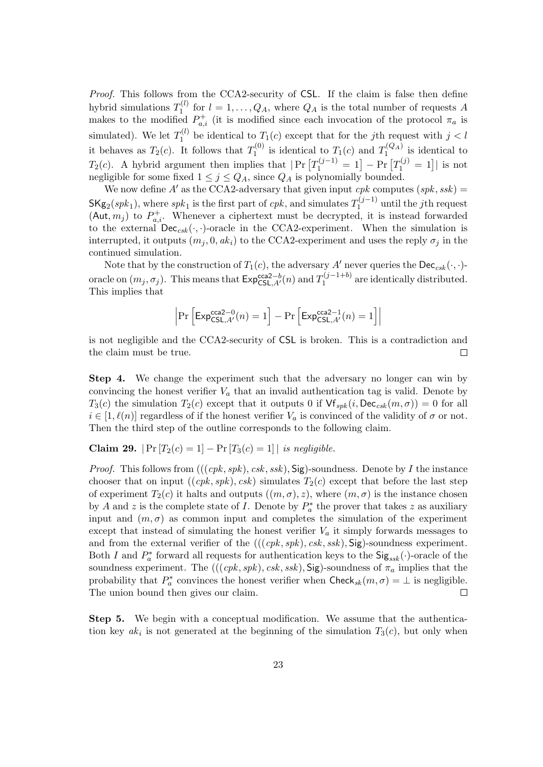*Proof.* This follows from the CCA2-security of $\mathsf{CSL}$. If the claim is false then define hybrid simulations $T_1^{(l)}$ for $l = 1, \ldots, Q_A$, where $Q_A$ is the total number of requests $A$ makes to the modified $P_{a,i}^+$ (it is modified since each invocation of the protocol $\pi_a$ is simulated). We let $T_1^{(l)}$ be identical to $T_1(c)$ except that for the $j$th request with $j < l$ it behaves as $T_2(c)$. It follows that $T_1^{(0)}$ is identical to $T_1(c)$ and $T_1^{(Q_A)}$ is identical to $T_2(c)$. A hybrid argument then implies that $|\Pr[T_1^{(j-1)} = 1] - \Pr[T_1^{(j)} = 1]|$ is not negligible for some fixed $1 \leq j \leq Q_A$, since $Q_A$ is polynomially bounded.

We now define $A'$ as the CCA2-adversary that given input $cpk$ computes $(spk, ssk) = \mathsf{SKg}_2(spk_1)$, where $spk_1$ is the first part of $cpk$, and simulates $T_1^{(j-1)}$ until the $j$th request $(\mathsf{Aut}, m_j)$ to $P_{a,i}^+$. Whenever a ciphertext must be decrypted, it is instead forwarded to the external $\mathsf{Dec}_{csk}(\cdot,\cdot)$-oracle in the CCA2-experiment. When the simulation is interrupted, it outputs $(m_j, 0, ak_i)$ to the CCA2-experiment and uses the reply $\sigma_j$ in the continued simulation.

Note that by the construction of $T_1(c)$, the adversary $A'$ never queries the $\mathsf{Dec}_{csk}(\cdot,\cdot)$-oracle on $(m_j, \sigma_j)$. This means that $\mathsf{Exp}_{\mathsf{CSL},A'}^{\mathsf{cca2}-b}(n)$ and $T_1^{(j-1+b)}$ are identically distributed. This implies that

$$\left|\Pr\left[\mathsf{Exp}_{\mathsf{CSL},A'}^{\mathsf{cca2}-0}(n) = 1\right] - \Pr\left[\mathsf{Exp}_{\mathsf{CSL},A'}^{\mathsf{cca2}-1}(n) = 1\right]\right|$$

is not negligible and the CCA2-security of $\mathsf{CSL}$ is broken. This is a contradiction and the claim must be true. □

**Step 4.** We change the experiment such that the adversary no longer can win by convincing the honest verifier $V_a$ that an invalid authentication tag is valid. Denote by $T_3(c)$ the simulation $T_2(c)$ except that it outputs 0 if $\mathsf{Vf}_{spk}(i, \mathsf{Dec}_{csk}(m, \sigma)) = 0$ for all $i \in [1, \ell(n)]$ regardless of if the honest verifier $V_a$ is convinced of the validity of $\sigma$ or not. Then the third step of the outline corresponds to the following claim.

**Claim 29.** $|\Pr[T_2(c) = 1] - \Pr[T_3(c) = 1]|$ *is negligible.*

*Proof.* This follows from $(((cpk, spk), csk, ssk), \mathsf{Sig})$-soundness. Denote by $I$ the instance chooser that on input $((cpk, spk), csk)$ simulates $T_2(c)$ except that before the last step of experiment $T_2(c)$ it halts and outputs $((m, \sigma), z)$, where $(m, \sigma)$ is the instance chosen by $A$ and $z$ is the complete state of $I$. Denote by $P_a^*$ the prover that takes $z$ as auxiliary input and $(m, \sigma)$ as common input and completes the simulation of the experiment except that instead of simulating the honest verifier $V_a$ it simply forwards messages to and from the external verifier of the $(((cpk, spk), csk, ssk), \mathsf{Sig})$-soundness experiment. Both $I$ and $P_a^*$ forward all requests for authentication keys to the $\mathsf{Sig}_{ssk}(\cdot)$-oracle of the soundness experiment. The $(((cpk, spk), csk, ssk), \mathsf{Sig})$-soundness of $\pi_a$ implies that the probability that $P_a^*$ convinces the honest verifier when $\mathsf{Check}_{sk}(m, \sigma) = \perp$ is negligible. The union bound then gives our claim. □

**Step 5.** We begin with a conceptual modification. We assume that the authentication key $ak_i$ is not generated at the beginning of the simulation $T_3(c)$, but only when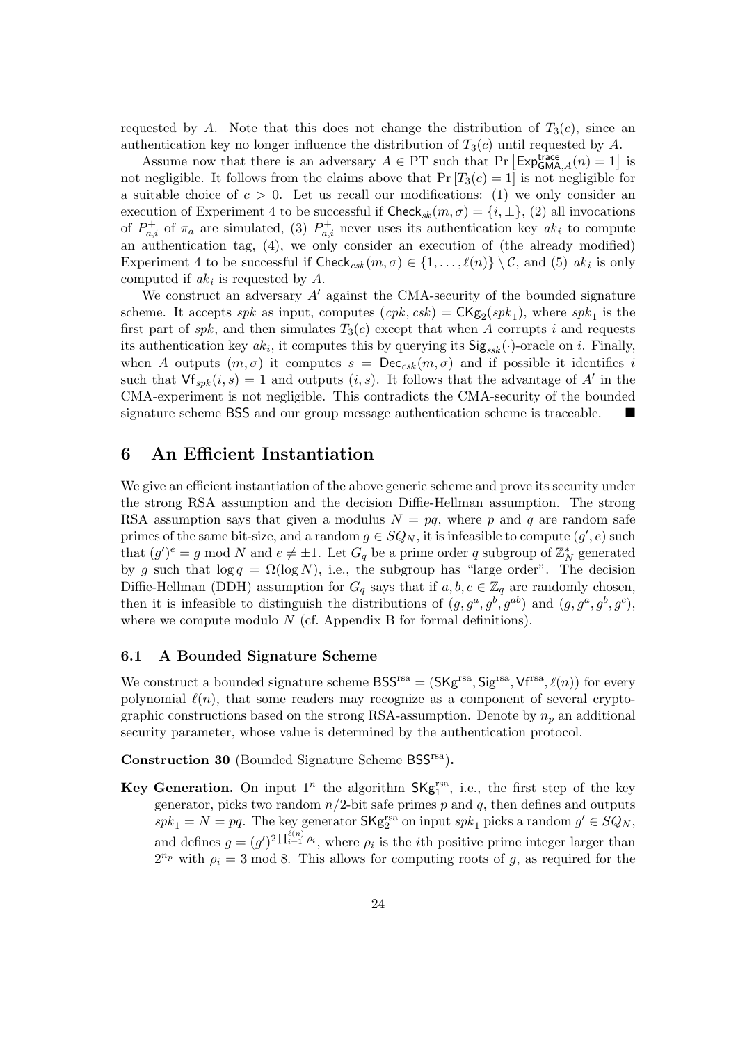requested by $A$. Note that this does not change the distribution of $T_3(c)$, since an authentication key no longer influence the distribution of $T_3(c)$ until requested by $A$.

Assume now that there is an adversary $A \in \mathrm{PT}$ such that $\Pr\left[\mathsf{Exp}^{\mathsf{trace}}_{\mathsf{GMA},A}(n) = 1\right]$ is not negligible. It follows from the claims above that $\Pr\left[T_3(c) = 1\right]$ is not negligible for a suitable choice of $c > 0$. Let us recall our modifications: (1) we only consider an execution of Experiment 4 to be successful if $\mathsf{Check}_{sk}(m, \sigma) = \{i, \bot\}$, (2) all invocations of $P^+_{a,i}$ of $\pi_a$ are simulated, (3) $P^+_{a,i}$ never uses its authentication key $ak_i$ to compute an authentication tag, (4), we only consider an execution of (the already modified) Experiment 4 to be successful if $\mathsf{Check}_{csk}(m, \sigma) \in \{1, \ldots, \ell(n)\} \setminus \mathcal{C}$, and (5) $ak_i$ is only computed if $ak_i$ is requested by $A$.

We construct an adversary $A'$ against the CMA-security of the bounded signature scheme. It accepts $spk$ as input, computes $(cpk, csk) = \mathsf{CKg}_2(spk_1)$, where $spk_1$ is the first part of $spk$, and then simulates $T_3(c)$ except that when $A$ corrupts $i$ and requests its authentication key $ak_i$, it computes this by querying its $\mathsf{Sig}_{ssk}(\cdot)$-oracle on $i$. Finally, when $A$ outputs $(m, \sigma)$ it computes $s = \mathsf{Dec}_{csk}(m, \sigma)$ and if possible it identifies $i$ such that $\mathsf{Vf}_{spk}(i, s) = 1$ and outputs $(i, s)$. It follows that the advantage of $A'$ in the CMA-experiment is not negligible. This contradicts the CMA-security of the bounded signature scheme $\mathsf{BSS}$ and our group message authentication scheme is traceable. ■

## 6 An Efficient Instantiation

We give an efficient instantiation of the above generic scheme and prove its security under the strong RSA assumption and the decision Diffie-Hellman assumption. The strong RSA assumption says that given a modulus $N = pq$, where $p$ and $q$ are random safe primes of the same bit-size, and a random $g \in SQ_N$, it is infeasible to compute $(g', e)$ such that $(g')^e = g \bmod N$ and $e \neq \pm 1$. Let $G_q$ be a prime order $q$ subgroup of $\mathbb{Z}^*_N$ generated by $g$ such that $\log q = \Omega(\log N)$, i.e., the subgroup has "large order". The decision Diffie-Hellman (DDH) assumption for $G_q$ says that if $a, b, c \in \mathbb{Z}_q$ are randomly chosen, then it is infeasible to distinguish the distributions of $(g, g^a, g^b, g^{ab})$ and $(g, g^a, g^b, g^c)$, where we compute modulo $N$ (cf. Appendix B for formal definitions).

### 6.1 A Bounded Signature Scheme

We construct a bounded signature scheme $\mathsf{BSS}^{\mathrm{rsa}} = (\mathsf{SKg}^{\mathrm{rsa}}, \mathsf{Sig}^{\mathrm{rsa}}, \mathsf{Vf}^{\mathrm{rsa}}, \ell(n))$ for every polynomial $\ell(n)$, that some readers may recognize as a component of several cryptographic constructions based on the strong RSA-assumption. Denote by $n_p$ an additional security parameter, whose value is determined by the authentication protocol.

**Construction 30** (Bounded Signature Scheme $\mathsf{BSS}^{\mathrm{rsa}}$)**.**

**Key Generation.** On input $1^n$ the algorithm $\mathsf{SKg}^{\mathrm{rsa}}_1$, i.e., the first step of the key generator, picks two random $n/2$-bit safe primes $p$ and $q$, then defines and outputs $spk_1 = N = pq$. The key generator $\mathsf{SKg}^{\mathrm{rsa}}_2$ on input $spk_1$ picks a random $g' \in SQ_N$, and defines $g = (g')^{2\prod_{i=1}^{\ell(n)} \rho_i}$, where $\rho_i$ is the $i$th positive prime integer larger than $2^{n_p}$ with $\rho_i = 3 \bmod 8$. This allows for computing roots of $g$, as required for the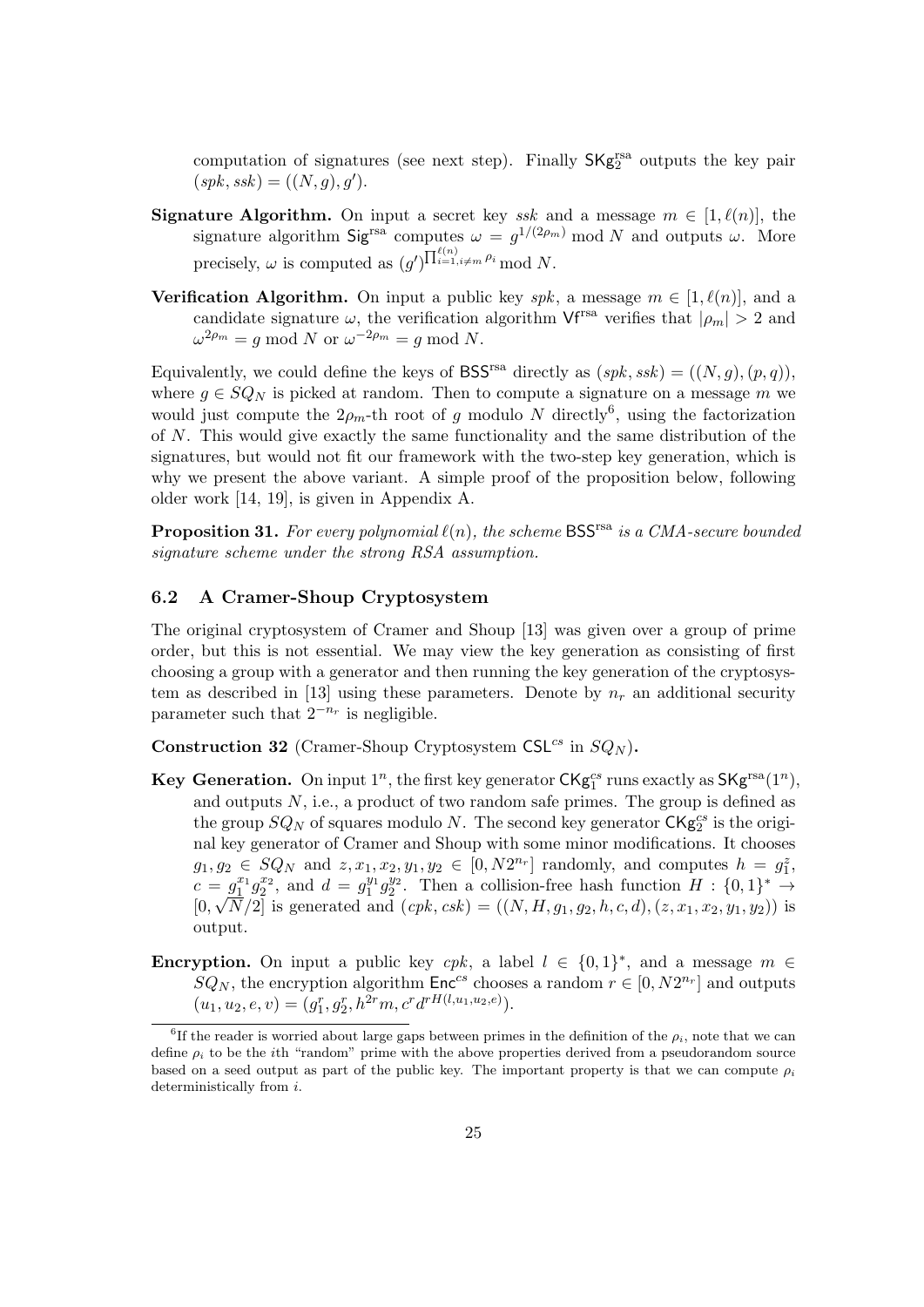computation of signatures (see next step). Finally $\mathsf{SKg}_2^{\mathrm{rsa}}$ outputs the key pair $(spk, ssk) = ((N, g), g')$.

**Signature Algorithm.** On input a secret key $ssk$ and a message $m \in [1, \ell(n)]$, the signature algorithm $\mathsf{Sig}^{\mathrm{rsa}}$ computes $\omega = g^{1/(2\rho_m)} \bmod N$ and outputs $\omega$. More precisely, $\omega$ is computed as $(g')^{\prod_{i=1, i \neq m}^{\ell(n)} \rho_i} \bmod N$.

**Verification Algorithm.** On input a public key $spk$, a message $m \in [1, \ell(n)]$, and a candidate signature $\omega$, the verification algorithm $\mathsf{Vf}^{\mathrm{rsa}}$ verifies that $|\rho_m| > 2$ and $\omega^{2\rho_m} = g \bmod N$ or $\omega^{-2\rho_m} = g \bmod N$.

Equivalently, we could define the keys of $\mathsf{BSS}^{\mathrm{rsa}}$ directly as $(spk, ssk) = ((N, g), (p, q))$, where $g \in SQ_N$ is picked at random. Then to compute a signature on a message $m$ we would just compute the $2\rho_m$-th root of $g$ modulo $N$ directly[6], using the factorization of $N$. This would give exactly the same functionality and the same distribution of the signatures, but would not fit our framework with the two-step key generation, which is why we present the above variant. A simple proof of the proposition below, following older work [14, 19], is given in Appendix A.

**Proposition 31.** *For every polynomial $\ell(n)$, the scheme $\mathsf{BSS}^{\mathrm{rsa}}$ is a CMA-secure bounded signature scheme under the strong RSA assumption.*

### 6.2 A Cramer-Shoup Cryptosystem

The original cryptosystem of Cramer and Shoup [13] was given over a group of prime order, but this is not essential. We may view the key generation as consisting of first choosing a group with a generator and then running the key generation of the cryptosystem as described in [13] using these parameters. Denote by $n_r$ an additional security parameter such that $2^{-n_r}$ is negligible.

**Construction 32** (Cramer-Shoup Cryptosystem $\mathsf{CSL}^{cs}$ in $SQ_N$)**.**

**Key Generation.** On input $1^n$, the first key generator $\mathsf{CKg}_1^{cs}$ runs exactly as $\mathsf{SKg}^{\mathrm{rsa}}(1^n)$, and outputs $N$, i.e., a product of two random safe primes. The group is defined as the group $SQ_N$ of squares modulo $N$. The second key generator $\mathsf{CKg}_2^{cs}$ is the original key generator of Cramer and Shoup with some minor modifications. It chooses $g_1, g_2 \in SQ_N$ and $z, x_1, x_2, y_1, y_2 \in [0, N2^{n_r}]$ randomly, and computes $h = g_1^z$, $c = g_1^{x_1} g_2^{x_2}$, and $d = g_1^{y_1} g_2^{y_2}$. Then a collision-free hash function $H : \{0,1\}^* \to [0, \sqrt{N}/2]$ is generated and $(cpk, csk) = ((N, H, g_1, g_2, h, c, d), (z, x_1, x_2, y_1, y_2))$ is output.

**Encryption.** On input a public key $cpk$, a label $l \in \{0,1\}^*$, and a message $m \in SQ_N$, the encryption algorithm $\mathsf{Enc}^{cs}$ chooses a random $r \in [0, N2^{n_r}]$ and outputs $(u_1, u_2, e, v) = (g_1^r, g_2^r, h^{2r} m, c^r d^{rH(l, u_1, u_2, e)})$.

[6] If the reader is worried about large gaps between primes in the definition of the $\rho_i$, note that we can define $\rho_i$ to be the $i$th "random" prime with the above properties derived from a pseudorandom source based on a seed output as part of the public key. The important property is that we can compute $\rho_i$ deterministically from $i$.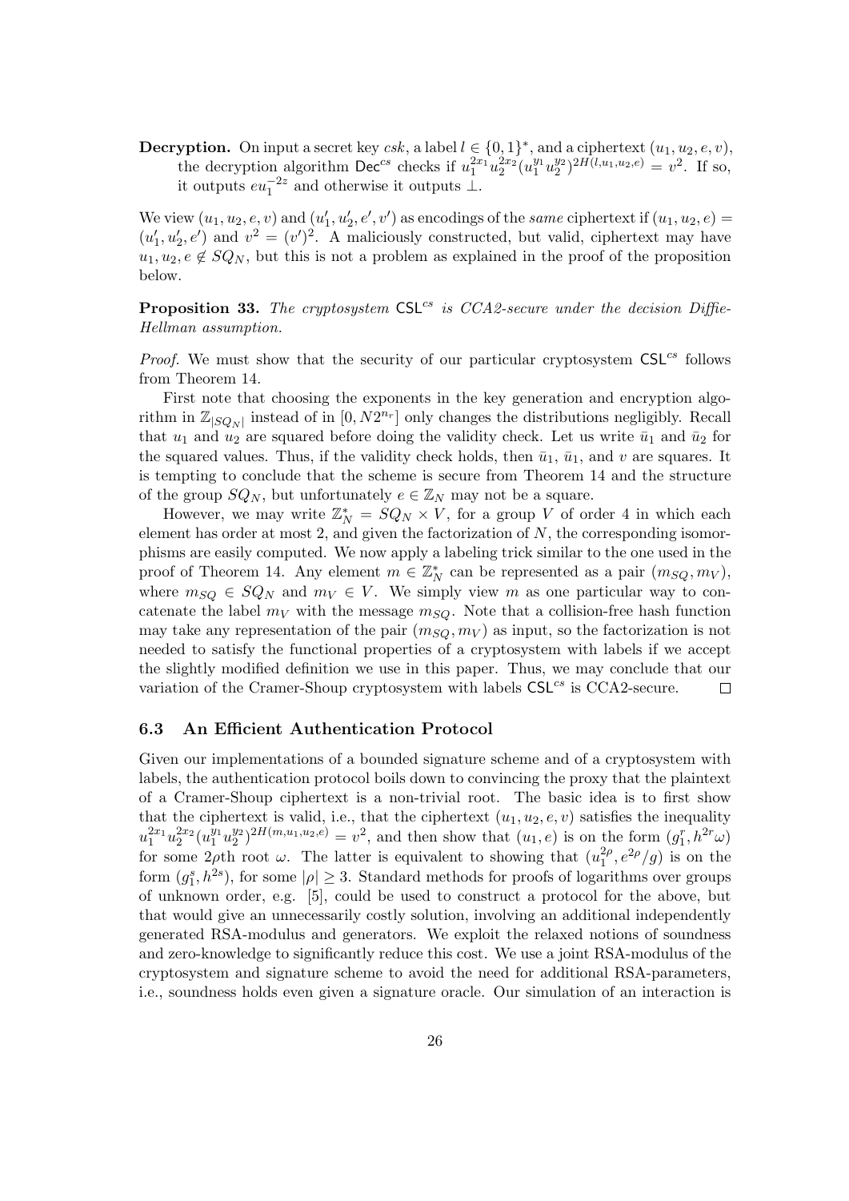**Decryption.** On input a secret key $csk$, a label $l \in \{0,1\}^*$, and a ciphertext $(u_1, u_2, e, v)$, the decryption algorithm $\mathsf{Dec}^{cs}$ checks if $u_1^{2x_1} u_2^{2x_2} (u_1^{y_1} u_2^{y_2})^{2H(l,u_1,u_2,e)} = v^2$. If so, it outputs $e u_1^{-2z}$ and otherwise it outputs $\perp$.

We view $(u_1, u_2, e, v)$ and $(u_1', u_2', e', v')$ as encodings of the *same* ciphertext if $(u_1, u_2, e) = (u_1', u_2', e')$ and $v^2 = (v')^2$. A maliciously constructed, but valid, ciphertext may have $u_1, u_2, e \notin SQ_N$, but this is not a problem as explained in the proof of the proposition below.

**Proposition 33.** *The cryptosystem* $\mathsf{CSL}^{cs}$ *is CCA2-secure under the decision Diffie-Hellman assumption.*

*Proof.* We must show that the security of our particular cryptosystem $\mathsf{CSL}^{cs}$ follows from Theorem 14.

First note that choosing the exponents in the key generation and encryption algorithm in $\mathbb{Z}_{|SQ_N|}$ instead of in $[0, N2^{n_r}]$ only changes the distributions negligibly. Recall that $u_1$ and $u_2$ are squared before doing the validity check. Let us write $\bar{u}_1$ and $\bar{u}_2$ for the squared values. Thus, if the validity check holds, then $\bar{u}_1$, $\bar{u}_1$, and $v$ are squares. It is tempting to conclude that the scheme is secure from Theorem 14 and the structure of the group $SQ_N$, but unfortunately $e \in \mathbb{Z}_N$ may not be a square.

However, we may write $\mathbb{Z}_N^* = SQ_N \times V$, for a group $V$ of order 4 in which each element has order at most 2, and given the factorization of $N$, the corresponding isomorphisms are easily computed. We now apply a labeling trick similar to the one used in the proof of Theorem 14. Any element $m \in \mathbb{Z}_N^*$ can be represented as a pair $(m_{SQ}, m_V)$, where $m_{SQ} \in SQ_N$ and $m_V \in V$. We simply view $m$ as one particular way to concatenate the label $m_V$ with the message $m_{SQ}$. Note that a collision-free hash function may take any representation of the pair $(m_{SQ}, m_V)$ as input, so the factorization is not needed to satisfy the functional properties of a cryptosystem with labels if we accept the slightly modified definition we use in this paper. Thus, we may conclude that our variation of the Cramer-Shoup cryptosystem with labels $\mathsf{CSL}^{cs}$ is CCA2-secure. $\square$

### 6.3 An Efficient Authentication Protocol

Given our implementations of a bounded signature scheme and of a cryptosystem with labels, the authentication protocol boils down to convincing the proxy that the plaintext of a Cramer-Shoup ciphertext is a non-trivial root. The basic idea is to first show that the ciphertext is valid, i.e., that the ciphertext $(u_1, u_2, e, v)$ satisfies the inequality $u_1^{2x_1} u_2^{2x_2} (u_1^{y_1} u_2^{y_2})^{2H(m,u_1,u_2,e)} = v^2$, and then show that $(u_1, e)$ is on the form $(g_1^r, h^{2r}\omega)$ for some $2\rho$th root $\omega$. The latter is equivalent to showing that $(u_1^{2\rho}, e^{2\rho}/g)$ is on the form $(g_1^s, h^{2s})$, for some $|\rho| \geq 3$. Standard methods for proofs of logarithms over groups of unknown order, e.g. [5], could be used to construct a protocol for the above, but that would give an unnecessarily costly solution, involving an additional independently generated RSA-modulus and generators. We exploit the relaxed notions of soundness and zero-knowledge to significantly reduce this cost. We use a joint RSA-modulus of the cryptosystem and signature scheme to avoid the need for additional RSA-parameters, i.e., soundness holds even given a signature oracle. Our simulation of an interaction is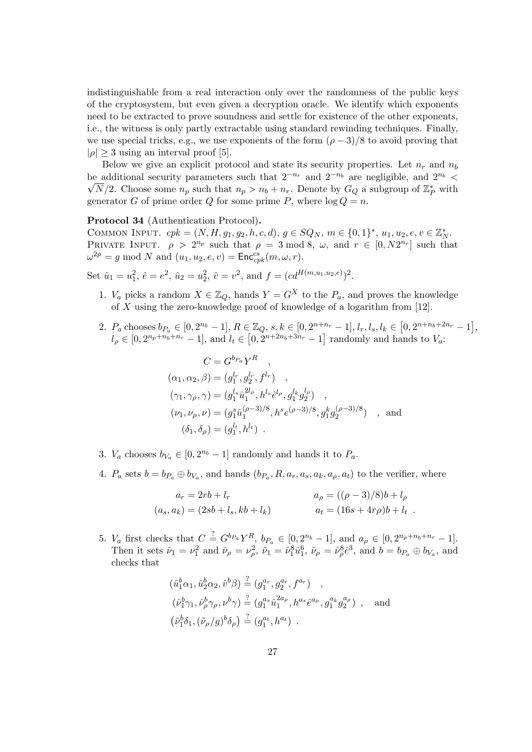indistinguishable from a real interaction only over the randomness of the public keys of the cryptosystem, but even given a decryption oracle. We identify which exponents need to be extracted to prove soundness and settle for existence of the other exponents, i.e., the witness is only partly extractable using standard rewinding techniques. Finally, we use special tricks, e.g., we use exponents of the form $(\rho - 3)/8$ to avoid proving that $|\rho| \geq 3$ using an interval proof [5].

Below we give an explicit protocol and state its security properties. Let $n_r$ and $n_b$ be additional security parameters such that $2^{-n_r}$ and $2^{-n_b}$ are negligible, and $2^{n_b} < \sqrt{N}/2$. Choose some $n_p$ such that $n_p > n_b + n_r$. Denote by $G_Q$ a subgroup of $\mathbb{Z}_P^*$ with generator $G$ of prime order $Q$ for some prime $P$, where $\log Q = n$.

**Protocol 34** (Authentication Protocol)**.**

COMMON INPUT. $cpk = (N, H, g_1, g_2, h, c, d)$, $g \in SQ_N$, $m \in \{0,1\}^*$, $u_1, u_2, e, v \in \mathbb{Z}_N^*$.
PRIVATE INPUT. $\rho > 2^{n_p}$ such that $\rho = 3 \bmod 8$, $\omega$, and $r \in [0, N2^{n_r}]$ such that $\omega^{2\rho} = g \bmod N$ and $(u_1, u_2, e, v) = \mathsf{Enc}^{cs}_{cpk}(m, \omega, r)$.

Set $\hat{u}_1 = u_1^2$, $\hat{e} = e^2$, $\hat{u}_2 = u_2^2$, $\hat{v} = v^2$, and $f = (cd^{H(m,u_1,u_2,e)})^2$.

1. $V_a$ picks a random $X \in \mathbb{Z}_Q$, hands $Y = G^X$ to the $P_a$, and proves the knowledge of $X$ using the zero-knowledge proof of knowledge of a logarithm from [12].

2. $P_a$ chooses $b_{P_a} \in [0, 2^{n_b} - 1]$, $R \in \mathbb{Z}_Q$, $s, k \in [0, 2^{n+n_r} - 1]$, $l_r, l_s, l_k \in \left[0, 2^{n+n_b+2n_r} - 1\right]$, $l_\rho \in [0, 2^{n_p+n_b+n_r} - 1]$, and $l_t \in \left[0, 2^{n+2n_b+3n_r} - 1\right]$ randomly and hands to $V_a$:

$$
\begin{aligned}
C &= G^{b_{P_a}} Y^R \quad , \\
(\alpha_1, \alpha_2, \beta) &= (g_1^{l_r}, g_2^{l_r}, f^{l_r}) \quad , \\
(\gamma_1, \gamma_\rho, \gamma) &= (g_1^{l_s} \hat{u}_1^{2l_\rho}, h^{l_s} \hat{e}^{l_\rho}, g_1^{l_k} g_2^{l_\rho}) \quad , \\
(\nu_1, \nu_\rho, \nu) &= (g_1^s \hat{u}_1^{(\rho-3)/8}, h^s e^{(\rho-3)/8}, g_1^k g_2^{(\rho-3)/8}) \quad , \text{ and} \\
(\delta_1, \delta_\rho) &= (g_1^{l_t}, h^{l_t}) \ .
\end{aligned}
$$

3. $V_a$ chooses $b_{V_a} \in [0, 2^{n_b} - 1]$ randomly and hands it to $P_a$.

4. $P_a$ sets $b = b_{P_a} \oplus b_{V_a}$, and hands $(b_{P_a}, R, a_r, a_s, a_k, a_\rho, a_t)$ to the verifier, where

$$
\begin{aligned}
a_r &= 2rb + l_r & a_\rho &= ((\rho - 3)/8)b + l_\rho \\
(a_s, a_k) &= (2sb + l_s, kb + l_k) & a_t &= (16s + 4r\rho)b + l_t \ .
\end{aligned}
$$

5. $V_a$ first checks that $C \stackrel{?}{=} G^{b_{P_a}} Y^R$, $b_{P_a} \in [0, 2^{n_b} - 1]$, and $a_\rho \in [0, 2^{n_p+n_b+n_r} - 1]$. Then it sets $\hat{\nu}_1 = \nu_1^2$ and $\hat{\nu}_\rho = \nu_\rho^2$, $\tilde{\nu}_1 = \hat{\nu}_1^8 \hat{u}_1^6$, $\tilde{\nu}_\rho = \hat{\nu}_\rho^8 \hat{e}^3$, and $b = b_{P_a} \oplus b_{V_a}$, and checks that

$$
\begin{aligned}
(\hat{u}_1^b \alpha_1, \hat{u}_2^b \alpha_2, \hat{v}^b \beta) &\stackrel{?}{=} (g_1^{a_r}, g_2^{a_r}, f^{a_r}) \quad , \\
(\hat{\nu}_1^b \gamma_1, \hat{\nu}_\rho^b \gamma_\rho, \nu^b \gamma) &\stackrel{?}{=} (g_1^{a_s} \hat{u}_1^{2a_\rho}, h^{a_s} \hat{e}^{a_\rho}, g_1^{a_k} g_2^{a_\rho}) \quad , \quad \text{and} \\
\left(\tilde{\nu}_1^b \delta_1, (\tilde{\nu}_\rho / g)^b \delta_\rho\right) &\stackrel{?}{=} (g_1^{a_t}, h^{a_t}) \ .
\end{aligned}
$$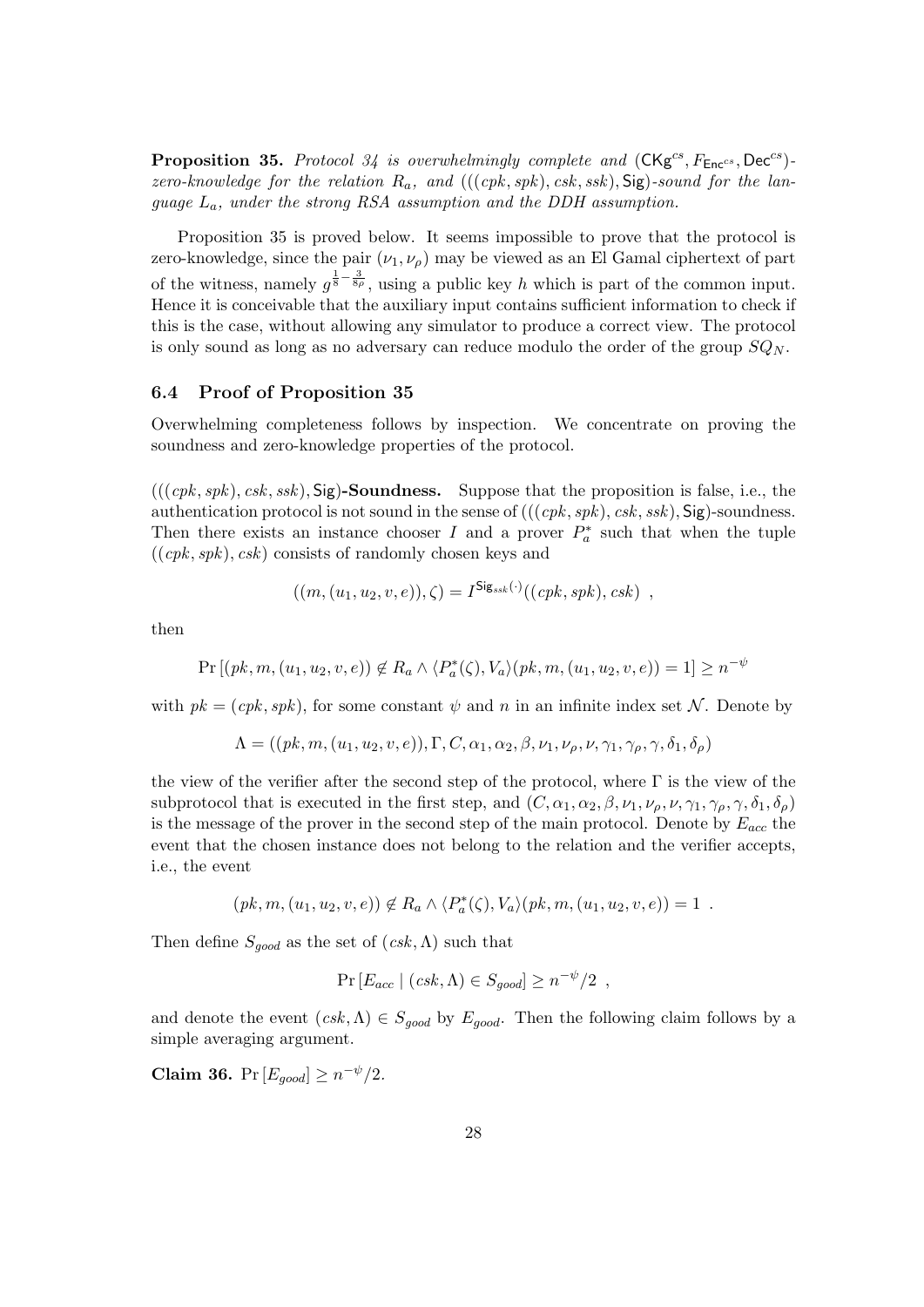**Proposition 35.** *Protocol 34 is overwhelmingly complete and* $(\mathsf{CKg}^{cs}, F_{\mathsf{Enc}^{cs}}, \mathsf{Dec}^{cs})$*-zero-knowledge for the relation* $R_a$*, and* $(((cpk, spk), csk, ssk), \mathsf{Sig})$*-sound for the language* $L_a$*, under the strong RSA assumption and the DDH assumption.*

Proposition 35 is proved below. It seems impossible to prove that the protocol is zero-knowledge, since the pair $(\nu_1, \nu_\rho)$ may be viewed as an El Gamal ciphertext of part of the witness, namely $g^{\frac{1}{8}-\frac{3}{8\rho}}$, using a public key $h$ which is part of the common input. Hence it is conceivable that the auxiliary input contains sufficient information to check if this is the case, without allowing any simulator to produce a correct view. The protocol is only sound as long as no adversary can reduce modulo the order of the group $SQ_N$.

### 6.4 Proof of Proposition 35

Overwhelming completeness follows by inspection. We concentrate on proving the soundness and zero-knowledge properties of the protocol.

$(((cpk, spk), csk, ssk), \mathsf{Sig})$**-Soundness.** Suppose that the proposition is false, i.e., the authentication protocol is not sound in the sense of $(((cpk, spk), csk, ssk), \mathsf{Sig})$-soundness. Then there exists an instance chooser $I$ and a prover $P_a^*$ such that when the tuple $((cpk, spk), csk)$ consists of randomly chosen keys and

$$((m, (u_1, u_2, v, e)), \zeta) = I^{\mathsf{Sig}_{ssk}(\cdot)}((cpk, spk), csk) \enspace ,$$

then

$$\Pr\left[(pk, m, (u_1, u_2, v, e)) \notin R_a \wedge \langle P_a^*(\zeta), V_a\rangle(pk, m, (u_1, u_2, v, e)) = 1\right] \geq n^{-\psi}$$

with $pk = (cpk, spk)$, for some constant $\psi$ and $n$ in an infinite index set $\mathcal{N}$. Denote by

$$\Lambda = ((pk, m, (u_1, u_2, v, e)), \Gamma, C, \alpha_1, \alpha_2, \beta, \nu_1, \nu_\rho, \nu, \gamma_1, \gamma_\rho, \gamma, \delta_1, \delta_\rho)$$

the view of the verifier after the second step of the protocol, where $\Gamma$ is the view of the subprotocol that is executed in the first step, and $(C, \alpha_1, \alpha_2, \beta, \nu_1, \nu_\rho, \nu, \gamma_1, \gamma_\rho, \gamma, \delta_1, \delta_\rho)$ is the message of the prover in the second step of the main protocol. Denote by $E_{acc}$ the event that the chosen instance does not belong to the relation and the verifier accepts, i.e., the event

$$(pk, m, (u_1, u_2, v, e)) \notin R_a \wedge \langle P_a^*(\zeta), V_a\rangle(pk, m, (u_1, u_2, v, e)) = 1 \enspace .$$

Then define $S_{good}$ as the set of $(csk, \Lambda)$ such that

$$\Pr\left[E_{acc} \mid (csk, \Lambda) \in S_{good}\right] \geq n^{-\psi}/2 \enspace ,$$

and denote the event $(csk, \Lambda) \in S_{good}$ by $E_{good}$. Then the following claim follows by a simple averaging argument.

**Claim 36.** $\Pr\left[E_{good}\right] \geq n^{-\psi}/2$.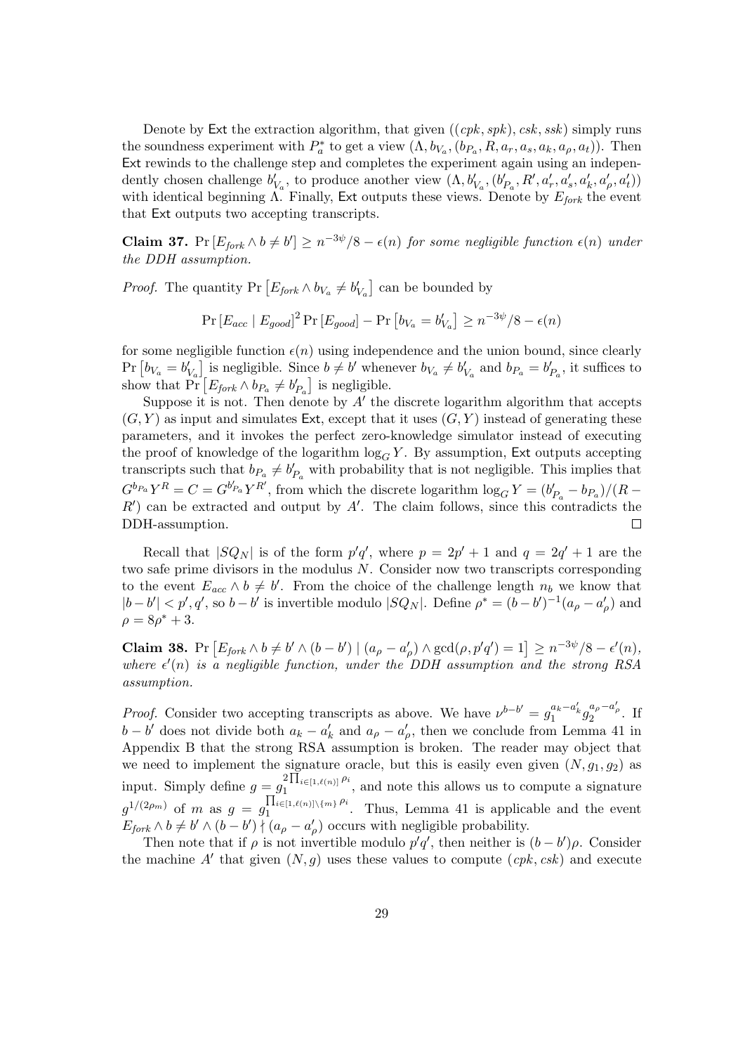Denote by $\mathsf{Ext}$ the extraction algorithm, that given $((cpk, spk), csk, ssk)$ simply runs the soundness experiment with $P_a^*$ to get a view $(\Lambda, b_{V_a}, (b_{P_a}, R, a_r, a_s, a_k, a_\rho, a_t))$. Then $\mathsf{Ext}$ rewinds to the challenge step and completes the experiment again using an independently chosen challenge $b'_{V_a}$, to produce another view $(\Lambda, b'_{V_a}, (b'_{P_a}, R', a'_r, a'_s, a'_k, a'_\rho, a'_t))$ with identical beginning $\Lambda$. Finally, $\mathsf{Ext}$ outputs these views. Denote by $E_{fork}$ the event that $\mathsf{Ext}$ outputs two accepting transcripts.

**Claim 37.** *$\Pr[E_{fork} \wedge b \neq b'] \geq n^{-3\psi}/8 - \epsilon(n)$ for some negligible function $\epsilon(n)$ under the DDH assumption.*

*Proof.* The quantity $\Pr\left[E_{fork} \wedge b_{V_a} \neq b'_{V_a}\right]$ can be bounded by

$$\Pr\left[E_{acc} \mid E_{good}\right]^2 \Pr\left[E_{good}\right] - \Pr\left[b_{V_a} = b'_{V_a}\right] \geq n^{-3\psi}/8 - \epsilon(n)$$

for some negligible function $\epsilon(n)$ using independence and the union bound, since clearly $\Pr\left[b_{V_a} = b'_{V_a}\right]$ is negligible. Since $b \neq b'$ whenever $b_{V_a} \neq b'_{V_a}$ and $b_{P_a} = b'_{P_a}$, it suffices to show that $\Pr\left[E_{fork} \wedge b_{P_a} \neq b'_{P_a}\right]$ is negligible.

Suppose it is not. Then denote by $A'$ the discrete logarithm algorithm that accepts $(G, Y)$ as input and simulates $\mathsf{Ext}$, except that it uses $(G, Y)$ instead of generating these parameters, and it invokes the perfect zero-knowledge simulator instead of executing the proof of knowledge of the logarithm $\log_G Y$. By assumption, $\mathsf{Ext}$ outputs accepting transcripts such that $b_{P_a} \neq b'_{P_a}$ with probability that is not negligible. This implies that $G^{b_{P_a}} Y^R = C = G^{b'_{P_a}} Y^{R'}$, from which the discrete logarithm $\log_G Y = (b'_{P_a} - b_{P_a})/(R - R')$ can be extracted and output by $A'$. The claim follows, since this contradicts the DDH-assumption. $\square$

Recall that $|SQ_N|$ is of the form $p'q'$, where $p = 2p' + 1$ and $q = 2q' + 1$ are the two safe prime divisors in the modulus $N$. Consider now two transcripts corresponding to the event $E_{acc} \wedge b \neq b'$. From the choice of the challenge length $n_b$ we know that $|b - b'| < p', q'$, so $b - b'$ is invertible modulo $|SQ_N|$. Define $\rho^* = (b - b')^{-1}(a_\rho - a'_\rho)$ and $\rho = 8\rho^* + 3$.

**Claim 38.** *$\Pr\left[E_{fork} \wedge b \neq b' \wedge (b - b') \mid (a_\rho - a'_\rho) \wedge \gcd(\rho, p'q') = 1\right] \geq n^{-3\psi}/8 - \epsilon'(n)$, where $\epsilon'(n)$ is a negligible function, under the DDH assumption and the strong RSA assumption.*

*Proof.* Consider two accepting transcripts as above. We have $\nu^{b-b'} = g_1^{a_k - a'_k} g_2^{a_\rho - a'_\rho}$. If $b - b'$ does not divide both $a_k - a'_k$ and $a_\rho - a'_\rho$, then we conclude from Lemma 41 in Appendix B that the strong RSA assumption is broken. The reader may object that we need to implement the signature oracle, but this is easily even given $(N, g_1, g_2)$ as input. Simply define $g = g_1^{2\prod_{i \in [1,\ell(n)]} \rho_i}$, and note this allows us to compute a signature $g^{1/(2\rho_m)}$ of $m$ as $g = g_1^{\prod_{i \in [1,\ell(n)] \setminus \{m\}} \rho_i}$. Thus, Lemma 41 is applicable and the event $E_{fork} \wedge b \neq b' \wedge (b - b') \nmid (a_\rho - a'_\rho)$ occurs with negligible probability.

Then note that if $\rho$ is not invertible modulo $p'q'$, then neither is $(b - b')\rho$. Consider the machine $A'$ that given $(N, g)$ uses these values to compute $(cpk, csk)$ and execute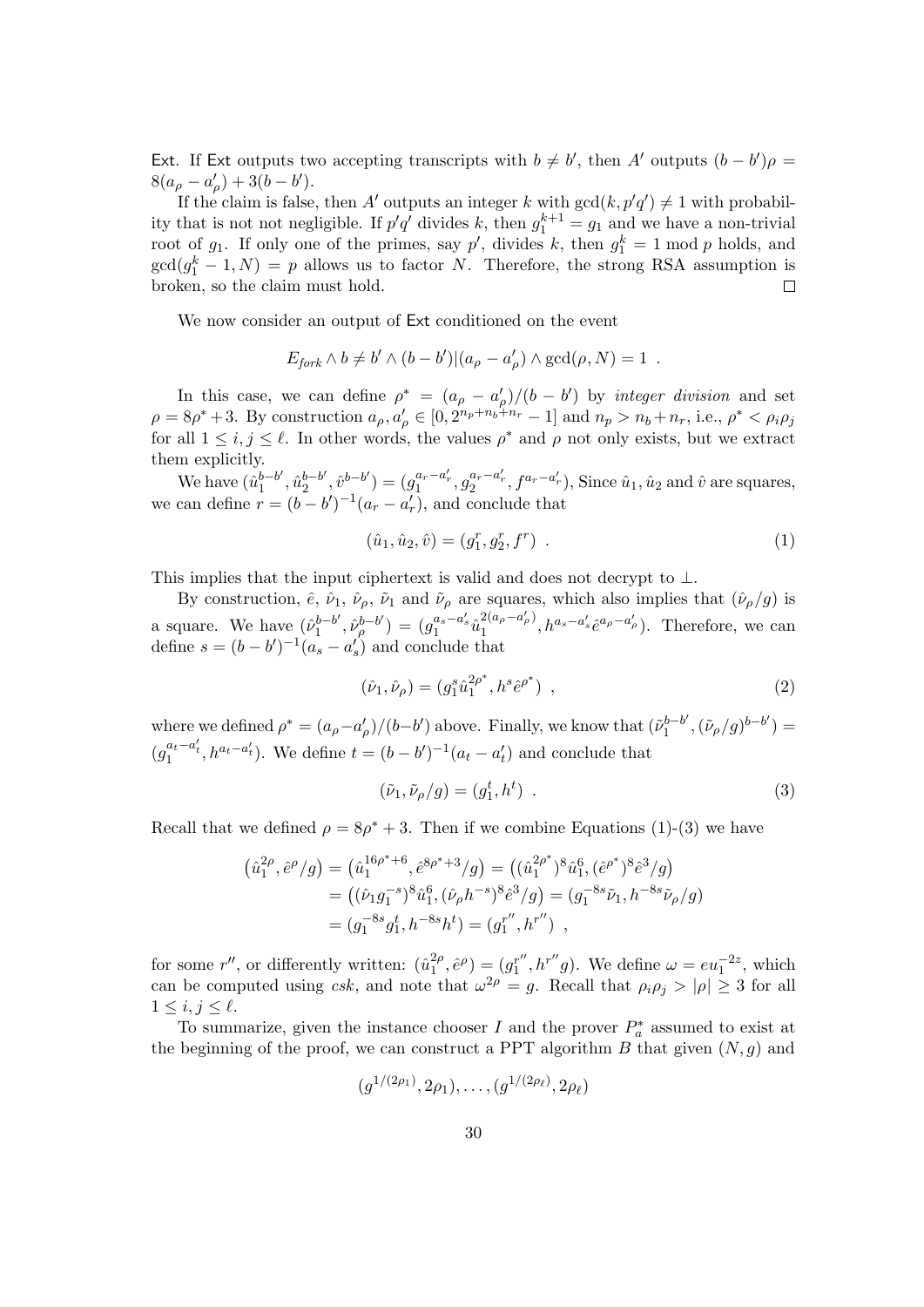Ext. If Ext outputs two accepting transcripts with $b \neq b'$, then $A'$ outputs $(b - b')\rho = 8(a_\rho - a'_\rho) + 3(b - b')$.

If the claim is false, then $A'$ outputs an integer $k$ with $\gcd(k, p'q') \neq 1$ with probability that is not not negligible. If $p'q'$ divides $k$, then $g_1^{k+1} = g_1$ and we have a non-trivial root of $g_1$. If only one of the primes, say $p'$, divides $k$, then $g_1^k = 1 \bmod p$ holds, and $\gcd(g_1^k - 1, N) = p$ allows us to factor $N$. Therefore, the strong RSA assumption is broken, so the claim must hold. $\square$

We now consider an output of Ext conditioned on the event

$$E_{fork} \wedge b \neq b' \wedge (b - b') | (a_\rho - a'_\rho) \wedge \gcd(\rho, N) = 1 \ .$$

In this case, we can define $\rho^* = (a_\rho - a'_\rho)/(b - b')$ by *integer division* and set $\rho = 8\rho^* + 3$. By construction $a_\rho, a'_\rho \in [0, 2^{n_p + n_b + n_r} - 1]$ and $n_p > n_b + n_r$, i.e., $\rho^* < \rho_i \rho_j$ for all $1 \leq i, j \leq \ell$. In other words, the values $\rho^*$ and $\rho$ not only exists, but we extract them explicitly.

We have $(\hat{u}_1^{b-b'}, \hat{u}_2^{b-b'}, \hat{v}^{b-b'}) = (g_1^{a_r - a'_r}, g_2^{a_r - a'_r}, f^{a_r - a'_r})$, Since $\hat{u}_1, \hat{u}_2$ and $\hat{v}$ are squares, we can define $r = (b - b')^{-1}(a_r - a'_r)$, and conclude that

$$(\hat{u}_1, \hat{u}_2, \hat{v}) = (g_1^r, g_2^r, f^r) \ . \tag{1}$$

This implies that the input ciphertext is valid and does not decrypt to $\perp$.

By construction, $\hat{e}$, $\hat{\nu}_1$, $\hat{\nu}_\rho$, $\tilde{\nu}_1$ and $\tilde{\nu}_\rho$ are squares, which also implies that $(\tilde{\nu}_\rho / g)$ is a square. We have $(\hat{\nu}_1^{b-b'}, \hat{\nu}_\rho^{b-b'}) = (g_1^{a_s - a'_s} \hat{u}_1^{2(a_\rho - a'_\rho)}, h^{a_s - a'_s} \hat{e}^{a_\rho - a'_\rho})$. Therefore, we can define $s = (b - b')^{-1}(a_s - a'_s)$ and conclude that

$$(\hat{\nu}_1, \hat{\nu}_\rho) = (g_1^s \hat{u}_1^{2\rho^*}, h^s \hat{e}^{\rho^*}) \ , \tag{2}$$

where we defined $\rho^* = (a_\rho - a'_\rho)/(b - b')$ above. Finally, we know that $(\tilde{\nu}_1^{b-b'}, (\tilde{\nu}_\rho/g)^{b-b'}) = (g_1^{a_t - a'_t}, h^{a_t - a'_t})$. We define $t = (b - b')^{-1}(a_t - a'_t)$ and conclude that

$$(\tilde{\nu}_1, \tilde{\nu}_\rho / g) = (g_1^t, h^t) \ . \tag{3}$$

Recall that we defined $\rho = 8\rho^* + 3$. Then if we combine Equations (1)-(3) we have

$$\begin{aligned}
(\hat{u}_1^{2\rho}, \hat{e}^\rho / g) &= (\hat{u}_1^{16\rho^* + 6}, \hat{e}^{8\rho^* + 3} / g) = ((\hat{u}_1^{2\rho^*})^8 \hat{u}_1^6, (\hat{e}^{\rho^*})^8 \hat{e}^3 / g) \\
&= ((\hat{\nu}_1 g_1^{-s})^8 \hat{u}_1^6, (\hat{\nu}_\rho h^{-s})^8 \hat{e}^3 / g) = (g_1^{-8s} \tilde{\nu}_1, h^{-8s} \tilde{\nu}_\rho / g) \\
&= (g_1^{-8s} g_1^t, h^{-8s} h^t) = (g_1^{r''}, h^{r''}) \ ,
\end{aligned}$$

for some $r''$, or differently written: $(\hat{u}_1^{2\rho}, \hat{e}^\rho) = (g_1^{r''}, h^{r''} g)$. We define $\omega = e u_1^{-2z}$, which can be computed using $csk$, and note that $\omega^{2\rho} = g$. Recall that $\rho_i \rho_j > |\rho| \geq 3$ for all $1 \leq i, j \leq \ell$.

To summarize, given the instance chooser $I$ and the prover $P_a^*$ assumed to exist at the beginning of the proof, we can construct a PPT algorithm $B$ that given $(N, g)$ and

$$(g^{1/(2\rho_1)}, 2\rho_1), \ldots, (g^{1/(2\rho_\ell)}, 2\rho_\ell)$$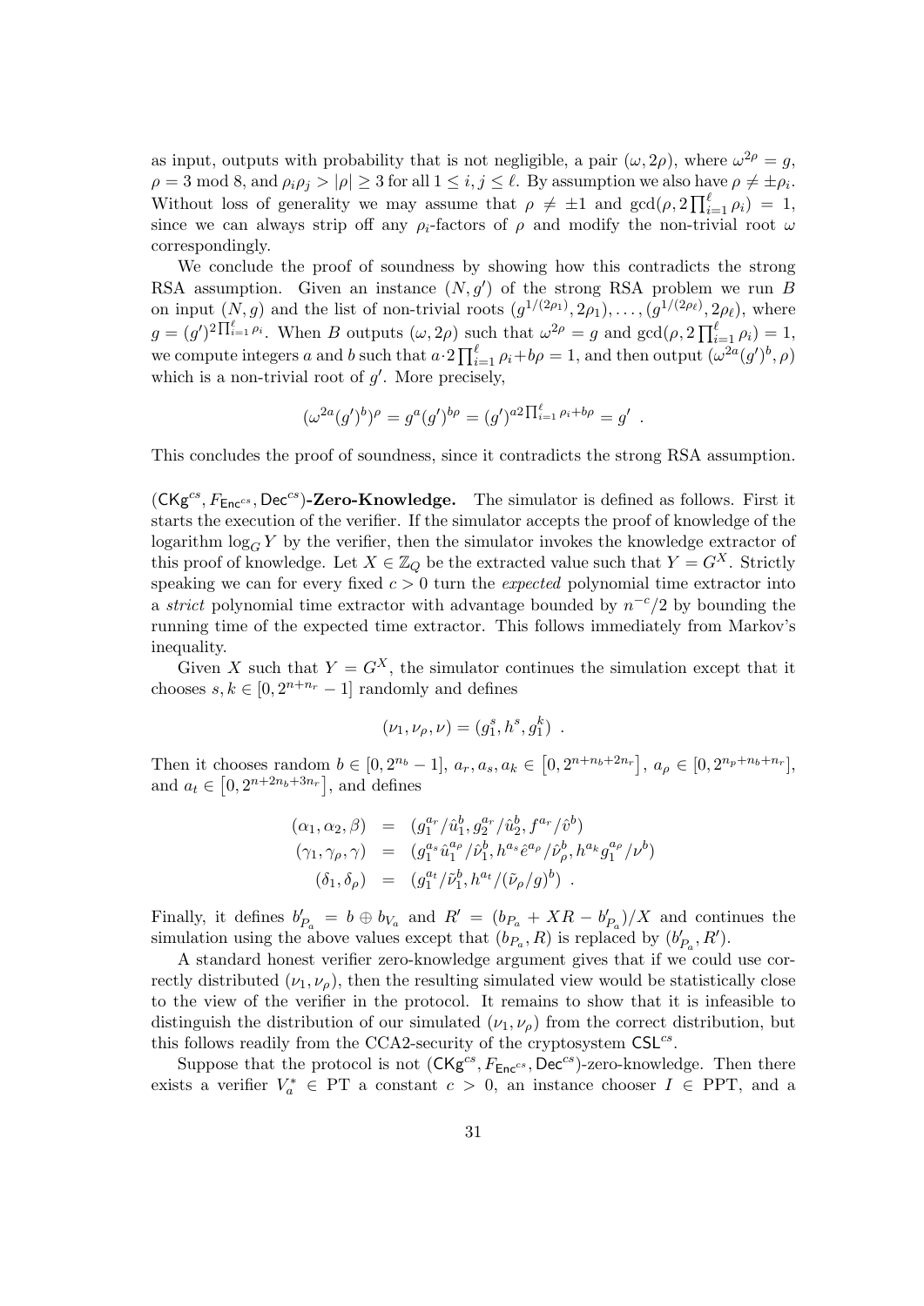as input, outputs with probability that is not negligible, a pair $(\omega, 2\rho)$, where $\omega^{2\rho} = g$, $\rho = 3 \bmod 8$, and $\rho_i\rho_j > |\rho| \geq 3$ for all $1 \leq i, j \leq \ell$. By assumption we also have $\rho \neq \pm\rho_i$. Without loss of generality we may assume that $\rho \neq \pm 1$ and $\gcd(\rho, 2\prod_{i=1}^{\ell} \rho_i) = 1$, since we can always strip off any $\rho_i$-factors of $\rho$ and modify the non-trivial root $\omega$ correspondingly.

We conclude the proof of soundness by showing how this contradicts the strong RSA assumption. Given an instance $(N, g')$ of the strong RSA problem we run $B$ on input $(N, g)$ and the list of non-trivial roots $(g^{1/(2\rho_1)}, 2\rho_1), \ldots, (g^{1/(2\rho_\ell)}, 2\rho_\ell)$, where $g = (g')^{2\prod_{i=1}^{\ell} \rho_i}$. When $B$ outputs $(\omega, 2\rho)$ such that $\omega^{2\rho} = g$ and $\gcd(\rho, 2\prod_{i=1}^{\ell} \rho_i) = 1$, we compute integers $a$ and $b$ such that $a \cdot 2\prod_{i=1}^{\ell} \rho_i + b\rho = 1$, and then output $(\omega^{2a}(g')^b, \rho)$ which is a non-trivial root of $g'$. More precisely,

$$(\omega^{2a}(g')^b)^\rho = g^a (g')^{b\rho} = (g')^{a2\prod_{i=1}^{\ell} \rho_i + b\rho} = g' \ .$$

This concludes the proof of soundness, since it contradicts the strong RSA assumption.

**$(\mathsf{CKg}^{cs}, F_{\mathsf{Enc}^{cs}}, \mathsf{Dec}^{cs})$-Zero-Knowledge.** The simulator is defined as follows. First it starts the execution of the verifier. If the simulator accepts the proof of knowledge of the logarithm $\log_G Y$ by the verifier, then the simulator invokes the knowledge extractor of this proof of knowledge. Let $X \in \mathbb{Z}_Q$ be the extracted value such that $Y = G^X$. Strictly speaking we can for every fixed $c > 0$ turn the *expected* polynomial time extractor into a *strict* polynomial time extractor with advantage bounded by $n^{-c}/2$ by bounding the running time of the expected time extractor. This follows immediately from Markov's inequality.

Given $X$ such that $Y = G^X$, the simulator continues the simulation except that it chooses $s, k \in [0, 2^{n+n_r} - 1]$ randomly and defines

$$(\nu_1, \nu_\rho, \nu) = (g_1^s, h^s, g_1^k) \ .$$

Then it chooses random $b \in [0, 2^{n_b} - 1]$, $a_r, a_s, a_k \in \left[0, 2^{n+n_b+2n_r}\right]$, $a_\rho \in [0, 2^{n_p+n_b+n_r}]$, and $a_t \in \left[0, 2^{n+2n_b+3n_r}\right]$, and defines

$$\begin{aligned}
(\alpha_1, \alpha_2, \beta) &= (g_1^{a_r}/\hat{u}_1^b, g_2^{a_r}/\hat{u}_2^b, f^{a_r}/\hat{v}^b) \\
(\gamma_1, \gamma_\rho, \gamma) &= (g_1^{a_s}\hat{u}_1^{a_\rho}/\hat{\nu}_1^b, h^{a_s}\hat{e}^{a_\rho}/\hat{\nu}_\rho^b, h^{a_k}g_1^{a_\rho}/\nu^b) \\
(\delta_1, \delta_\rho) &= (g_1^{a_t}/\tilde{\nu}_1^b, h^{a_t}/(\tilde{\nu}_\rho/g)^b) \ .
\end{aligned}$$

Finally, it defines $b'_{P_a} = b \oplus b_{V_a}$ and $R' = (b_{P_a} + XR - b'_{P_a})/X$ and continues the simulation using the above values except that $(b_{P_a}, R)$ is replaced by $(b'_{P_a}, R')$.

A standard honest verifier zero-knowledge argument gives that if we could use correctly distributed $(\nu_1, \nu_\rho)$, then the resulting simulated view would be statistically close to the view of the verifier in the protocol. It remains to show that it is infeasible to distinguish the distribution of our simulated $(\nu_1, \nu_\rho)$ from the correct distribution, but this follows readily from the CCA2-security of the cryptosystem $\mathsf{CSL}^{cs}$.

Suppose that the protocol is not $(\mathsf{CKg}^{cs}, F_{\mathsf{Enc}^{cs}}, \mathsf{Dec}^{cs})$-zero-knowledge. Then there exists a verifier $V_a^* \in \mathrm{PT}$ a constant $c > 0$, an instance chooser $I \in \mathrm{PPT}$, and a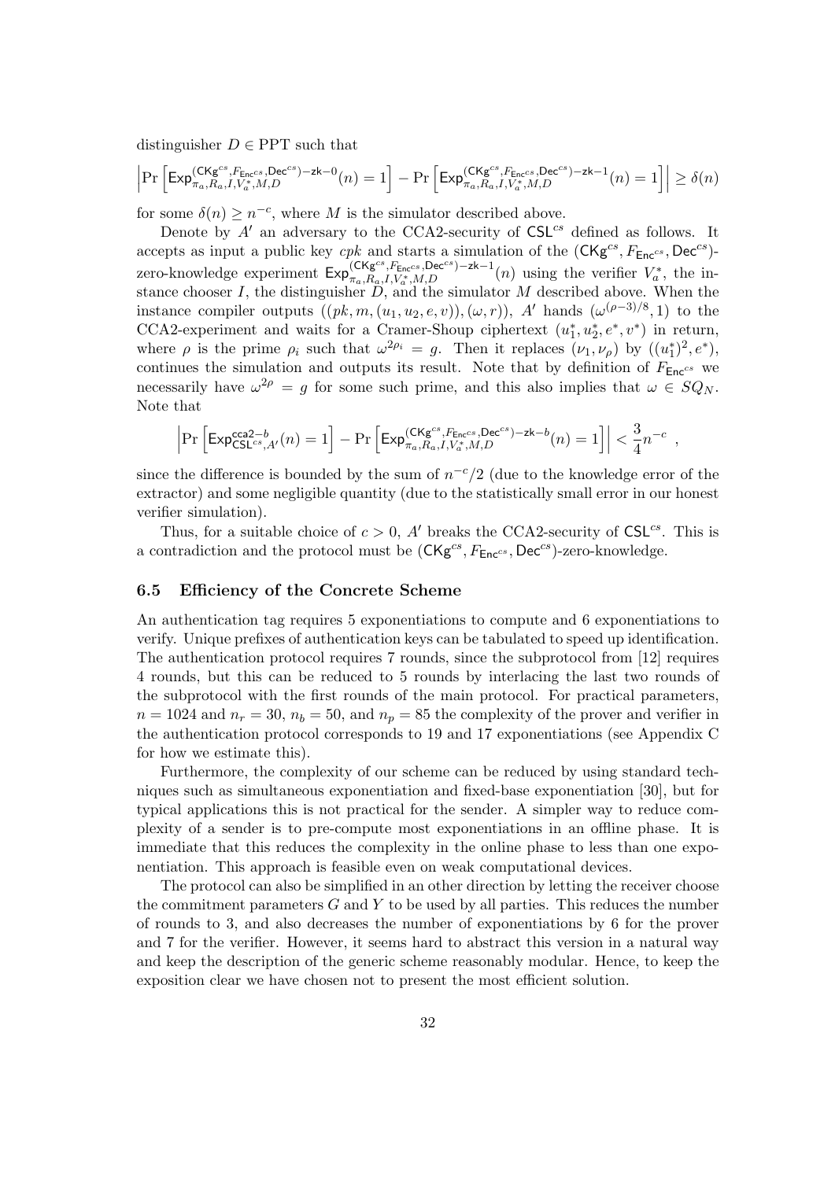distinguisher $D \in \mathrm{PPT}$ such that

$$\left|\Pr\left[\mathsf{Exp}^{(\mathsf{CKg}^{cs},F_{\mathsf{Enc}^{cs}},\mathsf{Dec}^{cs})-\mathsf{zk}-0}_{\pi_a,R_a,I,V_a^*,M,D}(n)=1\right]-\Pr\left[\mathsf{Exp}^{(\mathsf{CKg}^{cs},F_{\mathsf{Enc}^{cs}},\mathsf{Dec}^{cs})-\mathsf{zk}-1}_{\pi_a,R_a,I,V_a^*,M,D}(n)=1\right]\right|\geq\delta(n)$$

for some $\delta(n) \geq n^{-c}$, where $M$ is the simulator described above.

Denote by $A'$ an adversary to the CCA2-security of $\mathsf{CSL}^{cs}$ defined as follows. It accepts as input a public key $cpk$ and starts a simulation of the $(\mathsf{CKg}^{cs}, F_{\mathsf{Enc}^{cs}}, \mathsf{Dec}^{cs})$-zero-knowledge experiment $\mathsf{Exp}^{(\mathsf{CKg}^{cs},F_{\mathsf{Enc}^{cs}},\mathsf{Dec}^{cs})-\mathsf{zk}-1}_{\pi_a,R_a,I,V_a^*,M,D}(n)$ using the verifier $V_a^*$, the instance chooser $I$, the distinguisher $D$, and the simulator $M$ described above. When the instance compiler outputs $((pk, m, (u_1, u_2, e, v)), (\omega, r))$, $A'$ hands $(\omega^{(\rho-3)/8}, 1)$ to the CCA2-experiment and waits for a Cramer-Shoup ciphertext $(u_1^*, u_2^*, e^*, v^*)$ in return, where $\rho$ is the prime $\rho_i$ such that $\omega^{2\rho_i} = g$. Then it replaces $(\nu_1, \nu_\rho)$ by $((u_1^*)^2, e^*)$, continues the simulation and outputs its result. Note that by definition of $F_{\mathsf{Enc}^{cs}}$ we necessarily have $\omega^{2\rho} = g$ for some such prime, and this also implies that $\omega \in SQ_N$. Note that

$$\left|\Pr\left[\mathsf{Exp}^{\mathsf{cca2}-b}_{\mathsf{CSL}^{cs},A'}(n)=1\right]-\Pr\left[\mathsf{Exp}^{(\mathsf{CKg}^{cs},F_{\mathsf{Enc}^{cs}},\mathsf{Dec}^{cs})-\mathsf{zk}-b}_{\pi_a,R_a,I,V_a^*,M,D}(n)=1\right]\right|<\frac{3}{4}n^{-c}\ ,$$

since the difference is bounded by the sum of $n^{-c}/2$ (due to the knowledge error of the extractor) and some negligible quantity (due to the statistically small error in our honest verifier simulation).

Thus, for a suitable choice of $c > 0$, $A'$ breaks the CCA2-security of $\mathsf{CSL}^{cs}$. This is a contradiction and the protocol must be $(\mathsf{CKg}^{cs}, F_{\mathsf{Enc}^{cs}}, \mathsf{Dec}^{cs})$-zero-knowledge.

### 6.5 Efficiency of the Concrete Scheme

An authentication tag requires 5 exponentiations to compute and 6 exponentiations to verify. Unique prefixes of authentication keys can be tabulated to speed up identification. The authentication protocol requires 7 rounds, since the subprotocol from [12] requires 4 rounds, but this can be reduced to 5 rounds by interlacing the last two rounds of the subprotocol with the first rounds of the main protocol. For practical parameters, $n = 1024$ and $n_r = 30$, $n_b = 50$, and $n_p = 85$ the complexity of the prover and verifier in the authentication protocol corresponds to 19 and 17 exponentiations (see Appendix C for how we estimate this).

Furthermore, the complexity of our scheme can be reduced by using standard techniques such as simultaneous exponentiation and fixed-base exponentiation [30], but for typical applications this is not practical for the sender. A simpler way to reduce complexity of a sender is to pre-compute most exponentiations in an offline phase. It is immediate that this reduces the complexity in the online phase to less than one exponentiation. This approach is feasible even on weak computational devices.

The protocol can also be simplified in an other direction by letting the receiver choose the commitment parameters $G$ and $Y$ to be used by all parties. This reduces the number of rounds to 3, and also decreases the number of exponentiations by 6 for the prover and 7 for the verifier. However, it seems hard to abstract this version in a natural way and keep the description of the generic scheme reasonably modular. Hence, to keep the exposition clear we have chosen not to present the most efficient solution.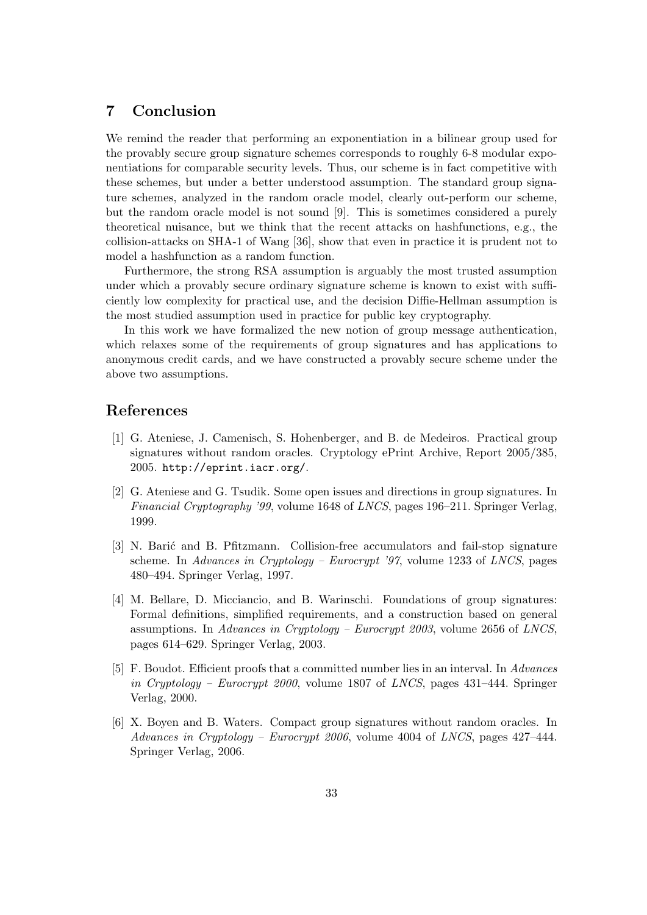## 7 Conclusion

We remind the reader that performing an exponentiation in a bilinear group used for the provably secure group signature schemes corresponds to roughly 6-8 modular exponentiations for comparable security levels. Thus, our scheme is in fact competitive with these schemes, but under a better understood assumption. The standard group signature schemes, analyzed in the random oracle model, clearly out-perform our scheme, but the random oracle model is not sound [9]. This is sometimes considered a purely theoretical nuisance, but we think that the recent attacks on hashfunctions, e.g., the collision-attacks on SHA-1 of Wang [36], show that even in practice it is prudent not to model a hashfunction as a random function.

Furthermore, the strong RSA assumption is arguably the most trusted assumption under which a provably secure ordinary signature scheme is known to exist with sufficiently low complexity for practical use, and the decision Diffie-Hellman assumption is the most studied assumption used in practice for public key cryptography.

In this work we have formalized the new notion of group message authentication, which relaxes some of the requirements of group signatures and has applications to anonymous credit cards, and we have constructed a provably secure scheme under the above two assumptions.

## References

[1] G. Ateniese, J. Camenisch, S. Hohenberger, and B. de Medeiros. Practical group signatures without random oracles. Cryptology ePrint Archive, Report 2005/385, 2005. `http://eprint.iacr.org/`.

[2] G. Ateniese and G. Tsudik. Some open issues and directions in group signatures. In *Financial Cryptography '99*, volume 1648 of *LNCS*, pages 196–211. Springer Verlag, 1999.

[3] N. Barić and B. Pfitzmann. Collision-free accumulators and fail-stop signature scheme. In *Advances in Cryptology – Eurocrypt '97*, volume 1233 of *LNCS*, pages 480–494. Springer Verlag, 1997.

[4] M. Bellare, D. Micciancio, and B. Warinschi. Foundations of group signatures: Formal definitions, simplified requirements, and a construction based on general assumptions. In *Advances in Cryptology – Eurocrypt 2003*, volume 2656 of *LNCS*, pages 614–629. Springer Verlag, 2003.

[5] F. Boudot. Efficient proofs that a committed number lies in an interval. In *Advances in Cryptology – Eurocrypt 2000*, volume 1807 of *LNCS*, pages 431–444. Springer Verlag, 2000.

[6] X. Boyen and B. Waters. Compact group signatures without random oracles. In *Advances in Cryptology – Eurocrypt 2006*, volume 4004 of *LNCS*, pages 427–444. Springer Verlag, 2006.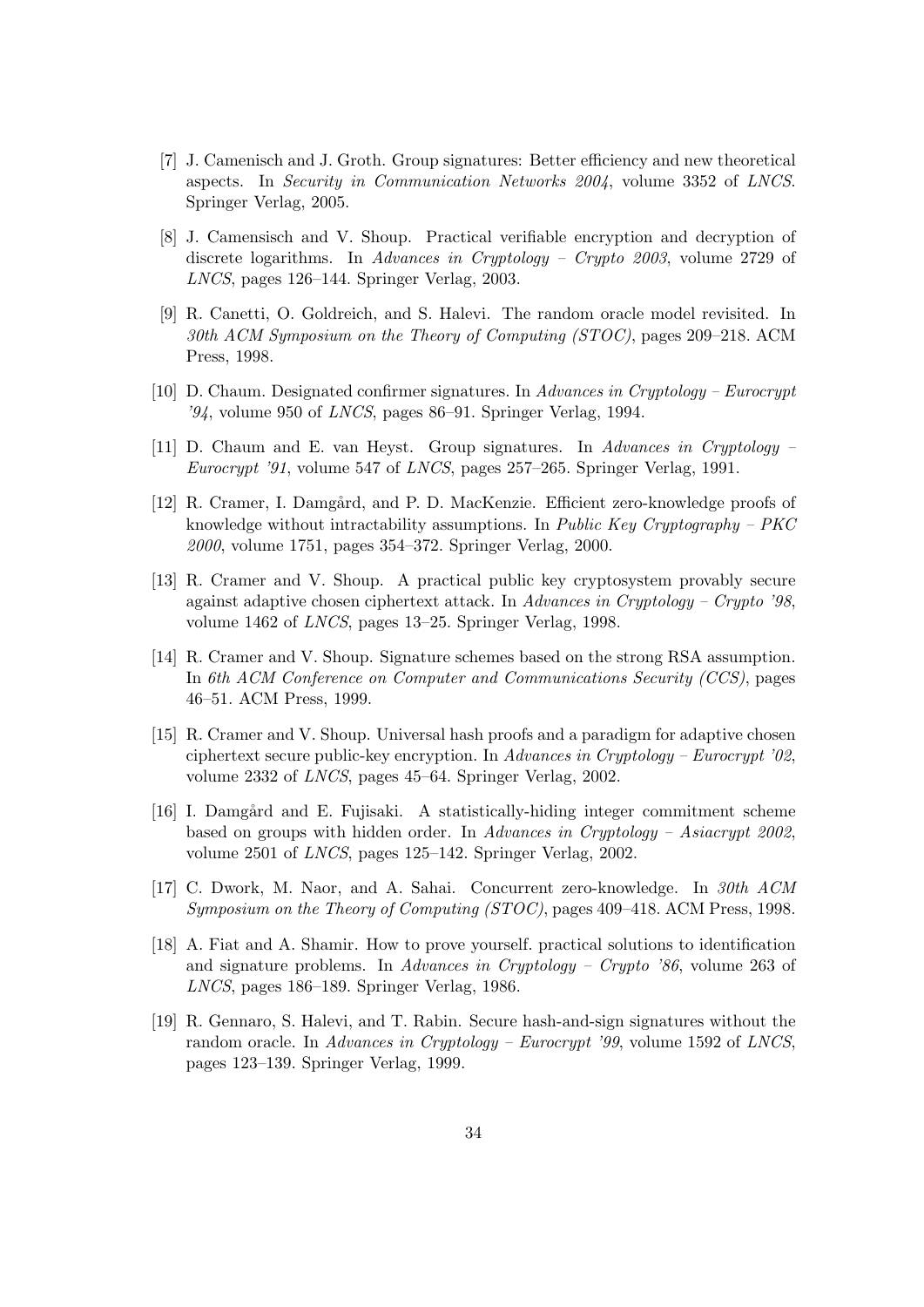[7] J. Camenisch and J. Groth. Group signatures: Better efficiency and new theoretical aspects. In *Security in Communication Networks 2004*, volume 3352 of *LNCS*. Springer Verlag, 2005.

[8] J. Camensisch and V. Shoup. Practical verifiable encryption and decryption of discrete logarithms. In *Advances in Cryptology – Crypto 2003*, volume 2729 of *LNCS*, pages 126–144. Springer Verlag, 2003.

[9] R. Canetti, O. Goldreich, and S. Halevi. The random oracle model revisited. In *30th ACM Symposium on the Theory of Computing (STOC)*, pages 209–218. ACM Press, 1998.

[10] D. Chaum. Designated confirmer signatures. In *Advances in Cryptology – Eurocrypt '94*, volume 950 of *LNCS*, pages 86–91. Springer Verlag, 1994.

[11] D. Chaum and E. van Heyst. Group signatures. In *Advances in Cryptology – Eurocrypt '91*, volume 547 of *LNCS*, pages 257–265. Springer Verlag, 1991.

[12] R. Cramer, I. Damgård, and P. D. MacKenzie. Efficient zero-knowledge proofs of knowledge without intractability assumptions. In *Public Key Cryptography – PKC 2000*, volume 1751, pages 354–372. Springer Verlag, 2000.

[13] R. Cramer and V. Shoup. A practical public key cryptosystem provably secure against adaptive chosen ciphertext attack. In *Advances in Cryptology – Crypto '98*, volume 1462 of *LNCS*, pages 13–25. Springer Verlag, 1998.

[14] R. Cramer and V. Shoup. Signature schemes based on the strong RSA assumption. In *6th ACM Conference on Computer and Communications Security (CCS)*, pages 46–51. ACM Press, 1999.

[15] R. Cramer and V. Shoup. Universal hash proofs and a paradigm for adaptive chosen ciphertext secure public-key encryption. In *Advances in Cryptology – Eurocrypt '02*, volume 2332 of *LNCS*, pages 45–64. Springer Verlag, 2002.

[16] I. Damgård and E. Fujisaki. A statistically-hiding integer commitment scheme based on groups with hidden order. In *Advances in Cryptology – Asiacrypt 2002*, volume 2501 of *LNCS*, pages 125–142. Springer Verlag, 2002.

[17] C. Dwork, M. Naor, and A. Sahai. Concurrent zero-knowledge. In *30th ACM Symposium on the Theory of Computing (STOC)*, pages 409–418. ACM Press, 1998.

[18] A. Fiat and A. Shamir. How to prove yourself. practical solutions to identification and signature problems. In *Advances in Cryptology – Crypto '86*, volume 263 of *LNCS*, pages 186–189. Springer Verlag, 1986.

[19] R. Gennaro, S. Halevi, and T. Rabin. Secure hash-and-sign signatures without the random oracle. In *Advances in Cryptology – Eurocrypt '99*, volume 1592 of *LNCS*, pages 123–139. Springer Verlag, 1999.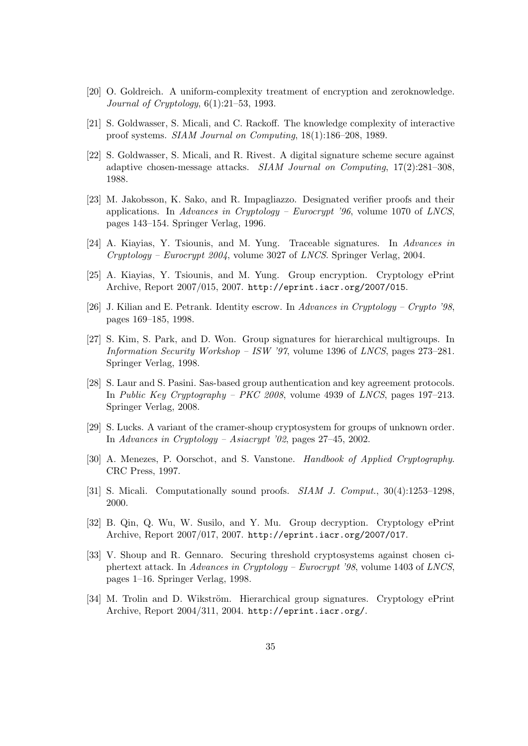[20] O. Goldreich. A uniform-complexity treatment of encryption and zeroknowledge. *Journal of Cryptology*, 6(1):21–53, 1993.

[21] S. Goldwasser, S. Micali, and C. Rackoff. The knowledge complexity of interactive proof systems. *SIAM Journal on Computing*, 18(1):186–208, 1989.

[22] S. Goldwasser, S. Micali, and R. Rivest. A digital signature scheme secure against adaptive chosen-message attacks. *SIAM Journal on Computing*, 17(2):281–308, 1988.

[23] M. Jakobsson, K. Sako, and R. Impagliazzo. Designated verifier proofs and their applications. In *Advances in Cryptology – Eurocrypt '96*, volume 1070 of *LNCS*, pages 143–154. Springer Verlag, 1996.

[24] A. Kiayias, Y. Tsiounis, and M. Yung. Traceable signatures. In *Advances in Cryptology – Eurocrypt 2004*, volume 3027 of *LNCS*. Springer Verlag, 2004.

[25] A. Kiayias, Y. Tsiounis, and M. Yung. Group encryption. Cryptology ePrint Archive, Report 2007/015, 2007. `http://eprint.iacr.org/2007/015`.

[26] J. Kilian and E. Petrank. Identity escrow. In *Advances in Cryptology – Crypto '98*, pages 169–185, 1998.

[27] S. Kim, S. Park, and D. Won. Group signatures for hierarchical multigroups. In *Information Security Workshop – ISW '97*, volume 1396 of *LNCS*, pages 273–281. Springer Verlag, 1998.

[28] S. Laur and S. Pasini. Sas-based group authentication and key agreement protocols. In *Public Key Cryptography – PKC 2008*, volume 4939 of *LNCS*, pages 197–213. Springer Verlag, 2008.

[29] S. Lucks. A variant of the cramer-shoup cryptosystem for groups of unknown order. In *Advances in Cryptology – Asiacrypt '02*, pages 27–45, 2002.

[30] A. Menezes, P. Oorschot, and S. Vanstone. *Handbook of Applied Cryptography*. CRC Press, 1997.

[31] S. Micali. Computationally sound proofs. *SIAM J. Comput.*, 30(4):1253–1298, 2000.

[32] B. Qin, Q. Wu, W. Susilo, and Y. Mu. Group decryption. Cryptology ePrint Archive, Report 2007/017, 2007. `http://eprint.iacr.org/2007/017`.

[33] V. Shoup and R. Gennaro. Securing threshold cryptosystems against chosen ciphertext attack. In *Advances in Cryptology – Eurocrypt '98*, volume 1403 of *LNCS*, pages 1–16. Springer Verlag, 1998.

[34] M. Trolin and D. Wikström. Hierarchical group signatures. Cryptology ePrint Archive, Report 2004/311, 2004. `http://eprint.iacr.org/`.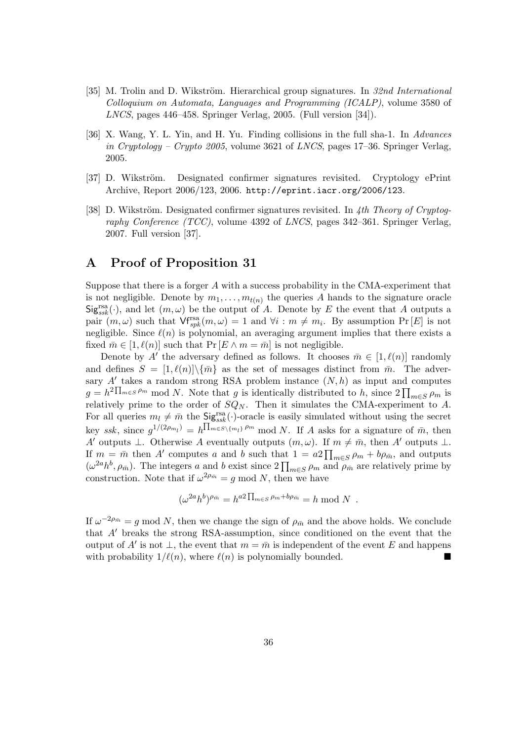[35] M. Trolin and D. Wikström. Hierarchical group signatures. In *32nd International Colloquium on Automata, Languages and Programming (ICALP)*, volume 3580 of *LNCS*, pages 446–458. Springer Verlag, 2005. (Full version [34]).

[36] X. Wang, Y. L. Yin, and H. Yu. Finding collisions in the full sha-1. In *Advances in Cryptology – Crypto 2005*, volume 3621 of *LNCS*, pages 17–36. Springer Verlag, 2005.

[37] D. Wikström. Designated confirmer signatures revisited. Cryptology ePrint Archive, Report 2006/123, 2006. `http://eprint.iacr.org/2006/123`.

[38] D. Wikström. Designated confirmer signatures revisited. In *4th Theory of Cryptography Conference (TCC)*, volume 4392 of *LNCS*, pages 342–361. Springer Verlag, 2007. Full version [37].

# A Proof of Proposition 31

Suppose that there is a forger $A$ with a success probability in the CMA-experiment that is not negligible. Denote by $m_1, \ldots, m_{t(n)}$ the queries $A$ hands to the signature oracle $\mathsf{Sig}^{\mathrm{rsa}}_{ssk}(\cdot)$, and let $(m, \omega)$ be the output of $A$. Denote by $E$ the event that $A$ outputs a pair $(m, \omega)$ such that $\mathsf{Vf}^{\mathrm{rsa}}_{spk}(m, \omega) = 1$ and $\forall i : m \neq m_i$. By assumption $\Pr[E]$ is not negligible. Since $\ell(n)$ is polynomial, an averaging argument implies that there exists a fixed $\bar{m} \in [1, \ell(n)]$ such that $\Pr[E \wedge m = \bar{m}]$ is not negligible.

Denote by $A'$ the adversary defined as follows. It chooses $\bar{m} \in [1, \ell(n)]$ randomly and defines $S = [1, \ell(n)] \backslash \{\bar{m}\}$ as the set of messages distinct from $\bar{m}$. The adversary $A'$ takes a random strong RSA problem instance $(N, h)$ as input and computes $g = h^{2\prod_{m\in S}\rho_m} \bmod N$. Note that $g$ is identically distributed to $h$, since $2\prod_{m\in S}\rho_m$ is relatively prime to the order of $SQ_N$. Then it simulates the CMA-experiment to $A$. For all queries $m_l \neq \bar{m}$ the $\mathsf{Sig}^{\mathrm{rsa}}_{ssk}(\cdot)$-oracle is easily simulated without using the secret key $ssk$, since $g^{1/(2\rho_{m_l})} = h^{\prod_{m\in S\backslash\{m_l\}}\rho_m} \bmod N$. If $A$ asks for a signature of $\bar{m}$, then $A'$ outputs $\perp$. Otherwise $A$ eventually outputs $(m, \omega)$. If $m \neq \bar{m}$, then $A'$ outputs $\perp$. If $m = \bar{m}$ then $A'$ computes $a$ and $b$ such that $1 = a2\prod_{m\in S}\rho_m + b\rho_{\bar{m}}$, and outputs $(\omega^{2a}h^b, \rho_{\bar{m}})$. The integers $a$ and $b$ exist since $2\prod_{m\in S}\rho_m$ and $\rho_{\bar{m}}$ are relatively prime by construction. Note that if $\omega^{2\rho_{\bar{m}}} = g \bmod N$, then we have

$$(\omega^{2a}h^b)^{\rho_{\bar{m}}} = h^{a2\prod_{m\in S}\rho_m + b\rho_{\bar{m}}} = h \bmod N \enspace .$$

If $\omega^{-2\rho_{\bar{m}}} = g \bmod N$, then we change the sign of $\rho_{\bar{m}}$ and the above holds. We conclude that $A'$ breaks the strong RSA-assumption, since conditioned on the event that the output of $A'$ is not $\perp$, the event that $m = \bar{m}$ is independent of the event $E$ and happens with probability $1/\ell(n)$, where $\ell(n)$ is polynomially bounded. ■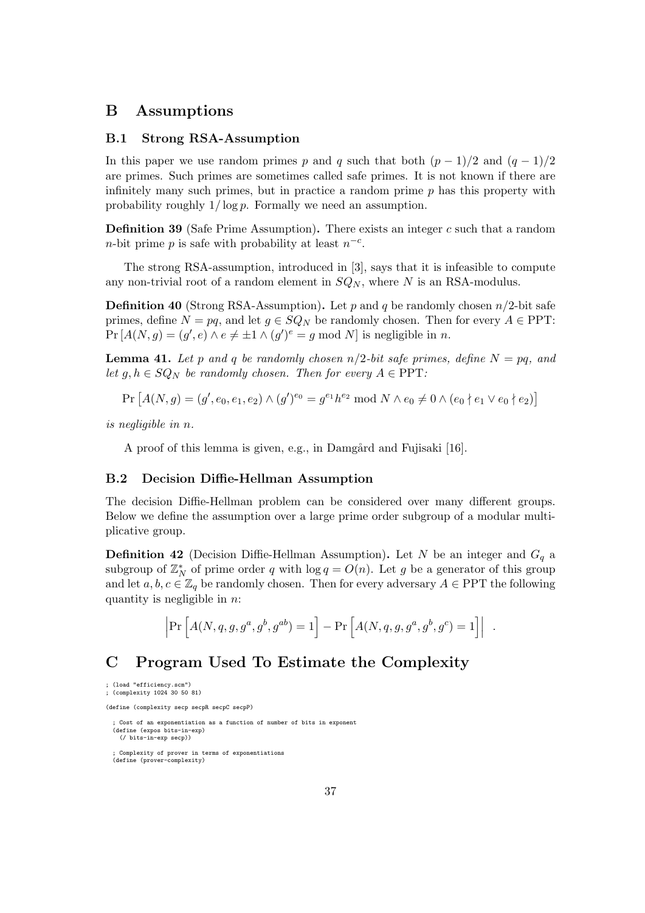## B Assumptions

### B.1 Strong RSA-Assumption

In this paper we use random primes $p$ and $q$ such that both $(p-1)/2$ and $(q-1)/2$ are primes. Such primes are sometimes called safe primes. It is not known if there are infinitely many such primes, but in practice a random prime $p$ has this property with probability roughly $1/\log p$. Formally we need an assumption.

**Definition 39** (Safe Prime Assumption)**.** There exists an integer $c$ such that a random $n$-bit prime $p$ is safe with probability at least $n^{-c}$.

The strong RSA-assumption, introduced in [3], says that it is infeasible to compute any non-trivial root of a random element in $SQ_N$, where $N$ is an RSA-modulus.

**Definition 40** (Strong RSA-Assumption)**.** Let $p$ and $q$ be randomly chosen $n/2$-bit safe primes, define $N = pq$, and let $g \in SQ_N$ be randomly chosen. Then for every $A \in \mathrm{PPT}$: $\Pr[A(N,g) = (g',e) \wedge e \neq \pm 1 \wedge (g')^e = g \bmod N]$ is negligible in $n$.

**Lemma 41.** *Let $p$ and $q$ be randomly chosen $n/2$-bit safe primes, define $N = pq$, and let $g, h \in SQ_N$ be randomly chosen. Then for every $A \in \mathrm{PPT}$:*

$$\Pr\left[A(N,g) = (g', e_0, e_1, e_2) \wedge (g')^{e_0} = g^{e_1} h^{e_2} \bmod N \wedge e_0 \neq 0 \wedge (e_0 \nmid e_1 \vee e_0 \nmid e_2)\right]$$

*is negligible in $n$.*

A proof of this lemma is given, e.g., in Damgård and Fujisaki [16].

### B.2 Decision Diffie-Hellman Assumption

The decision Diffie-Hellman problem can be considered over many different groups. Below we define the assumption over a large prime order subgroup of a modular multiplicative group.

**Definition 42** (Decision Diffie-Hellman Assumption)**.** Let $N$ be an integer and $G_q$ a subgroup of $\mathbb{Z}_N^*$ of prime order $q$ with $\log q = O(n)$. Let $g$ be a generator of this group and let $a, b, c \in \mathbb{Z}_q$ be randomly chosen. Then for every adversary $A \in \mathrm{PPT}$ the following quantity is negligible in $n$:

$$\left|\Pr\left[A(N,q,g,g^a,g^b,g^{ab}) = 1\right] - \Pr\left[A(N,q,g,g^a,g^b,g^c) = 1\right]\right| \enspace .$$

## C Program Used To Estimate the Complexity

```
; (load "efficiency.scm")
; (complexity 1024 30 50 81)

(define (complexity secp secpR secpC secpP)

  ; Cost of an exponentiation as a function of number of bits in exponent
  (define (expos bits-in-exp)
    (/ bits-in-exp secp))

  ; Complexity of prover in terms of exponentiations
  (define (prover-complexity)
```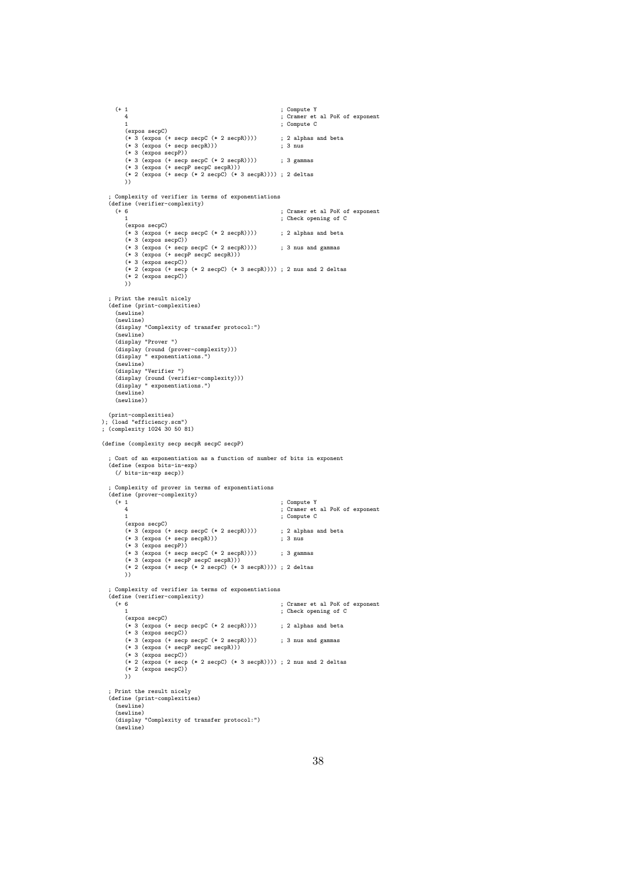```
    (+ 1                                              ; Compute Y
       4                                              ; Cramer et al PoK of exponent
       1                                              ; Compute C
       (expos secpC)
       (* 3 (expos (+ secp secpC (* 2 secpR))))       ; 2 alphas and beta
       (* 3 (expos (+ secp secpR)))                   ; 3 nus
       (* 3 (expos secpP))
       (* 3 (expos (+ secp secpC (* 2 secpR))))       ; 3 gammas
       (* 3 (expos (+ secpP secpC secpR)))
       (* 2 (expos (+ secp (* 2 secpC) (* 3 secpR)))) ; 2 deltas
       ))

  ; Complexity of verifier in terms of exponentiations
  (define (verifier-complexity)
    (+ 6                                              ; Cramer et al PoK of exponent
       1                                              ; Check opening of C
       (expos secpC)
       (* 3 (expos (+ secp secpC (* 2 secpR))))       ; 2 alphas and beta
       (* 3 (expos secpC))
       (* 3 (expos (+ secp secpC (* 2 secpR))))       ; 3 nus and gammas
       (* 3 (expos (+ secpP secpC secpR)))
       (* 3 (expos secpC))
       (* 2 (expos (+ secp (* 2 secpC) (* 3 secpR)))) ; 2 nus and 2 deltas
       (* 2 (expos secpC))
       ))

  ; Print the result nicely
  (define (print-complexities)
    (newline)
    (newline)
    (display "Complexity of transfer protocol:")
    (newline)
    (display "Prover ")
    (display (round (prover-complexity)))
    (display " exponentiations.")
    (newline)
    (display "Verifier ")
    (display (round (verifier-complexity)))
    (display " exponentiations.")
    (newline)
    (newline))

  (print-complexities)
); (load "efficiency.scm")
; (complexity 1024 30 50 81)

(define (complexity secp secpR secpC secpP)

  ; Cost of an exponentiation as a function of number of bits in exponent
  (define (expos bits-in-exp)
    (/ bits-in-exp secp))

  ; Complexity of prover in terms of exponentiations
  (define (prover-complexity)
    (+ 1                                              ; Compute Y
       4                                              ; Cramer et al PoK of exponent
       1                                              ; Compute C
       (expos secpC)
       (* 3 (expos (+ secp secpC (* 2 secpR))))       ; 2 alphas and beta
       (* 3 (expos (+ secp secpR)))                   ; 3 nus
       (* 3 (expos secpP))
       (* 3 (expos (+ secp secpC (* 2 secpR))))       ; 3 gammas
       (* 3 (expos (+ secpP secpC secpR)))
       (* 2 (expos (+ secp (* 2 secpC) (* 3 secpR)))) ; 2 deltas
       ))

  ; Complexity of verifier in terms of exponentiations
  (define (verifier-complexity)
    (+ 6                                              ; Cramer et al PoK of exponent
       1                                              ; Check opening of C
       (expos secpC)
       (* 3 (expos (+ secp secpC (* 2 secpR))))       ; 2 alphas and beta
       (* 3 (expos secpC))
       (* 3 (expos (+ secp secpC (* 2 secpR))))       ; 3 nus and gammas
       (* 3 (expos (+ secpP secpC secpR)))
       (* 3 (expos secpC))
       (* 2 (expos (+ secp (* 2 secpC) (* 3 secpR)))) ; 2 nus and 2 deltas
       (* 2 (expos secpC))
       ))

  ; Print the result nicely
  (define (print-complexities)
    (newline)
    (newline)
    (display "Complexity of transfer protocol:")
    (newline)
```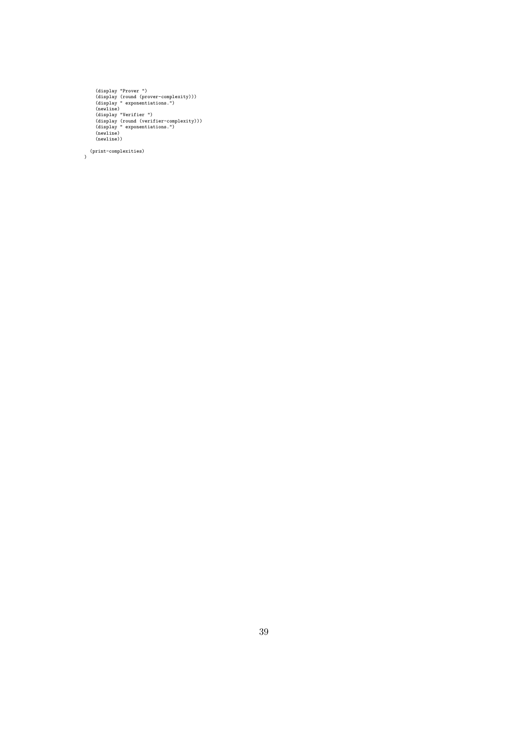```
    (display "Prover ")
    (display (round (prover-complexity)))
    (display " exponentiations.")
    (newline)
    (display "Verifier ")
    (display (round (verifier-complexity)))
    (display " exponentiations.")
    (newline)
    (newline))

  (print-complexities)
)
```